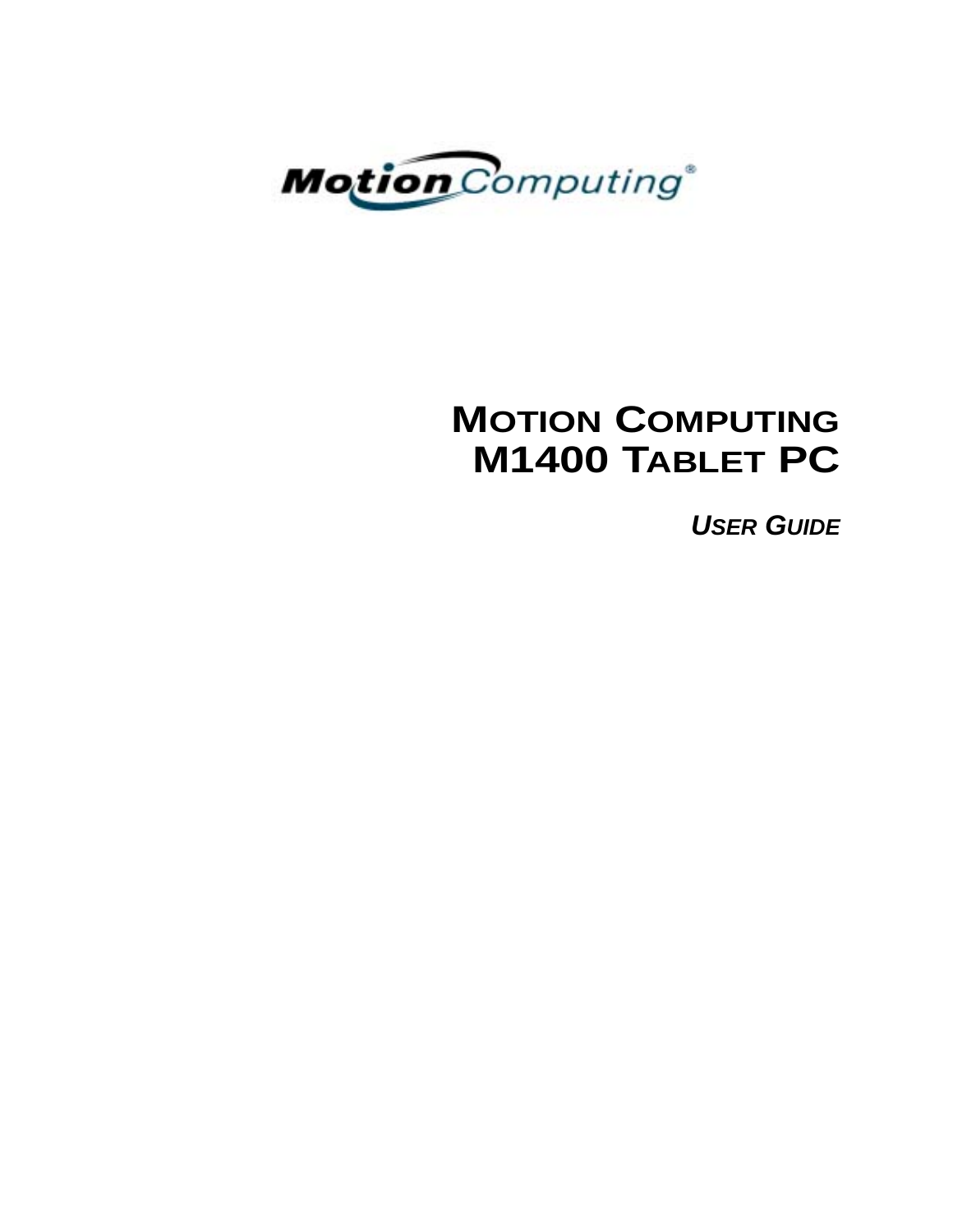Motion Computing®

# MOTION COMPUTING M1400 TABLET PC

***USER GUIDE***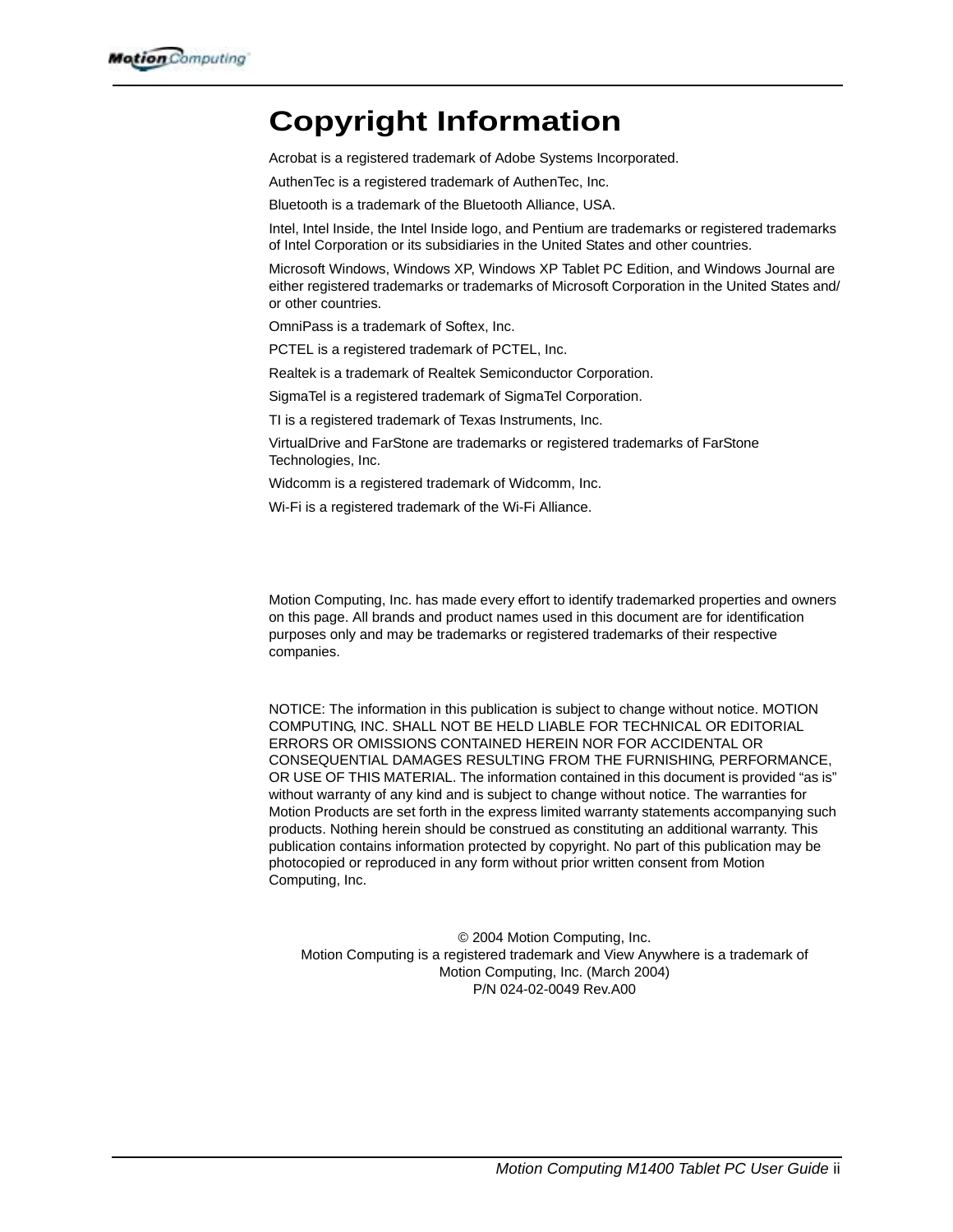# Copyright Information

Acrobat is a registered trademark of Adobe Systems Incorporated.

AuthenTec is a registered trademark of AuthenTec, Inc.

Bluetooth is a trademark of the Bluetooth Alliance, USA.

Intel, Intel Inside, the Intel Inside logo, and Pentium are trademarks or registered trademarks of Intel Corporation or its subsidiaries in the United States and other countries.

Microsoft Windows, Windows XP, Windows XP Tablet PC Edition, and Windows Journal are either registered trademarks or trademarks of Microsoft Corporation in the United States and/or other countries.

OmniPass is a trademark of Softex, Inc.

PCTEL is a registered trademark of PCTEL, Inc.

Realtek is a trademark of Realtek Semiconductor Corporation.

SigmaTel is a registered trademark of SigmaTel Corporation.

TI is a registered trademark of Texas Instruments, Inc.

VirtualDrive and FarStone are trademarks or registered trademarks of FarStone Technologies, Inc.

Widcomm is a registered trademark of Widcomm, Inc.

Wi-Fi is a registered trademark of the Wi-Fi Alliance.

Motion Computing, Inc. has made every effort to identify trademarked properties and owners on this page. All brands and product names used in this document are for identification purposes only and may be trademarks or registered trademarks of their respective companies.

NOTICE: The information in this publication is subject to change without notice. MOTION COMPUTING, INC. SHALL NOT BE HELD LIABLE FOR TECHNICAL OR EDITORIAL ERRORS OR OMISSIONS CONTAINED HEREIN NOR FOR ACCIDENTAL OR CONSEQUENTIAL DAMAGES RESULTING FROM THE FURNISHING, PERFORMANCE, OR USE OF THIS MATERIAL. The information contained in this document is provided "as is" without warranty of any kind and is subject to change without notice. The warranties for Motion Products are set forth in the express limited warranty statements accompanying such products. Nothing herein should be construed as constituting an additional warranty. This publication contains information protected by copyright. No part of this publication may be photocopied or reproduced in any form without prior written consent from Motion Computing, Inc.

© 2004 Motion Computing, Inc.
Motion Computing is a registered trademark and View Anywhere is a trademark of Motion Computing, Inc. (March 2004)
P/N 024-02-0049 Rev.A00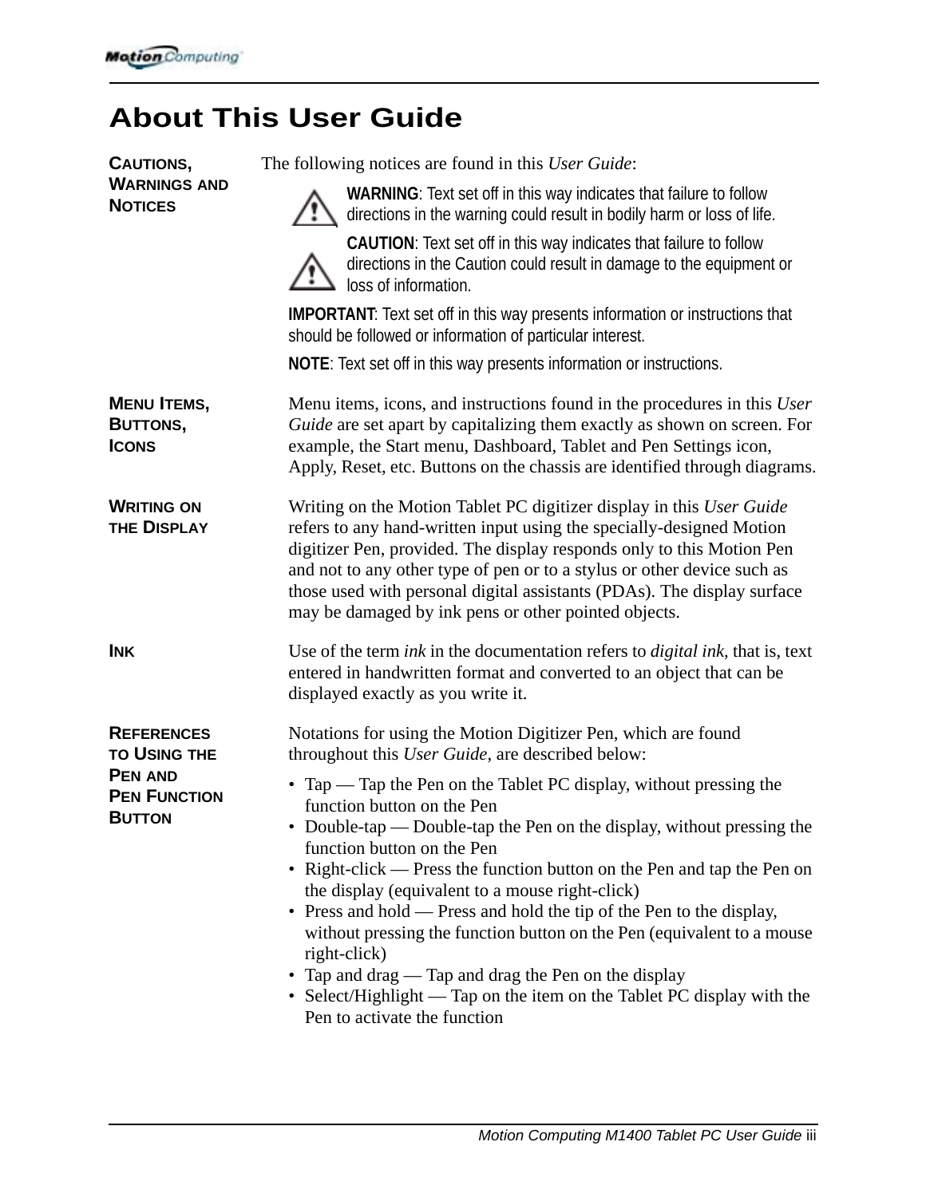# About This User Guide

**Cautions, Warnings and Notices**

The following notices are found in this *User Guide*:

**WARNING**: Text set off in this way indicates that failure to follow directions in the warning could result in bodily harm or loss of life.

**CAUTION**: Text set off in this way indicates that failure to follow directions in the Caution could result in damage to the equipment or loss of information.

**IMPORTANT**: Text set off in this way presents information or instructions that should be followed or information of particular interest.

**NOTE**: Text set off in this way presents information or instructions.

**Menu Items, Buttons, Icons**

Menu items, icons, and instructions found in the procedures in this *User Guide* are set apart by capitalizing them exactly as shown on screen. For example, the Start menu, Dashboard, Tablet and Pen Settings icon, Apply, Reset, etc. Buttons on the chassis are identified through diagrams.

**Writing on the Display**

Writing on the Motion Tablet PC digitizer display in this *User Guide* refers to any hand-written input using the specially-designed Motion digitizer Pen, provided. The display responds only to this Motion Pen and not to any other type of pen or to a stylus or other device such as those used with personal digital assistants (PDAs). The display surface may be damaged by ink pens or other pointed objects.

**Ink**

Use of the term *ink* in the documentation refers to *digital ink*, that is, text entered in handwritten format and converted to an object that can be displayed exactly as you write it.

**References to Using the Pen and Pen Function Button**

Notations for using the Motion Digitizer Pen, which are found throughout this *User Guide*, are described below:

- Tap — Tap the Pen on the Tablet PC display, without pressing the function button on the Pen
- Double-tap — Double-tap the Pen on the display, without pressing the function button on the Pen
- Right-click — Press the function button on the Pen and tap the Pen on the display (equivalent to a mouse right-click)
- Press and hold — Press and hold the tip of the Pen to the display, without pressing the function button on the Pen (equivalent to a mouse right-click)
- Tap and drag — Tap and drag the Pen on the display
- Select/Highlight — Tap on the item on the Tablet PC display with the Pen to activate the function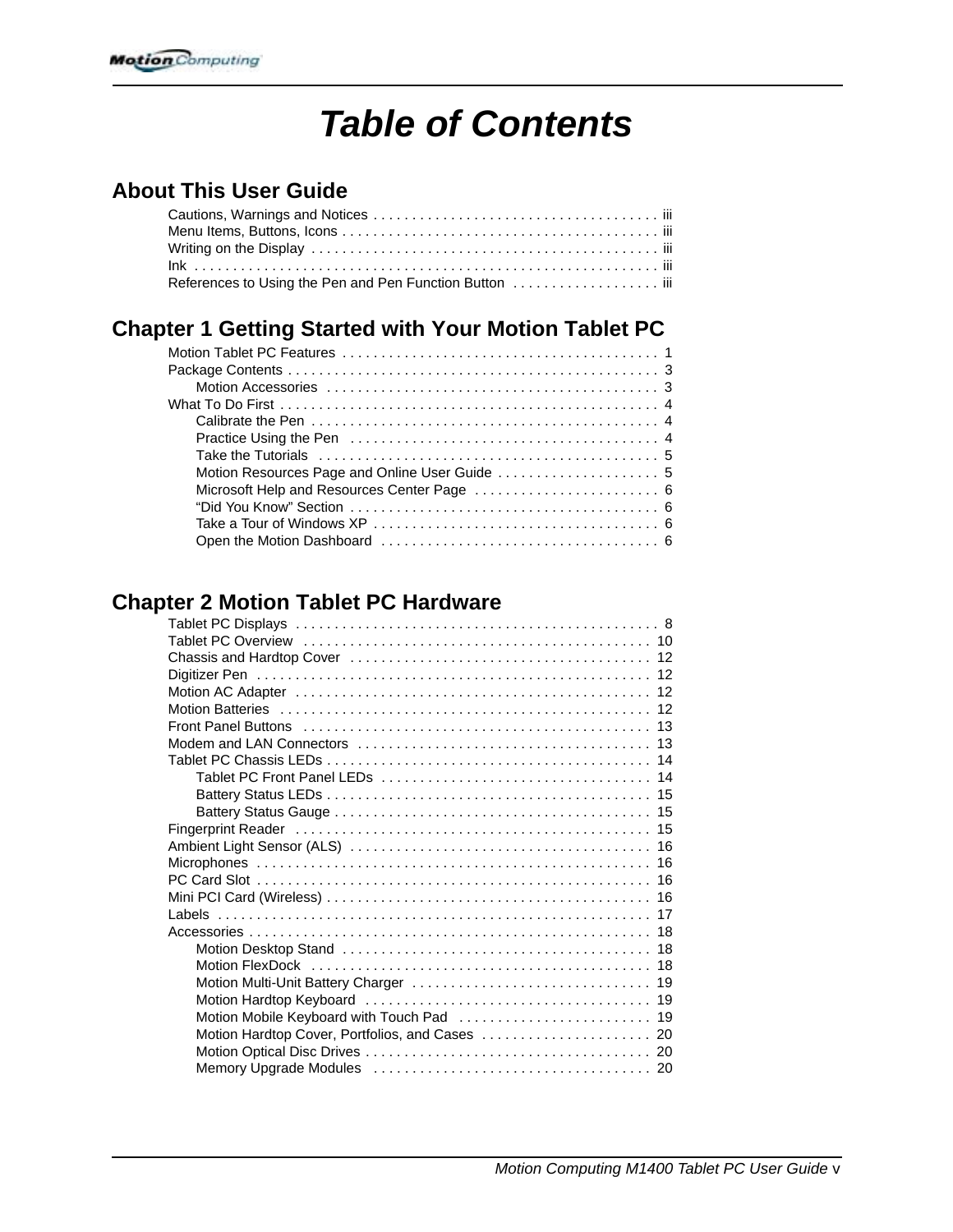# Table of Contents

## About This User Guide

Cautions, Warnings and Notices . . . . . . . . . . . . . . . . . . . . . . . . . . . . . . . . . . . . . iii
Menu Items, Buttons, Icons . . . . . . . . . . . . . . . . . . . . . . . . . . . . . . . . . . . . . . . . . iii
Writing on the Display . . . . . . . . . . . . . . . . . . . . . . . . . . . . . . . . . . . . . . . . . . . . iii
Ink . . . . . . . . . . . . . . . . . . . . . . . . . . . . . . . . . . . . . . . . . . . . . . . . . . . . . . . . . . . iii
References to Using the Pen and Pen Function Button . . . . . . . . . . . . . . . . . . . iii

## Chapter 1 Getting Started with Your Motion Tablet PC

Motion Tablet PC Features . . . . . . . . . . . . . . . . . . . . . . . . . . . . . . . . . . . . . . . . 1
Package Contents . . . . . . . . . . . . . . . . . . . . . . . . . . . . . . . . . . . . . . . . . . . . . . . 3
- Motion Accessories . . . . . . . . . . . . . . . . . . . . . . . . . . . . . . . . . . . . . . . . . . 3

What To Do First . . . . . . . . . . . . . . . . . . . . . . . . . . . . . . . . . . . . . . . . . . . . . . . . 4
- Calibrate the Pen . . . . . . . . . . . . . . . . . . . . . . . . . . . . . . . . . . . . . . . . . . . . 4
- Practice Using the Pen . . . . . . . . . . . . . . . . . . . . . . . . . . . . . . . . . . . . . . . 4
- Take the Tutorials . . . . . . . . . . . . . . . . . . . . . . . . . . . . . . . . . . . . . . . . . . . 5
- Motion Resources Page and Online User Guide . . . . . . . . . . . . . . . . . . . . . 5
- Microsoft Help and Resources Center Page . . . . . . . . . . . . . . . . . . . . . . . . 6
- “Did You Know” Section . . . . . . . . . . . . . . . . . . . . . . . . . . . . . . . . . . . . . . . . 6
- Take a Tour of Windows XP . . . . . . . . . . . . . . . . . . . . . . . . . . . . . . . . . . . . . 6
- Open the Motion Dashboard . . . . . . . . . . . . . . . . . . . . . . . . . . . . . . . . . . . . 6

## Chapter 2 Motion Tablet PC Hardware

Tablet PC Displays . . . . . . . . . . . . . . . . . . . . . . . . . . . . . . . . . . . . . . . . . . . . . . 8
Tablet PC Overview . . . . . . . . . . . . . . . . . . . . . . . . . . . . . . . . . . . . . . . . . . . . . 10
Chassis and Hardtop Cover . . . . . . . . . . . . . . . . . . . . . . . . . . . . . . . . . . . . . . . 12
Digitizer Pen . . . . . . . . . . . . . . . . . . . . . . . . . . . . . . . . . . . . . . . . . . . . . . . . . . . 12
Motion AC Adapter . . . . . . . . . . . . . . . . . . . . . . . . . . . . . . . . . . . . . . . . . . . . . . 12
Motion Batteries . . . . . . . . . . . . . . . . . . . . . . . . . . . . . . . . . . . . . . . . . . . . . . . . 12
Front Panel Buttons . . . . . . . . . . . . . . . . . . . . . . . . . . . . . . . . . . . . . . . . . . . . . 13
Modem and LAN Connectors . . . . . . . . . . . . . . . . . . . . . . . . . . . . . . . . . . . . . . 13
Tablet PC Chassis LEDs . . . . . . . . . . . . . . . . . . . . . . . . . . . . . . . . . . . . . . . . . . 14
- Tablet PC Front Panel LEDs . . . . . . . . . . . . . . . . . . . . . . . . . . . . . . . . . . . . 14
- Battery Status LEDs . . . . . . . . . . . . . . . . . . . . . . . . . . . . . . . . . . . . . . . . . . . 15
- Battery Status Gauge . . . . . . . . . . . . . . . . . . . . . . . . . . . . . . . . . . . . . . . . . . 15

Fingerprint Reader . . . . . . . . . . . . . . . . . . . . . . . . . . . . . . . . . . . . . . . . . . . . . . 15
Ambient Light Sensor (ALS) . . . . . . . . . . . . . . . . . . . . . . . . . . . . . . . . . . . . . . . 16
Microphones . . . . . . . . . . . . . . . . . . . . . . . . . . . . . . . . . . . . . . . . . . . . . . . . . . . 16
PC Card Slot . . . . . . . . . . . . . . . . . . . . . . . . . . . . . . . . . . . . . . . . . . . . . . . . . . . 16
Mini PCI Card (Wireless) . . . . . . . . . . . . . . . . . . . . . . . . . . . . . . . . . . . . . . . . . . 16
Labels . . . . . . . . . . . . . . . . . . . . . . . . . . . . . . . . . . . . . . . . . . . . . . . . . . . . . . . . 17
Accessories . . . . . . . . . . . . . . . . . . . . . . . . . . . . . . . . . . . . . . . . . . . . . . . . . . . . 18
- Motion Desktop Stand . . . . . . . . . . . . . . . . . . . . . . . . . . . . . . . . . . . . . . . . . 18
- Motion FlexDock . . . . . . . . . . . . . . . . . . . . . . . . . . . . . . . . . . . . . . . . . . . . . 18
- Motion Multi-Unit Battery Charger . . . . . . . . . . . . . . . . . . . . . . . . . . . . . . . . 19
- Motion Hardtop Keyboard . . . . . . . . . . . . . . . . . . . . . . . . . . . . . . . . . . . . . . 19
- Motion Mobile Keyboard with Touch Pad . . . . . . . . . . . . . . . . . . . . . . . . . . 19
- Motion Hardtop Cover, Portfolios, and Cases . . . . . . . . . . . . . . . . . . . . . . . 20
- Motion Optical Disc Drives . . . . . . . . . . . . . . . . . . . . . . . . . . . . . . . . . . . . . . 20
- Memory Upgrade Modules . . . . . . . . . . . . . . . . . . . . . . . . . . . . . . . . . . . . . 20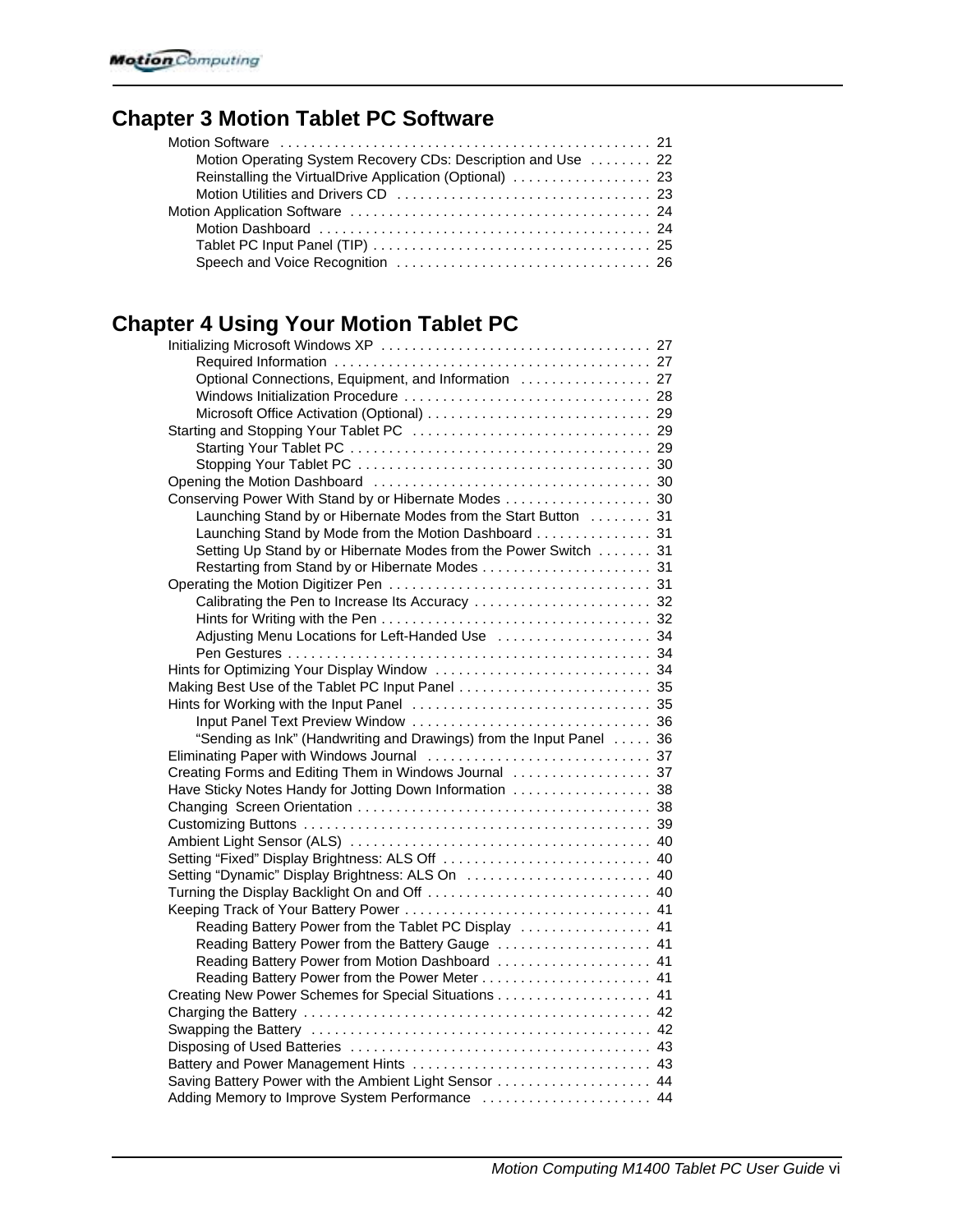## Chapter 3 Motion Tablet PC Software

Motion Software . . . . . . . . . . . . . . . . . . . . . . . . . . . . . . . . . . . . . . . . . . . . . . 21
- Motion Operating System Recovery CDs: Description and Use . . . . . . . . 22
- Reinstalling the VirtualDrive Application (Optional) . . . . . . . . . . . . . . . . . . 23
- Motion Utilities and Drivers CD . . . . . . . . . . . . . . . . . . . . . . . . . . . . . . . . 23

Motion Application Software . . . . . . . . . . . . . . . . . . . . . . . . . . . . . . . . . . . . . . 24
- Motion Dashboard . . . . . . . . . . . . . . . . . . . . . . . . . . . . . . . . . . . . . . . . . . 24
- Tablet PC Input Panel (TIP) . . . . . . . . . . . . . . . . . . . . . . . . . . . . . . . . . . . . 25
- Speech and Voice Recognition . . . . . . . . . . . . . . . . . . . . . . . . . . . . . . . . . 26

## Chapter 4 Using Your Motion Tablet PC

Initializing Microsoft Windows XP . . . . . . . . . . . . . . . . . . . . . . . . . . . . . . . . . . 27
- Required Information . . . . . . . . . . . . . . . . . . . . . . . . . . . . . . . . . . . . . . . . 27
- Optional Connections, Equipment, and Information . . . . . . . . . . . . . . . . . 27
- Windows Initialization Procedure . . . . . . . . . . . . . . . . . . . . . . . . . . . . . . . . 28
- Microsoft Office Activation (Optional) . . . . . . . . . . . . . . . . . . . . . . . . . . . . . 29

Starting and Stopping Your Tablet PC . . . . . . . . . . . . . . . . . . . . . . . . . . . . . . . 29
- Starting Your Tablet PC . . . . . . . . . . . . . . . . . . . . . . . . . . . . . . . . . . . . . . . 29
- Stopping Your Tablet PC . . . . . . . . . . . . . . . . . . . . . . . . . . . . . . . . . . . . . . 30

Opening the Motion Dashboard . . . . . . . . . . . . . . . . . . . . . . . . . . . . . . . . . . . . 30

Conserving Power With Stand by or Hibernate Modes . . . . . . . . . . . . . . . . . . . 30
- Launching Stand by or Hibernate Modes from the Start Button . . . . . . . . 31
- Launching Stand by Mode from the Motion Dashboard . . . . . . . . . . . . . . . 31
- Setting Up Stand by or Hibernate Modes from the Power Switch . . . . . . . 31
- Restarting from Stand by or Hibernate Modes . . . . . . . . . . . . . . . . . . . . . . 31

Operating the Motion Digitizer Pen . . . . . . . . . . . . . . . . . . . . . . . . . . . . . . . . . . 31
- Calibrating the Pen to Increase Its Accuracy . . . . . . . . . . . . . . . . . . . . . . . 32
- Hints for Writing with the Pen . . . . . . . . . . . . . . . . . . . . . . . . . . . . . . . . . . . 32
- Adjusting Menu Locations for Left-Handed Use . . . . . . . . . . . . . . . . . . . . 34
- Pen Gestures . . . . . . . . . . . . . . . . . . . . . . . . . . . . . . . . . . . . . . . . . . . . . . . 34

Hints for Optimizing Your Display Window . . . . . . . . . . . . . . . . . . . . . . . . . . . . 34

Making Best Use of the Tablet PC Input Panel . . . . . . . . . . . . . . . . . . . . . . . . . 35

Hints for Working with the Input Panel . . . . . . . . . . . . . . . . . . . . . . . . . . . . . . . 35
- Input Panel Text Preview Window . . . . . . . . . . . . . . . . . . . . . . . . . . . . . . . 36
- “Sending as Ink” (Handwriting and Drawings) from the Input Panel . . . . . 36

Eliminating Paper with Windows Journal . . . . . . . . . . . . . . . . . . . . . . . . . . . . . 37

Creating Forms and Editing Them in Windows Journal . . . . . . . . . . . . . . . . . . 37

Have Sticky Notes Handy for Jotting Down Information . . . . . . . . . . . . . . . . . . 38

Changing Screen Orientation . . . . . . . . . . . . . . . . . . . . . . . . . . . . . . . . . . . . . . 38

Customizing Buttons . . . . . . . . . . . . . . . . . . . . . . . . . . . . . . . . . . . . . . . . . . . . . 39

Ambient Light Sensor (ALS) . . . . . . . . . . . . . . . . . . . . . . . . . . . . . . . . . . . . . . . 40

Setting “Fixed” Display Brightness: ALS Off . . . . . . . . . . . . . . . . . . . . . . . . . . . 40

Setting “Dynamic” Display Brightness: ALS On . . . . . . . . . . . . . . . . . . . . . . . . 40

Turning the Display Backlight On and Off . . . . . . . . . . . . . . . . . . . . . . . . . . . . . 40

Keeping Track of Your Battery Power . . . . . . . . . . . . . . . . . . . . . . . . . . . . . . . . 41
- Reading Battery Power from the Tablet PC Display . . . . . . . . . . . . . . . . . 41
- Reading Battery Power from the Battery Gauge . . . . . . . . . . . . . . . . . . . . 41
- Reading Battery Power from Motion Dashboard . . . . . . . . . . . . . . . . . . . . 41
- Reading Battery Power from the Power Meter . . . . . . . . . . . . . . . . . . . . . . 41

Creating New Power Schemes for Special Situations . . . . . . . . . . . . . . . . . . . . 41

Charging the Battery . . . . . . . . . . . . . . . . . . . . . . . . . . . . . . . . . . . . . . . . . . . . . 42

Swapping the Battery . . . . . . . . . . . . . . . . . . . . . . . . . . . . . . . . . . . . . . . . . . . . 42

Disposing of Used Batteries . . . . . . . . . . . . . . . . . . . . . . . . . . . . . . . . . . . . . . . 43

Battery and Power Management Hints . . . . . . . . . . . . . . . . . . . . . . . . . . . . . . . 43

Saving Battery Power with the Ambient Light Sensor . . . . . . . . . . . . . . . . . . . . 44

Adding Memory to Improve System Performance . . . . . . . . . . . . . . . . . . . . . . 44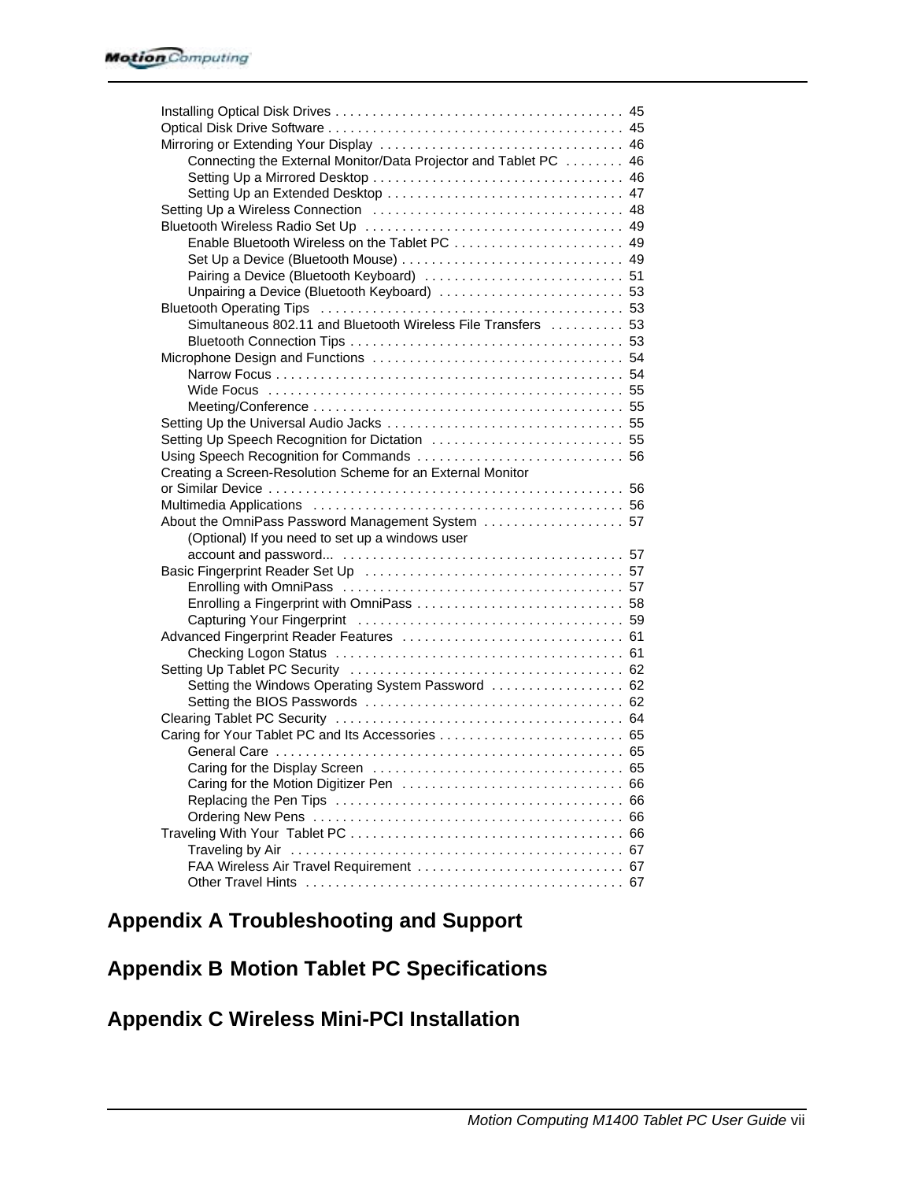Installing Optical Disk Drives . . . . . . . . . . . . . . . . . . . . . . . . . . . . . . . . . . . . . . 45
Optical Disk Drive Software . . . . . . . . . . . . . . . . . . . . . . . . . . . . . . . . . . . . . . . 45
Mirroring or Extending Your Display . . . . . . . . . . . . . . . . . . . . . . . . . . . . . . . . 46
    Connecting the External Monitor/Data Projector and Tablet PC . . . . . . . . 46
    Setting Up a Mirrored Desktop . . . . . . . . . . . . . . . . . . . . . . . . . . . . . . . . . 46
    Setting Up an Extended Desktop . . . . . . . . . . . . . . . . . . . . . . . . . . . . . . . 47
Setting Up a Wireless Connection . . . . . . . . . . . . . . . . . . . . . . . . . . . . . . . . . 48
Bluetooth Wireless Radio Set Up . . . . . . . . . . . . . . . . . . . . . . . . . . . . . . . . . . 49
    Enable Bluetooth Wireless on the Tablet PC . . . . . . . . . . . . . . . . . . . . . . 49
    Set Up a Device (Bluetooth Mouse) . . . . . . . . . . . . . . . . . . . . . . . . . . . . . 49
    Pairing a Device (Bluetooth Keyboard) . . . . . . . . . . . . . . . . . . . . . . . . . . 51
    Unpairing a Device (Bluetooth Keyboard) . . . . . . . . . . . . . . . . . . . . . . . . 53
Bluetooth Operating Tips . . . . . . . . . . . . . . . . . . . . . . . . . . . . . . . . . . . . . . . . 53
    Simultaneous 802.11 and Bluetooth Wireless File Transfers . . . . . . . . . . 53
    Bluetooth Connection Tips . . . . . . . . . . . . . . . . . . . . . . . . . . . . . . . . . . . . 53
Microphone Design and Functions . . . . . . . . . . . . . . . . . . . . . . . . . . . . . . . . . 54
    Narrow Focus . . . . . . . . . . . . . . . . . . . . . . . . . . . . . . . . . . . . . . . . . . . . . . 54
    Wide Focus . . . . . . . . . . . . . . . . . . . . . . . . . . . . . . . . . . . . . . . . . . . . . . . 55
    Meeting/Conference . . . . . . . . . . . . . . . . . . . . . . . . . . . . . . . . . . . . . . . . . 55
Setting Up the Universal Audio Jacks . . . . . . . . . . . . . . . . . . . . . . . . . . . . . . . 55
Setting Up Speech Recognition for Dictation . . . . . . . . . . . . . . . . . . . . . . . . . 55
Using Speech Recognition for Commands . . . . . . . . . . . . . . . . . . . . . . . . . . . 56
Creating a Screen-Resolution Scheme for an External Monitor
or Similar Device . . . . . . . . . . . . . . . . . . . . . . . . . . . . . . . . . . . . . . . . . . . . . . . 56
Multimedia Applications . . . . . . . . . . . . . . . . . . . . . . . . . . . . . . . . . . . . . . . . . 56
About the OmniPass Password Management System . . . . . . . . . . . . . . . . . . 57
    (Optional) If you need to set up a windows user
    account and password... . . . . . . . . . . . . . . . . . . . . . . . . . . . . . . . . . . . . . 57
Basic Fingerprint Reader Set Up . . . . . . . . . . . . . . . . . . . . . . . . . . . . . . . . . . 57
    Enrolling with OmniPass . . . . . . . . . . . . . . . . . . . . . . . . . . . . . . . . . . . . . 57
    Enrolling a Fingerprint with OmniPass . . . . . . . . . . . . . . . . . . . . . . . . . . . 58
    Capturing Your Fingerprint . . . . . . . . . . . . . . . . . . . . . . . . . . . . . . . . . . . 59
Advanced Fingerprint Reader Features . . . . . . . . . . . . . . . . . . . . . . . . . . . . . 61
    Checking Logon Status . . . . . . . . . . . . . . . . . . . . . . . . . . . . . . . . . . . . . . 61
Setting Up Tablet PC Security . . . . . . . . . . . . . . . . . . . . . . . . . . . . . . . . . . . . 62
    Setting the Windows Operating System Password . . . . . . . . . . . . . . . . . 62
    Setting the BIOS Passwords . . . . . . . . . . . . . . . . . . . . . . . . . . . . . . . . . . 62
Clearing Tablet PC Security . . . . . . . . . . . . . . . . . . . . . . . . . . . . . . . . . . . . . . 64
Caring for Your Tablet PC and Its Accessories . . . . . . . . . . . . . . . . . . . . . . . . 65
    General Care . . . . . . . . . . . . . . . . . . . . . . . . . . . . . . . . . . . . . . . . . . . . . . 65
    Caring for the Display Screen . . . . . . . . . . . . . . . . . . . . . . . . . . . . . . . . . 65
    Caring for the Motion Digitizer Pen . . . . . . . . . . . . . . . . . . . . . . . . . . . . . 66
    Replacing the Pen Tips . . . . . . . . . . . . . . . . . . . . . . . . . . . . . . . . . . . . . . 66
    Ordering New Pens . . . . . . . . . . . . . . . . . . . . . . . . . . . . . . . . . . . . . . . . . 66
Traveling With Your Tablet PC . . . . . . . . . . . . . . . . . . . . . . . . . . . . . . . . . . . . 66
    Traveling by Air . . . . . . . . . . . . . . . . . . . . . . . . . . . . . . . . . . . . . . . . . . . . 67
    FAA Wireless Air Travel Requirement . . . . . . . . . . . . . . . . . . . . . . . . . . . 67
    Other Travel Hints . . . . . . . . . . . . . . . . . . . . . . . . . . . . . . . . . . . . . . . . . . 67

## Appendix A Troubleshooting and Support

## Appendix B Motion Tablet PC Specifications

## Appendix C Wireless Mini-PCI Installation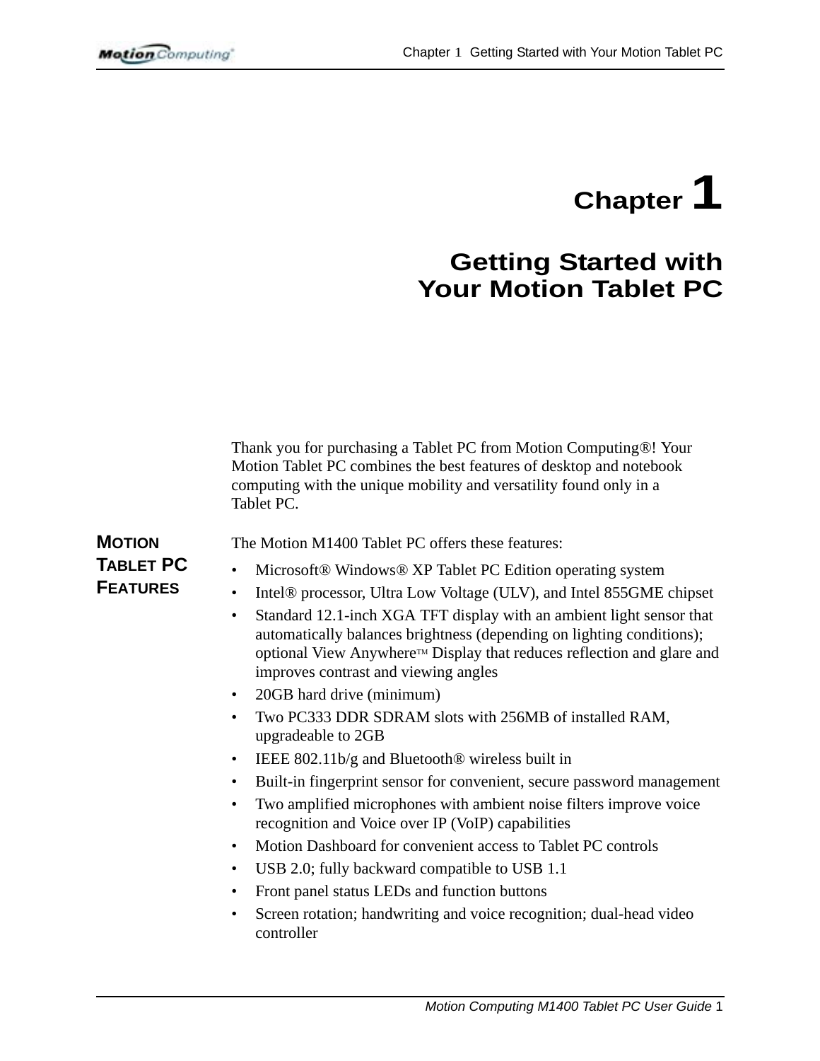# Chapter 1

# Getting Started with Your Motion Tablet PC

Thank you for purchasing a Tablet PC from Motion Computing®! Your Motion Tablet PC combines the best features of desktop and notebook computing with the unique mobility and versatility found only in a Tablet PC.

## Motion Tablet PC Features

The Motion M1400 Tablet PC offers these features:

- Microsoft® Windows® XP Tablet PC Edition operating system
- Intel® processor, Ultra Low Voltage (ULV), and Intel 855GME chipset
- Standard 12.1-inch XGA TFT display with an ambient light sensor that automatically balances brightness (depending on lighting conditions); optional View Anywhere™ Display that reduces reflection and glare and improves contrast and viewing angles
- 20GB hard drive (minimum)
- Two PC333 DDR SDRAM slots with 256MB of installed RAM, upgradeable to 2GB
- IEEE 802.11b/g and Bluetooth® wireless built in
- Built-in fingerprint sensor for convenient, secure password management
- Two amplified microphones with ambient noise filters improve voice recognition and Voice over IP (VoIP) capabilities
- Motion Dashboard for convenient access to Tablet PC controls
- USB 2.0; fully backward compatible to USB 1.1
- Front panel status LEDs and function buttons
- Screen rotation; handwriting and voice recognition; dual-head video controller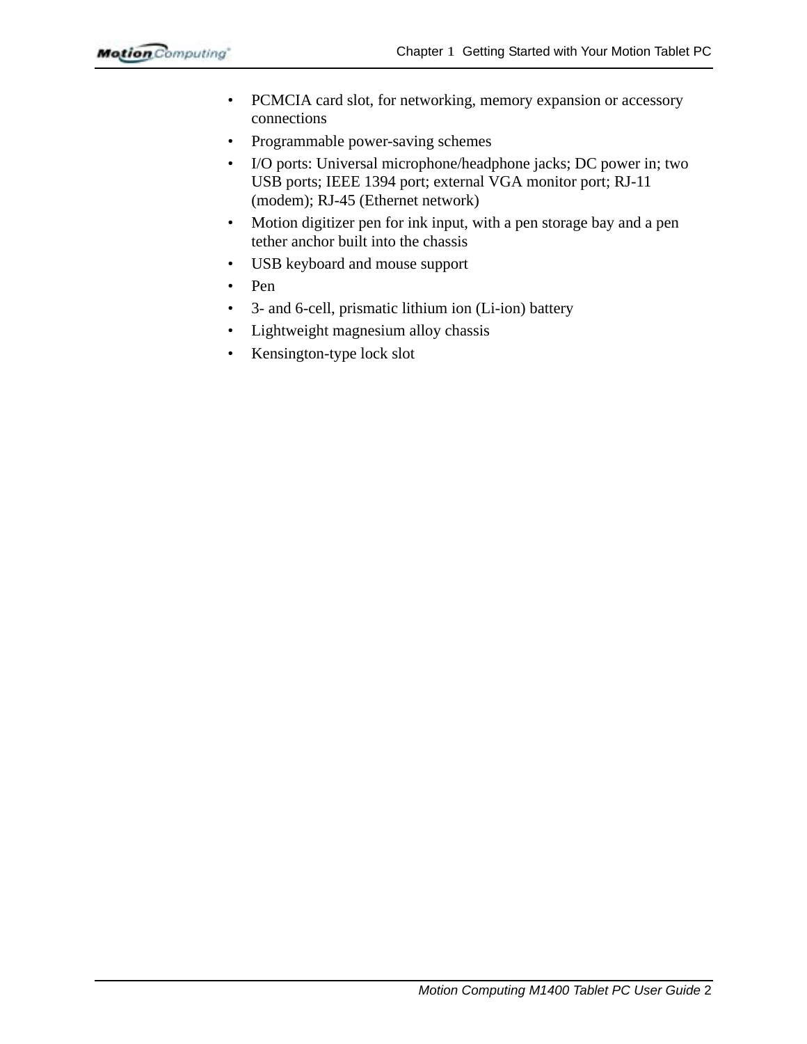- PCMCIA card slot, for networking, memory expansion or accessory connections
- Programmable power-saving schemes
- I/O ports: Universal microphone/headphone jacks; DC power in; two USB ports; IEEE 1394 port; external VGA monitor port; RJ-11 (modem); RJ-45 (Ethernet network)
- Motion digitizer pen for ink input, with a pen storage bay and a pen tether anchor built into the chassis
- USB keyboard and mouse support
- Pen
- 3- and 6-cell, prismatic lithium ion (Li-ion) battery
- Lightweight magnesium alloy chassis
- Kensington-type lock slot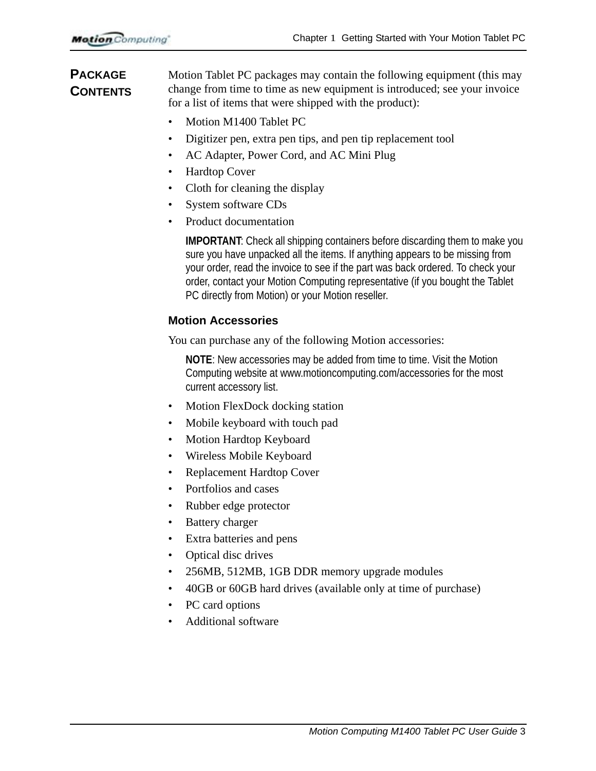## Package Contents

Motion Tablet PC packages may contain the following equipment (this may change from time to time as new equipment is introduced; see your invoice for a list of items that were shipped with the product):

- Motion M1400 Tablet PC
- Digitizer pen, extra pen tips, and pen tip replacement tool
- AC Adapter, Power Cord, and AC Mini Plug
- Hardtop Cover
- Cloth for cleaning the display
- System software CDs
- Product documentation

**IMPORTANT**: Check all shipping containers before discarding them to make you sure you have unpacked all the items. If anything appears to be missing from your order, read the invoice to see if the part was back ordered. To check your order, contact your Motion Computing representative (if you bought the Tablet PC directly from Motion) or your Motion reseller.

### Motion Accessories

You can purchase any of the following Motion accessories:

**NOTE**: New accessories may be added from time to time. Visit the Motion Computing website at www.motioncomputing.com/accessories for the most current accessory list.

- Motion FlexDock docking station
- Mobile keyboard with touch pad
- Motion Hardtop Keyboard
- Wireless Mobile Keyboard
- Replacement Hardtop Cover
- Portfolios and cases
- Rubber edge protector
- Battery charger
- Extra batteries and pens
- Optical disc drives
- 256MB, 512MB, 1GB DDR memory upgrade modules
- 40GB or 60GB hard drives (available only at time of purchase)
- PC card options
- Additional software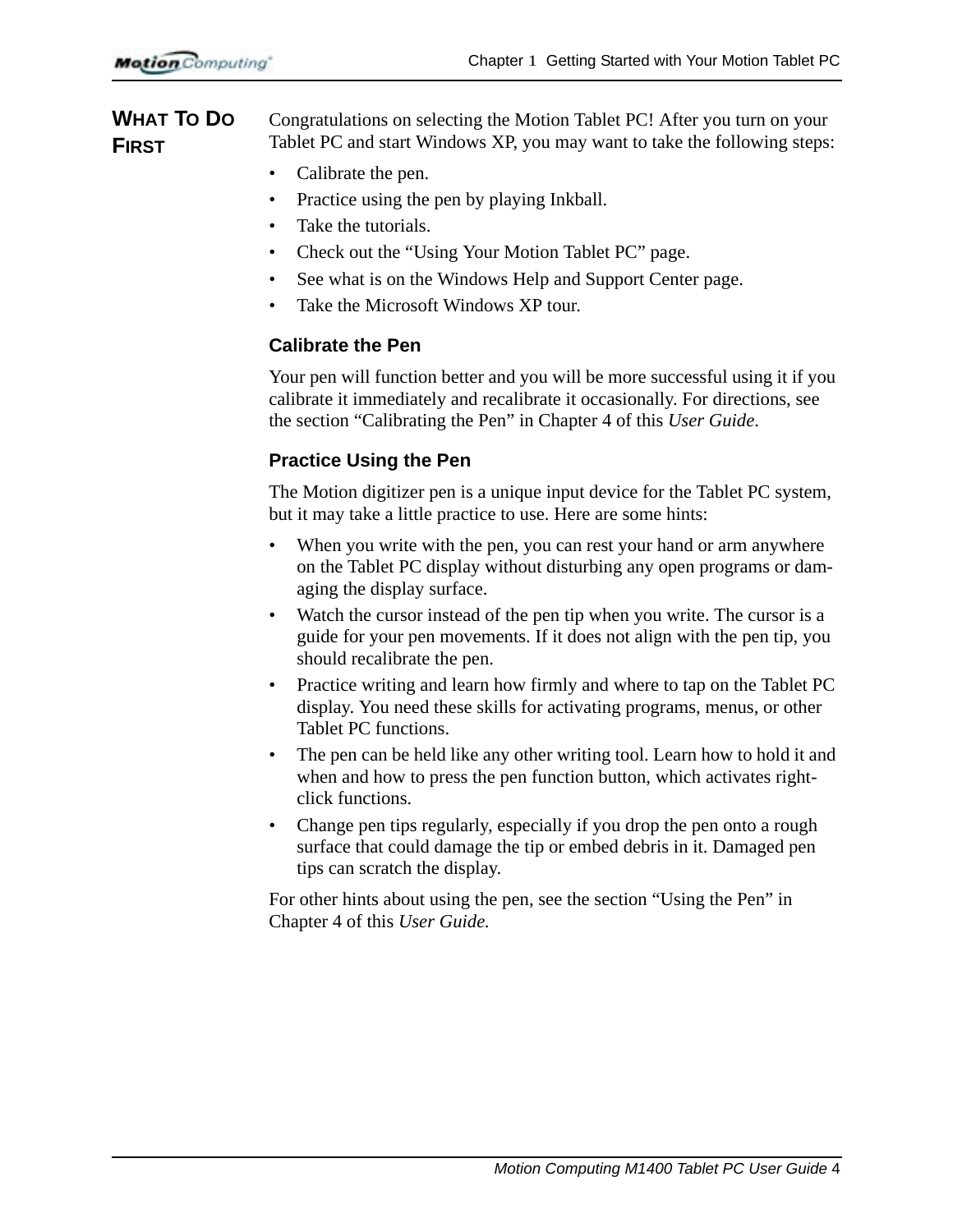## What To Do First

Congratulations on selecting the Motion Tablet PC! After you turn on your Tablet PC and start Windows XP, you may want to take the following steps:

- Calibrate the pen.
- Practice using the pen by playing Inkball.
- Take the tutorials.
- Check out the “Using Your Motion Tablet PC” page.
- See what is on the Windows Help and Support Center page.
- Take the Microsoft Windows XP tour.

### Calibrate the Pen

Your pen will function better and you will be more successful using it if you calibrate it immediately and recalibrate it occasionally. For directions, see the section “Calibrating the Pen” in Chapter 4 of this *User Guide*.

### Practice Using the Pen

The Motion digitizer pen is a unique input device for the Tablet PC system, but it may take a little practice to use. Here are some hints:

- When you write with the pen, you can rest your hand or arm anywhere on the Tablet PC display without disturbing any open programs or damaging the display surface.
- Watch the cursor instead of the pen tip when you write. The cursor is a guide for your pen movements. If it does not align with the pen tip, you should recalibrate the pen.
- Practice writing and learn how firmly and where to tap on the Tablet PC display. You need these skills for activating programs, menus, or other Tablet PC functions.
- The pen can be held like any other writing tool. Learn how to hold it and when and how to press the pen function button, which activates right-click functions.
- Change pen tips regularly, especially if you drop the pen onto a rough surface that could damage the tip or embed debris in it. Damaged pen tips can scratch the display.

For other hints about using the pen, see the section “Using the Pen” in Chapter 4 of this *User Guide.*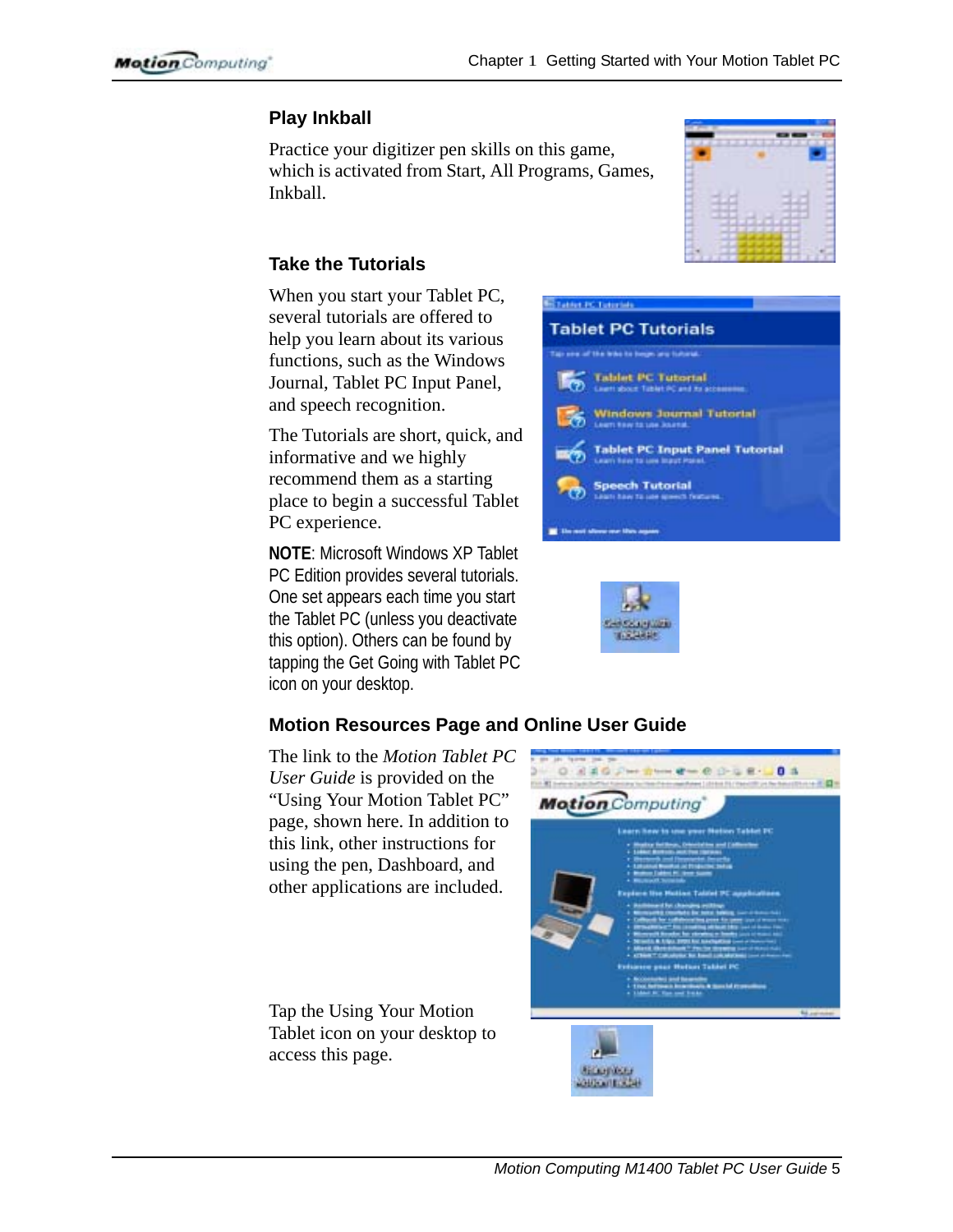### Play Inkball

Practice your digitizer pen skills on this game, which is activated from Start, All Programs, Games, Inkball.

### Take the Tutorials

When you start your Tablet PC, several tutorials are offered to help you learn about its various functions, such as the Windows Journal, Tablet PC Input Panel, and speech recognition.

The Tutorials are short, quick, and informative and we highly recommend them as a starting place to begin a successful Tablet PC experience.

**NOTE**: Microsoft Windows XP Tablet PC Edition provides several tutorials. One set appears each time you start the Tablet PC (unless you deactivate this option). Others can be found by tapping the Get Going with Tablet PC icon on your desktop.

### Motion Resources Page and Online User Guide

The link to the *Motion Tablet PC User Guide* is provided on the "Using Your Motion Tablet PC" page, shown here. In addition to this link, other instructions for using the pen, Dashboard, and other applications are included.

Tap the Using Your Motion Tablet icon on your desktop to access this page.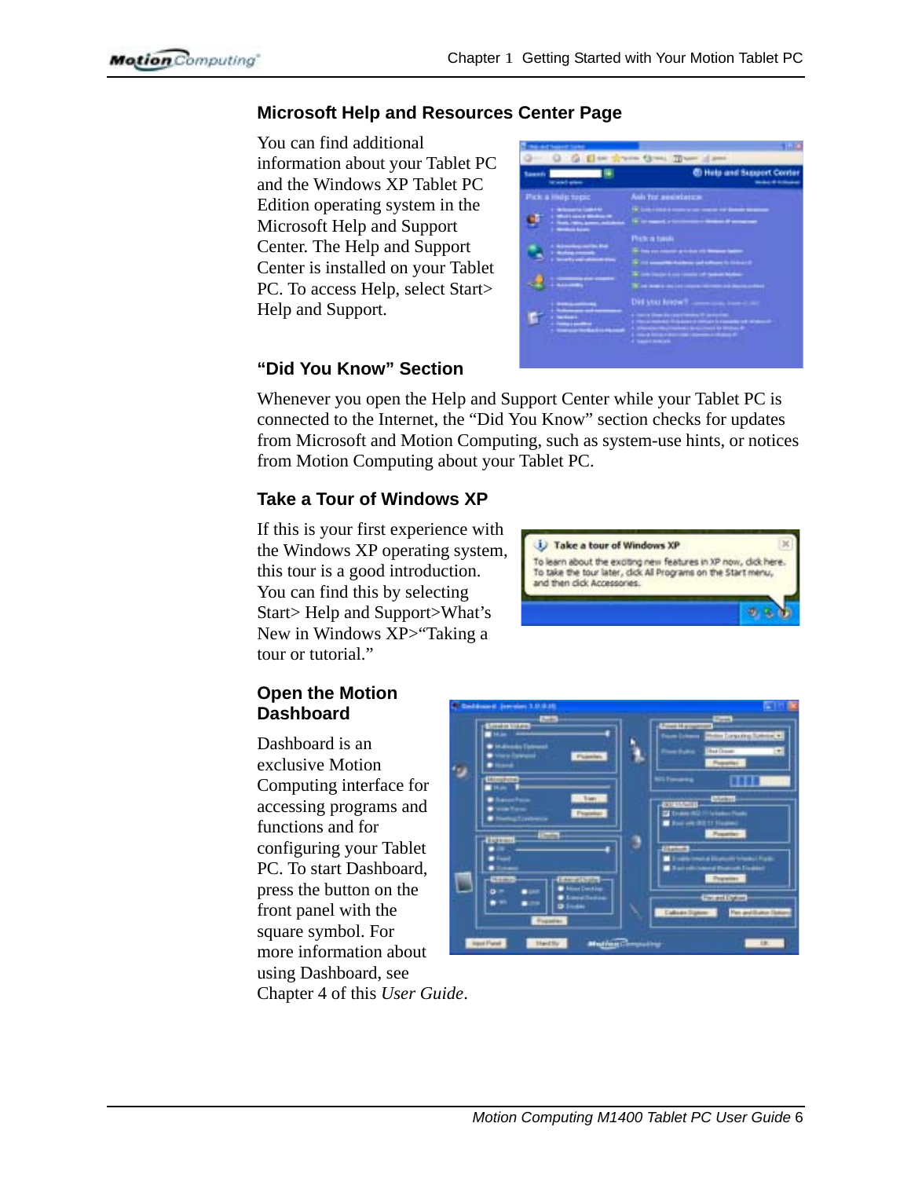## Microsoft Help and Resources Center Page

You can find additional information about your Tablet PC and the Windows XP Tablet PC Edition operating system in the Microsoft Help and Support Center. The Help and Support Center is installed on your Tablet PC. To access Help, select Start> Help and Support.

## “Did You Know” Section

Whenever you open the Help and Support Center while your Tablet PC is connected to the Internet, the “Did You Know” section checks for updates from Microsoft and Motion Computing, such as system-use hints, or notices from Motion Computing about your Tablet PC.

## Take a Tour of Windows XP

If this is your first experience with the Windows XP operating system, this tour is a good introduction. You can find this by selecting Start> Help and Support>What’s New in Windows XP>“Taking a tour or tutorial.”

## Open the Motion Dashboard

Dashboard is an exclusive Motion Computing interface for accessing programs and functions and for configuring your Tablet PC. To start Dashboard, press the button on the front panel with the square symbol. For more information about using Dashboard, see Chapter 4 of this *User Guide*.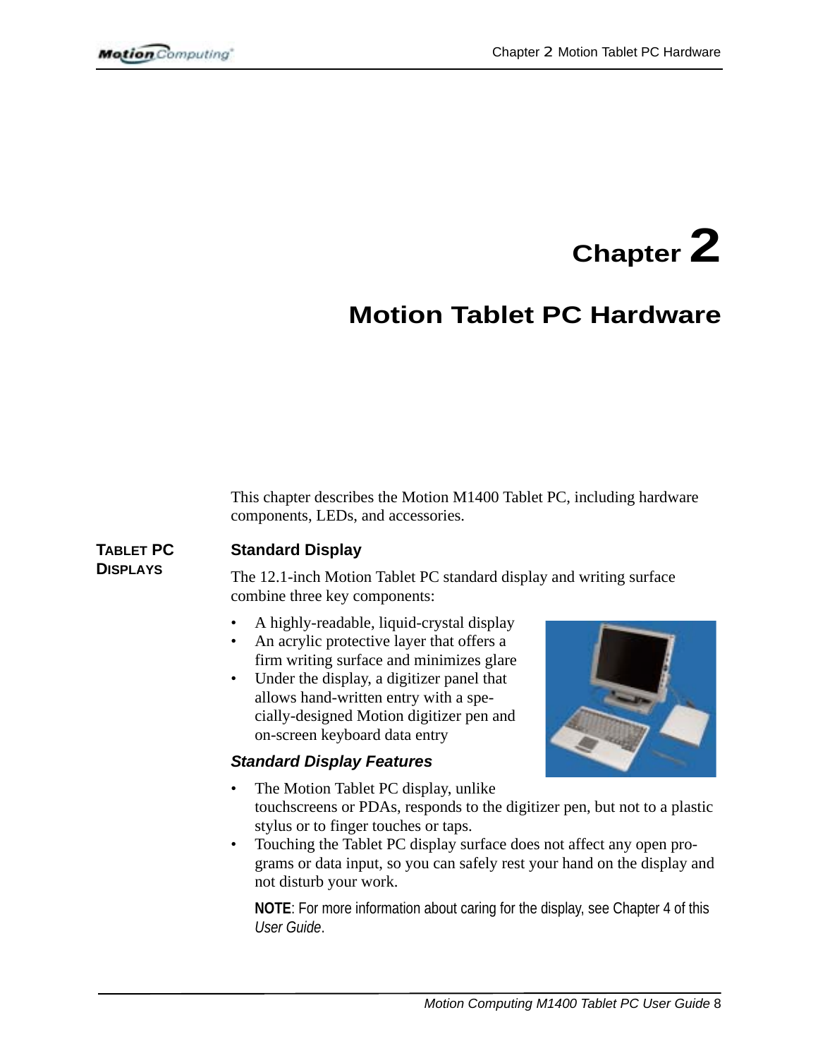# Chapter 2

# Motion Tablet PC Hardware

This chapter describes the Motion M1400 Tablet PC, including hardware components, LEDs, and accessories.

## TABLET PC DISPLAYS

### Standard Display

The 12.1-inch Motion Tablet PC standard display and writing surface combine three key components:

- A highly-readable, liquid-crystal display
- An acrylic protective layer that offers a firm writing surface and minimizes glare
- Under the display, a digitizer panel that allows hand-written entry with a specially-designed Motion digitizer pen and on-screen keyboard data entry

#### *Standard Display Features*

- The Motion Tablet PC display, unlike touchscreens or PDAs, responds to the digitizer pen, but not to a plastic stylus or to finger touches or taps.
- Touching the Tablet PC display surface does not affect any open programs or data input, so you can safely rest your hand on the display and not disturb your work.

**NOTE**: For more information about caring for the display, see Chapter 4 of this *User Guide*.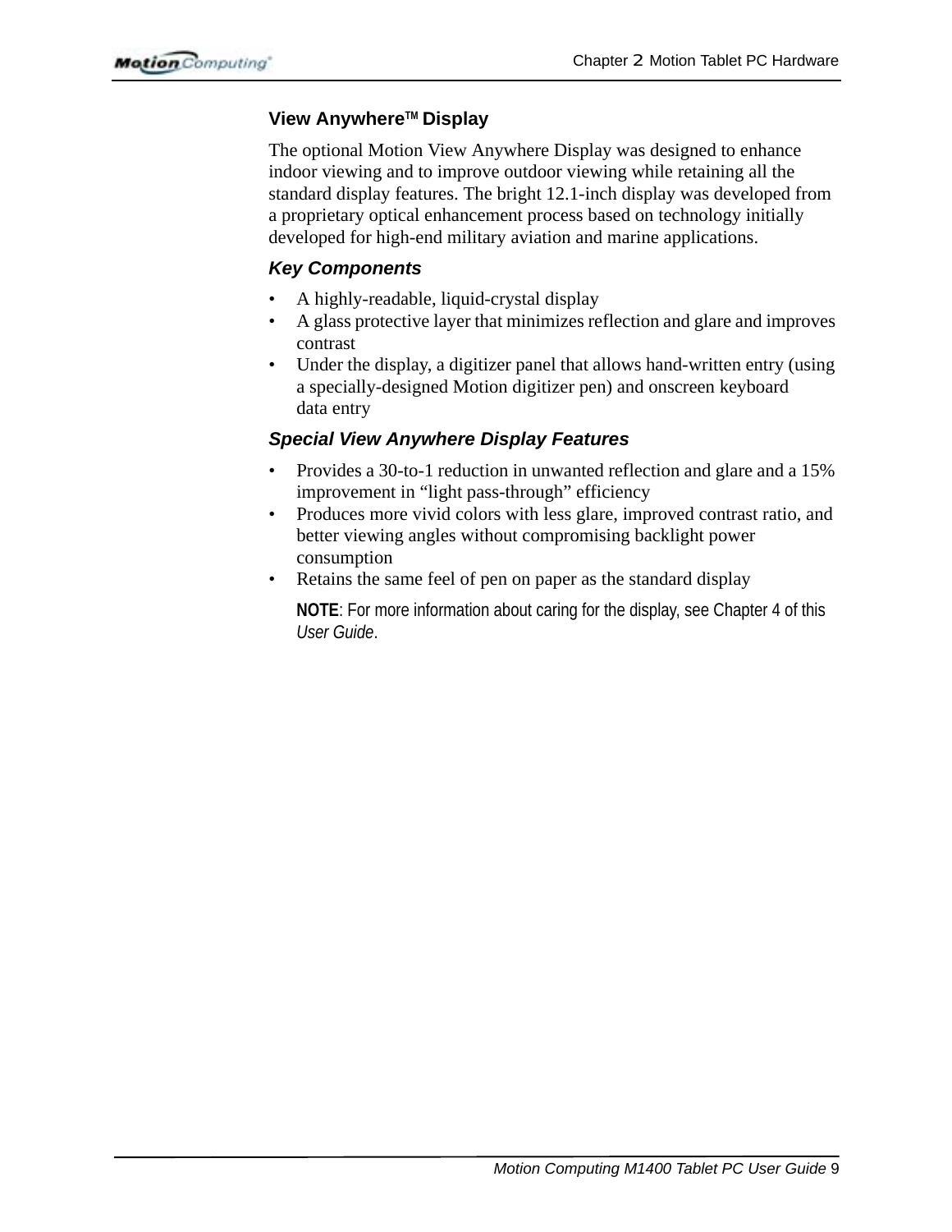## View Anywhere™ Display

The optional Motion View Anywhere Display was designed to enhance indoor viewing and to improve outdoor viewing while retaining all the standard display features. The bright 12.1-inch display was developed from a proprietary optical enhancement process based on technology initially developed for high-end military aviation and marine applications.

### *Key Components*

- A highly-readable, liquid-crystal display
- A glass protective layer that minimizes reflection and glare and improves contrast
- Under the display, a digitizer panel that allows hand-written entry (using a specially-designed Motion digitizer pen) and onscreen keyboard data entry

### *Special View Anywhere Display Features*

- Provides a 30-to-1 reduction in unwanted reflection and glare and a 15% improvement in "light pass-through" efficiency
- Produces more vivid colors with less glare, improved contrast ratio, and better viewing angles without compromising backlight power consumption
- Retains the same feel of pen on paper as the standard display

**NOTE**: For more information about caring for the display, see Chapter 4 of this *User Guide*.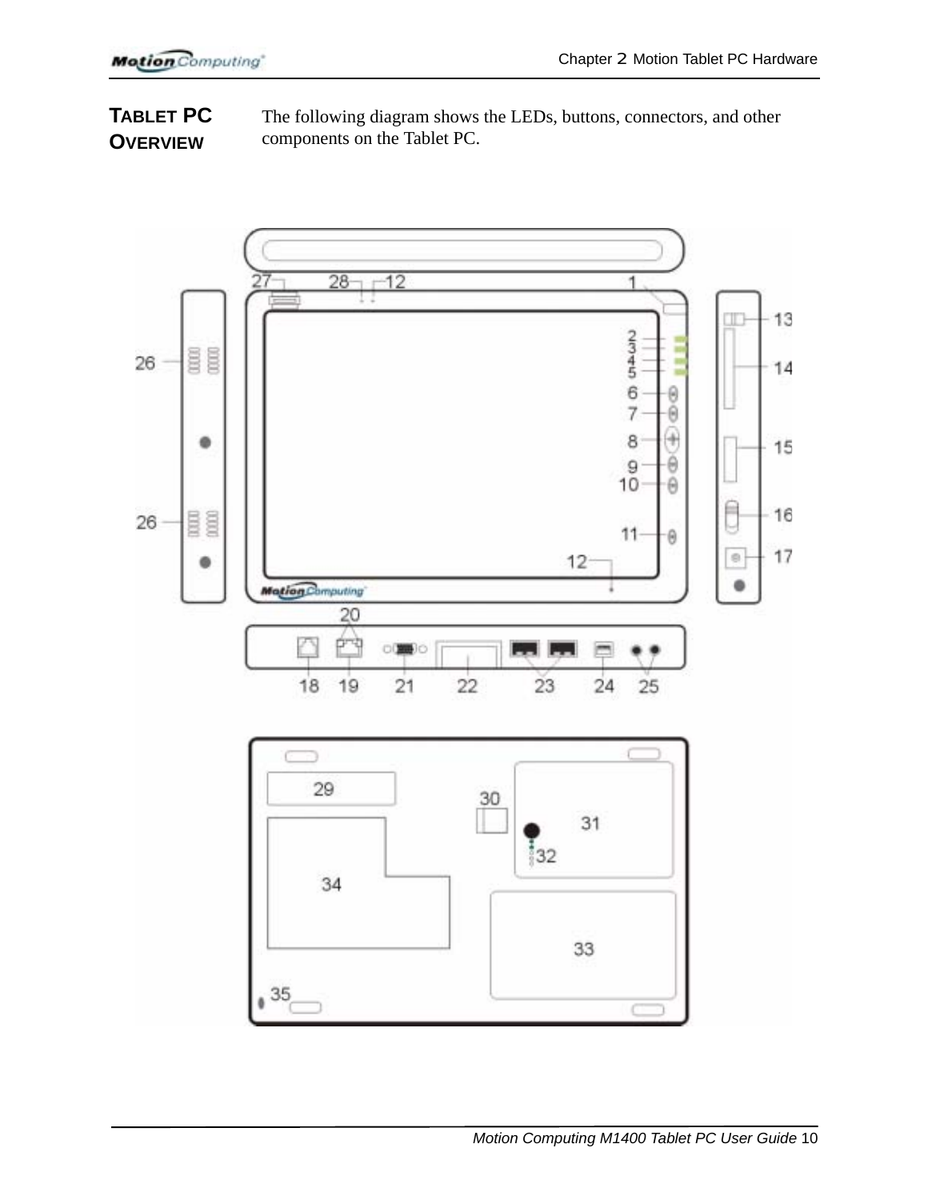## TABLET PC OVERVIEW

The following diagram shows the LEDs, buttons, connectors, and other components on the Tablet PC.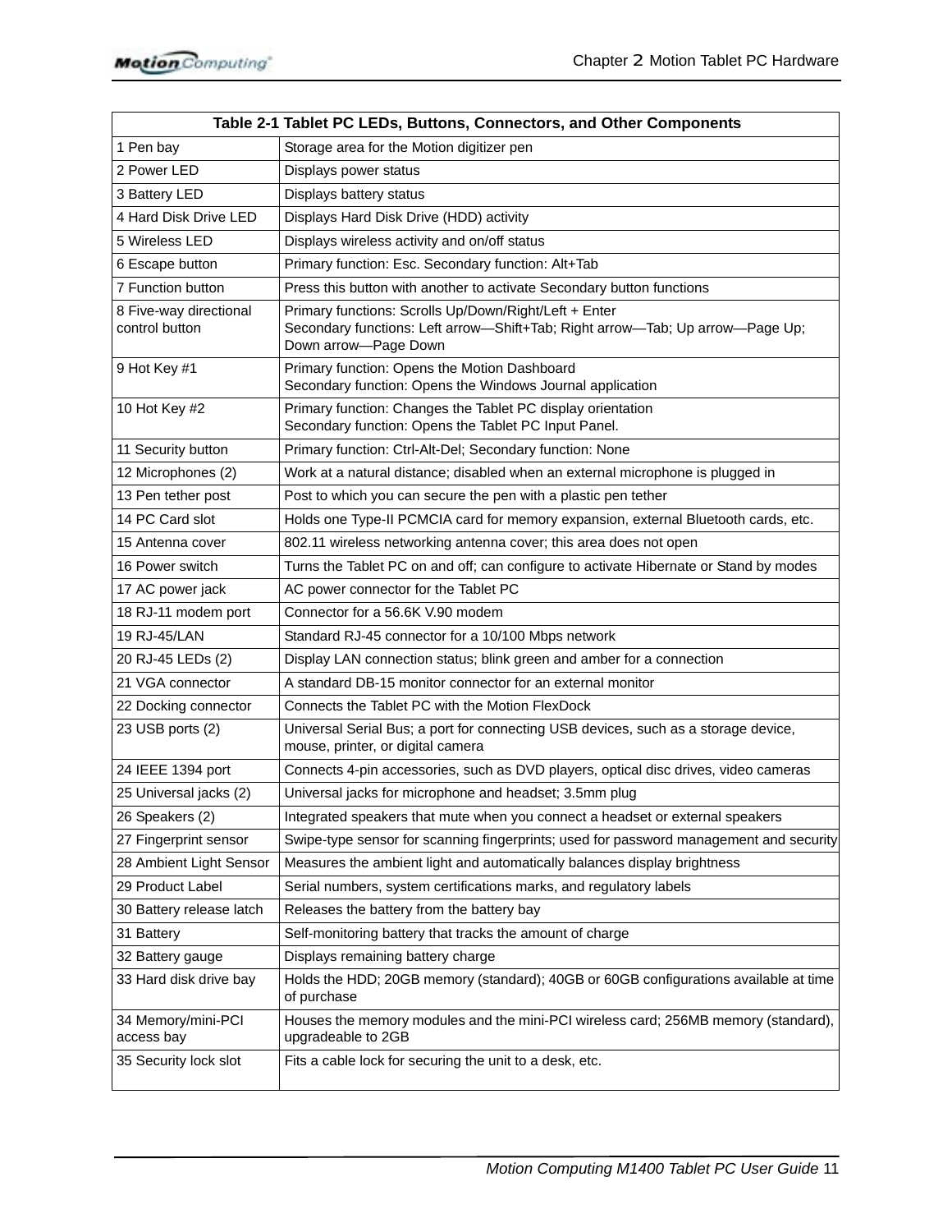| Table 2-1 Tablet PC LEDs, Buttons, Connectors, and Other Components | |
|---|---|
| 1 Pen bay | Storage area for the Motion digitizer pen |
| 2 Power LED | Displays power status |
| 3 Battery LED | Displays battery status |
| 4 Hard Disk Drive LED | Displays Hard Disk Drive (HDD) activity |
| 5 Wireless LED | Displays wireless activity and on/off status |
| 6 Escape button | Primary function: Esc. Secondary function: Alt+Tab |
| 7 Function button | Press this button with another to activate Secondary button functions |
| 8 Five-way directional control button | Primary functions: Scrolls Up/Down/Right/Left + Enter<br>Secondary functions: Left arrow—Shift+Tab; Right arrow—Tab; Up arrow—Page Up; Down arrow—Page Down |
| 9 Hot Key #1 | Primary function: Opens the Motion Dashboard<br>Secondary function: Opens the Windows Journal application |
| 10 Hot Key #2 | Primary function: Changes the Tablet PC display orientation<br>Secondary function: Opens the Tablet PC Input Panel. |
| 11 Security button | Primary function: Ctrl-Alt-Del; Secondary function: None |
| 12 Microphones (2) | Work at a natural distance; disabled when an external microphone is plugged in |
| 13 Pen tether post | Post to which you can secure the pen with a plastic pen tether |
| 14 PC Card slot | Holds one Type-II PCMCIA card for memory expansion, external Bluetooth cards, etc. |
| 15 Antenna cover | 802.11 wireless networking antenna cover; this area does not open |
| 16 Power switch | Turns the Tablet PC on and off; can configure to activate Hibernate or Stand by modes |
| 17 AC power jack | AC power connector for the Tablet PC |
| 18 RJ-11 modem port | Connector for a 56.6K V.90 modem |
| 19 RJ-45/LAN | Standard RJ-45 connector for a 10/100 Mbps network |
| 20 RJ-45 LEDs (2) | Display LAN connection status; blink green and amber for a connection |
| 21 VGA connector | A standard DB-15 monitor connector for an external monitor |
| 22 Docking connector | Connects the Tablet PC with the Motion FlexDock |
| 23 USB ports (2) | Universal Serial Bus; a port for connecting USB devices, such as a storage device, mouse, printer, or digital camera |
| 24 IEEE 1394 port | Connects 4-pin accessories, such as DVD players, optical disc drives, video cameras |
| 25 Universal jacks (2) | Universal jacks for microphone and headset; 3.5mm plug |
| 26 Speakers (2) | Integrated speakers that mute when you connect a headset or external speakers |
| 27 Fingerprint sensor | Swipe-type sensor for scanning fingerprints; used for password management and security |
| 28 Ambient Light Sensor | Measures the ambient light and automatically balances display brightness |
| 29 Product Label | Serial numbers, system certifications marks, and regulatory labels |
| 30 Battery release latch | Releases the battery from the battery bay |
| 31 Battery | Self-monitoring battery that tracks the amount of charge |
| 32 Battery gauge | Displays remaining battery charge |
| 33 Hard disk drive bay | Holds the HDD; 20GB memory (standard); 40GB or 60GB configurations available at time of purchase |
| 34 Memory/mini-PCI access bay | Houses the memory modules and the mini-PCI wireless card; 256MB memory (standard), upgradeable to 2GB |
| 35 Security lock slot | Fits a cable lock for securing the unit to a desk, etc. |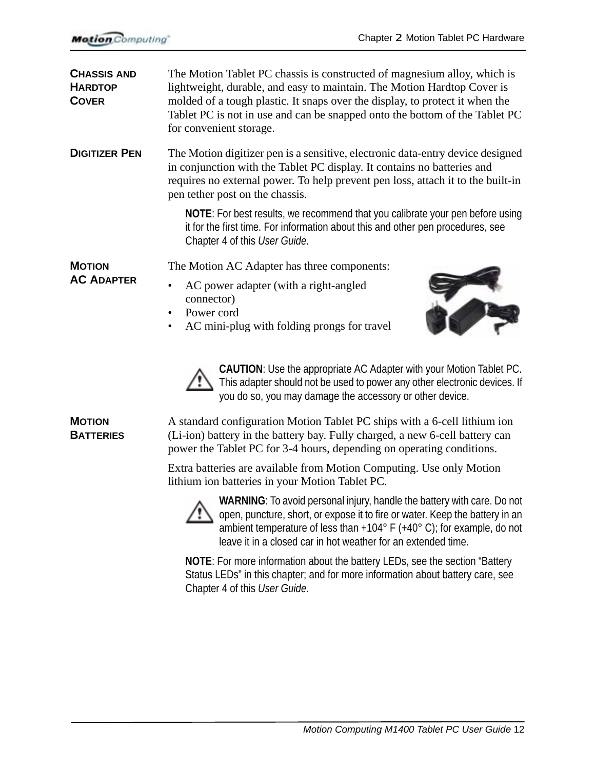### Chassis and Hardtop Cover

The Motion Tablet PC chassis is constructed of magnesium alloy, which is lightweight, durable, and easy to maintain. The Motion Hardtop Cover is molded of a tough plastic. It snaps over the display, to protect it when the Tablet PC is not in use and can be snapped onto the bottom of the Tablet PC for convenient storage.

### Digitizer Pen

The Motion digitizer pen is a sensitive, electronic data-entry device designed in conjunction with the Tablet PC display. It contains no batteries and requires no external power. To help prevent pen loss, attach it to the built-in pen tether post on the chassis.

**NOTE**: For best results, we recommend that you calibrate your pen before using it for the first time. For information about this and other pen procedures, see Chapter 4 of this *User Guide*.

### Motion AC Adapter

The Motion AC Adapter has three components:

- AC power adapter (with a right-angled connector)
- Power cord
- AC mini-plug with folding prongs for travel

**CAUTION**: Use the appropriate AC Adapter with your Motion Tablet PC. This adapter should not be used to power any other electronic devices. If you do so, you may damage the accessory or other device.

### Motion Batteries

A standard configuration Motion Tablet PC ships with a 6-cell lithium ion (Li-ion) battery in the battery bay. Fully charged, a new 6-cell battery can power the Tablet PC for 3-4 hours, depending on operating conditions.

Extra batteries are available from Motion Computing. Use only Motion lithium ion batteries in your Motion Tablet PC.

**WARNING**: To avoid personal injury, handle the battery with care. Do not open, puncture, short, or expose it to fire or water. Keep the battery in an ambient temperature of less than +104° F (+40° C); for example, do not leave it in a closed car in hot weather for an extended time.

**NOTE**: For more information about the battery LEDs, see the section "Battery Status LEDs" in this chapter; and for more information about battery care, see Chapter 4 of this *User Guide*.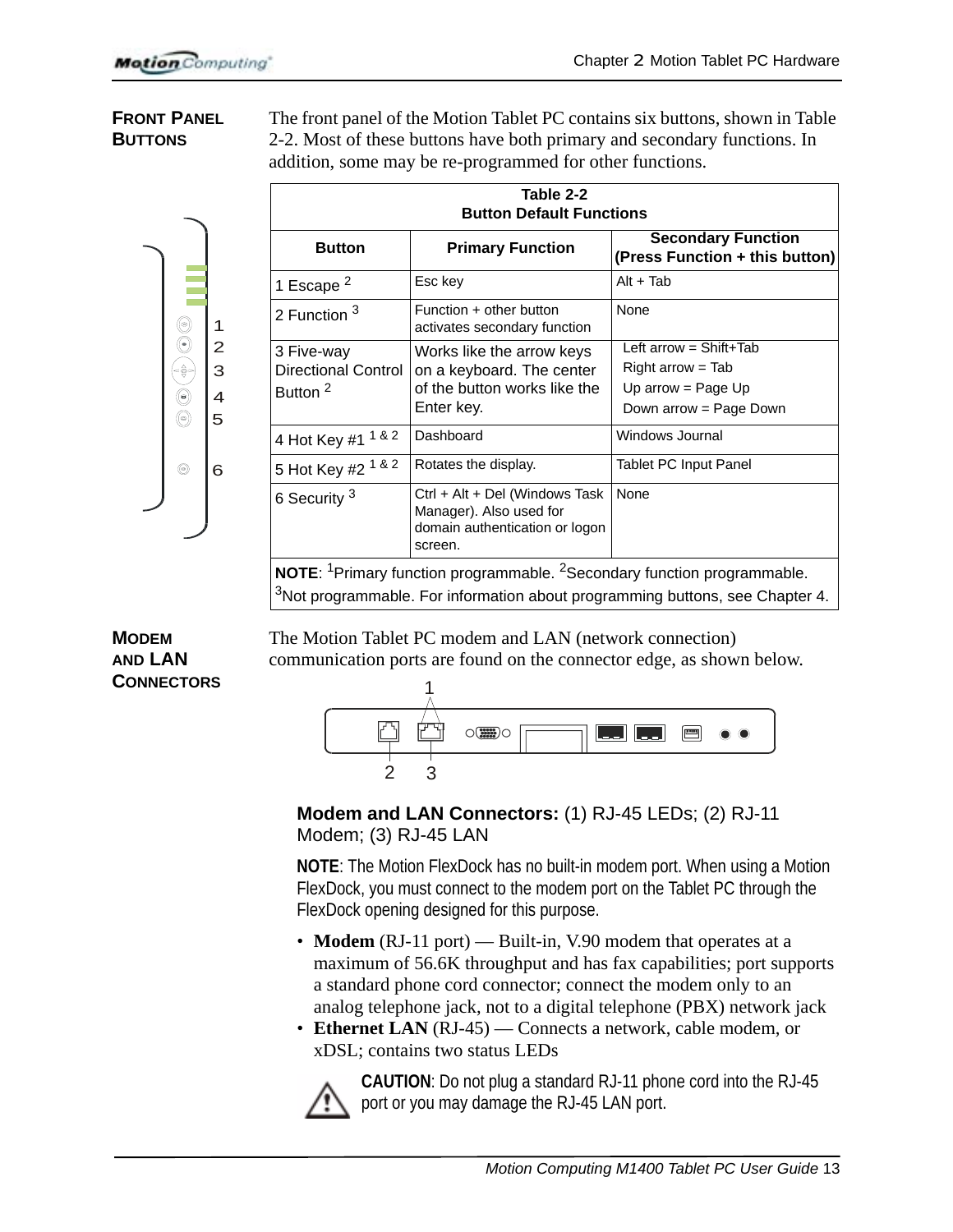## Front Panel Buttons

The front panel of the Motion Tablet PC contains six buttons, shown in Table 2-2. Most of these buttons have both primary and secondary functions. In addition, some may be re-programmed for other functions.

**Table 2-2**
**Button Default Functions**

| Button | Primary Function | Secondary Function (Press Function + this button) |
|---|---|---|
| 1 Escape [2] | Esc key | Alt + Tab |
| 2 Function [3] | Function + other button activates secondary function | None |
| 3 Five-way Directional Control Button [2] | Works like the arrow keys on a keyboard. The center of the button works like the Enter key. | Left arrow = Shift+Tab<br>Right arrow = Tab<br>Up arrow = Page Up<br>Down arrow = Page Down |
| 4 Hot Key #1 [1 & 2] | Dashboard | Windows Journal |
| 5 Hot Key #2 [1 & 2] | Rotates the display. | Tablet PC Input Panel |
| 6 Security [3] | Ctrl + Alt + Del (Windows Task Manager). Also used for domain authentication or logon screen. | None |

**NOTE**: [1]Primary function programmable. [2]Secondary function programmable. [3]Not programmable. For information about programming buttons, see Chapter 4.

## Modem and LAN Connectors

The Motion Tablet PC modem and LAN (network connection) communication ports are found on the connector edge, as shown below.

**Modem and LAN Connectors:** (1) RJ-45 LEDs; (2) RJ-11 Modem; (3) RJ-45 LAN

**NOTE**: The Motion FlexDock has no built-in modem port. When using a Motion FlexDock, you must connect to the modem port on the Tablet PC through the FlexDock opening designed for this purpose.

- **Modem** (RJ-11 port) — Built-in, V.90 modem that operates at a maximum of 56.6K throughput and has fax capabilities; port supports a standard phone cord connector; connect the modem only to an analog telephone jack, not to a digital telephone (PBX) network jack
- **Ethernet LAN** (RJ-45) — Connects a network, cable modem, or xDSL; contains two status LEDs

**CAUTION**: Do not plug a standard RJ-11 phone cord into the RJ-45 port or you may damage the RJ-45 LAN port.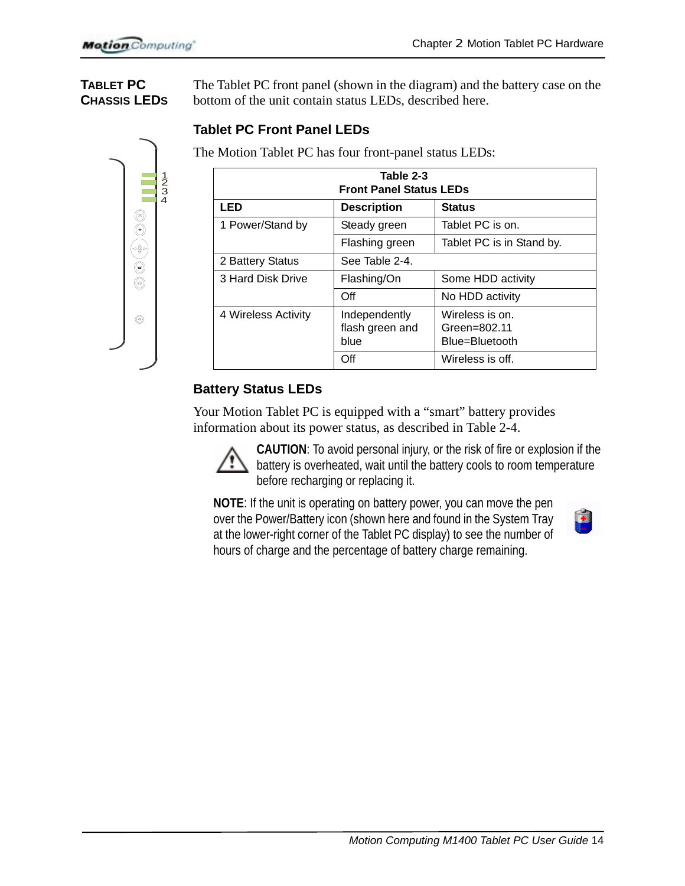## Tablet PC Chassis LEDs

The Tablet PC front panel (shown in the diagram) and the battery case on the bottom of the unit contain status LEDs, described here.

### Tablet PC Front Panel LEDs

The Motion Tablet PC has four front-panel status LEDs:

Table 2-3
Front Panel Status LEDs

| LED | Description | Status |
|---|---|---|
| 1 Power/Stand by | Steady green | Tablet PC is on. |
| | Flashing green | Tablet PC is in Stand by. |
| 2 Battery Status | See Table 2-4. | |
| 3 Hard Disk Drive | Flashing/On | Some HDD activity |
| | Off | No HDD activity |
| 4 Wireless Activity | Independently flash green and blue | Wireless is on.<br>Green=802.11<br>Blue=Bluetooth |
| | Off | Wireless is off. |

### Battery Status LEDs

Your Motion Tablet PC is equipped with a “smart” battery provides information about its power status, as described in Table 2-4.

**CAUTION**: To avoid personal injury, or the risk of fire or explosion if the battery is overheated, wait until the battery cools to room temperature before recharging or replacing it.

**NOTE**: If the unit is operating on battery power, you can move the pen over the Power/Battery icon (shown here and found in the System Tray at the lower-right corner of the Tablet PC display) to see the number of hours of charge and the percentage of battery charge remaining.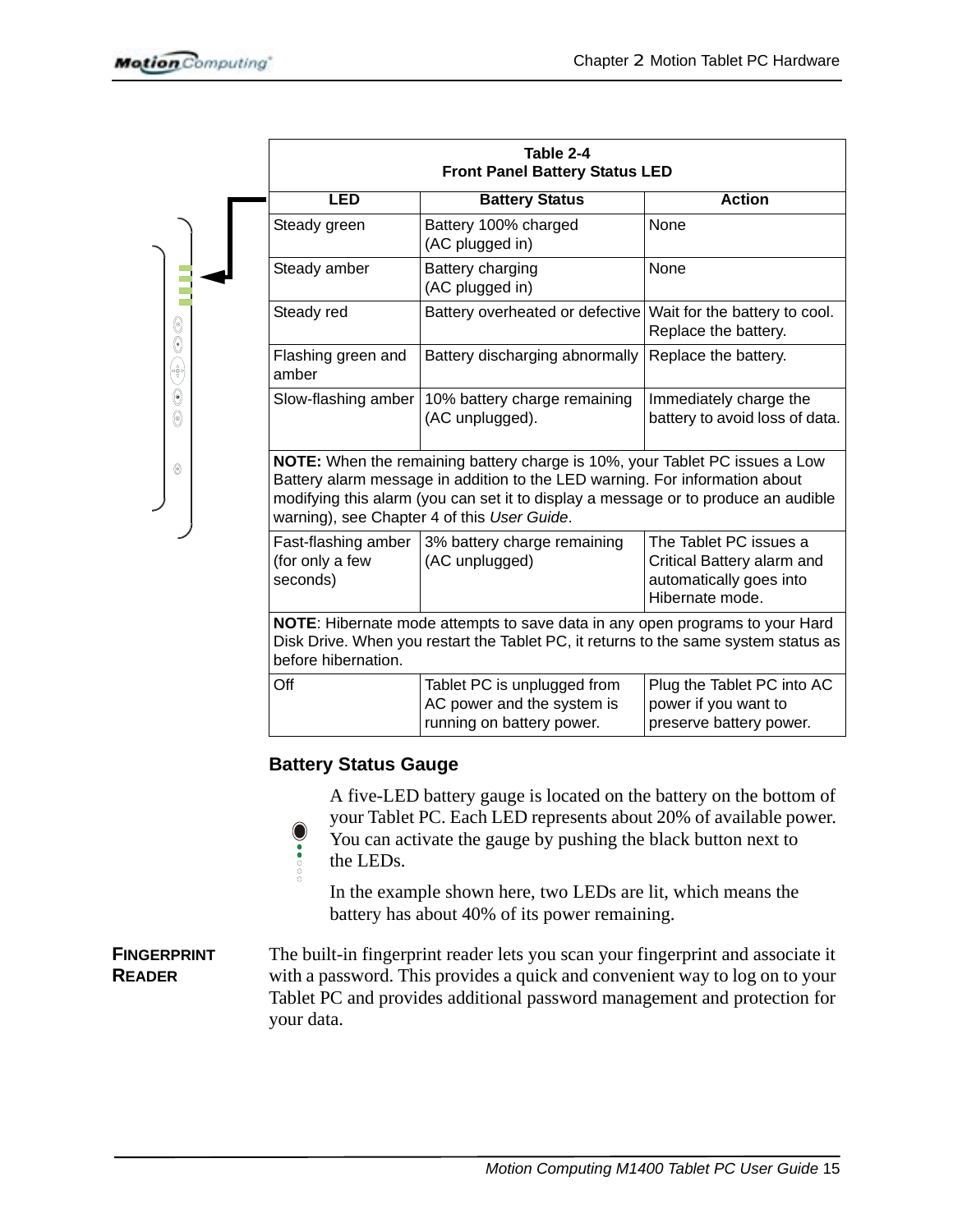**Table 2-4**
**Front Panel Battery Status LED**

| LED | Battery Status | Action |
|---|---|---|
| Steady green | Battery 100% charged (AC plugged in) | None |
| Steady amber | Battery charging (AC plugged in) | None |
| Steady red | Battery overheated or defective | Wait for the battery to cool. Replace the battery. |
| Flashing green and amber | Battery discharging abnormally | Replace the battery. |
| Slow-flashing amber | 10% battery charge remaining (AC unplugged). | Immediately charge the battery to avoid loss of data. |
| **NOTE:** When the remaining battery charge is 10%, your Tablet PC issues a Low Battery alarm message in addition to the LED warning. For information about modifying this alarm (you can set it to display a message or to produce an audible warning), see Chapter 4 of this *User Guide*. | | |
| Fast-flashing amber (for only a few seconds) | 3% battery charge remaining (AC unplugged) | The Tablet PC issues a Critical Battery alarm and automatically goes into Hibernate mode. |
| **NOTE**: Hibernate mode attempts to save data in any open programs to your Hard Disk Drive. When you restart the Tablet PC, it returns to the same system status as before hibernation. | | |
| Off | Tablet PC is unplugged from AC power and the system is running on battery power. | Plug the Tablet PC into AC power if you want to preserve battery power. |

### Battery Status Gauge

A five-LED battery gauge is located on the battery on the bottom of your Tablet PC. Each LED represents about 20% of available power. You can activate the gauge by pushing the black button next to the LEDs.

In the example shown here, two LEDs are lit, which means the battery has about 40% of its power remaining.

## Fingerprint Reader

The built-in fingerprint reader lets you scan your fingerprint and associate it with a password. This provides a quick and convenient way to log on to your Tablet PC and provides additional password management and protection for your data.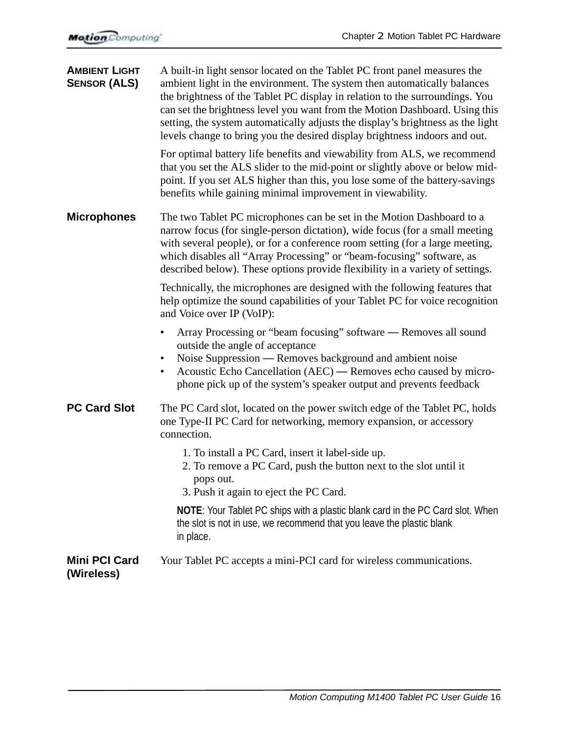### AMBIENT LIGHT SENSOR (ALS)

A built-in light sensor located on the Tablet PC front panel measures the ambient light in the environment. The system then automatically balances the brightness of the Tablet PC display in relation to the surroundings. You can set the brightness level you want from the Motion Dashboard. Using this setting, the system automatically adjusts the display's brightness as the light levels change to bring you the desired display brightness indoors and out.

For optimal battery life benefits and viewability from ALS, we recommend that you set the ALS slider to the mid-point or slightly above or below mid-point. If you set ALS higher than this, you lose some of the battery-savings benefits while gaining minimal improvement in viewability.

### Microphones

The two Tablet PC microphones can be set in the Motion Dashboard to a narrow focus (for single-person dictation), wide focus (for a small meeting with several people), or for a conference room setting (for a large meeting, which disables all "Array Processing" or "beam-focusing" software, as described below). These options provide flexibility in a variety of settings.

Technically, the microphones are designed with the following features that help optimize the sound capabilities of your Tablet PC for voice recognition and Voice over IP (VoIP):

- Array Processing or "beam focusing" software — Removes all sound outside the angle of acceptance
- Noise Suppression — Removes background and ambient noise
- Acoustic Echo Cancellation (AEC) — Removes echo caused by microphone pick up of the system's speaker output and prevents feedback

### PC Card Slot

The PC Card slot, located on the power switch edge of the Tablet PC, holds one Type-II PC Card for networking, memory expansion, or accessory connection.

1. To install a PC Card, insert it label-side up.
2. To remove a PC Card, push the button next to the slot until it pops out.
3. Push it again to eject the PC Card.

**NOTE**: Your Tablet PC ships with a plastic blank card in the PC Card slot. When the slot is not in use, we recommend that you leave the plastic blank in place.

### Mini PCI Card (Wireless)

Your Tablet PC accepts a mini-PCI card for wireless communications.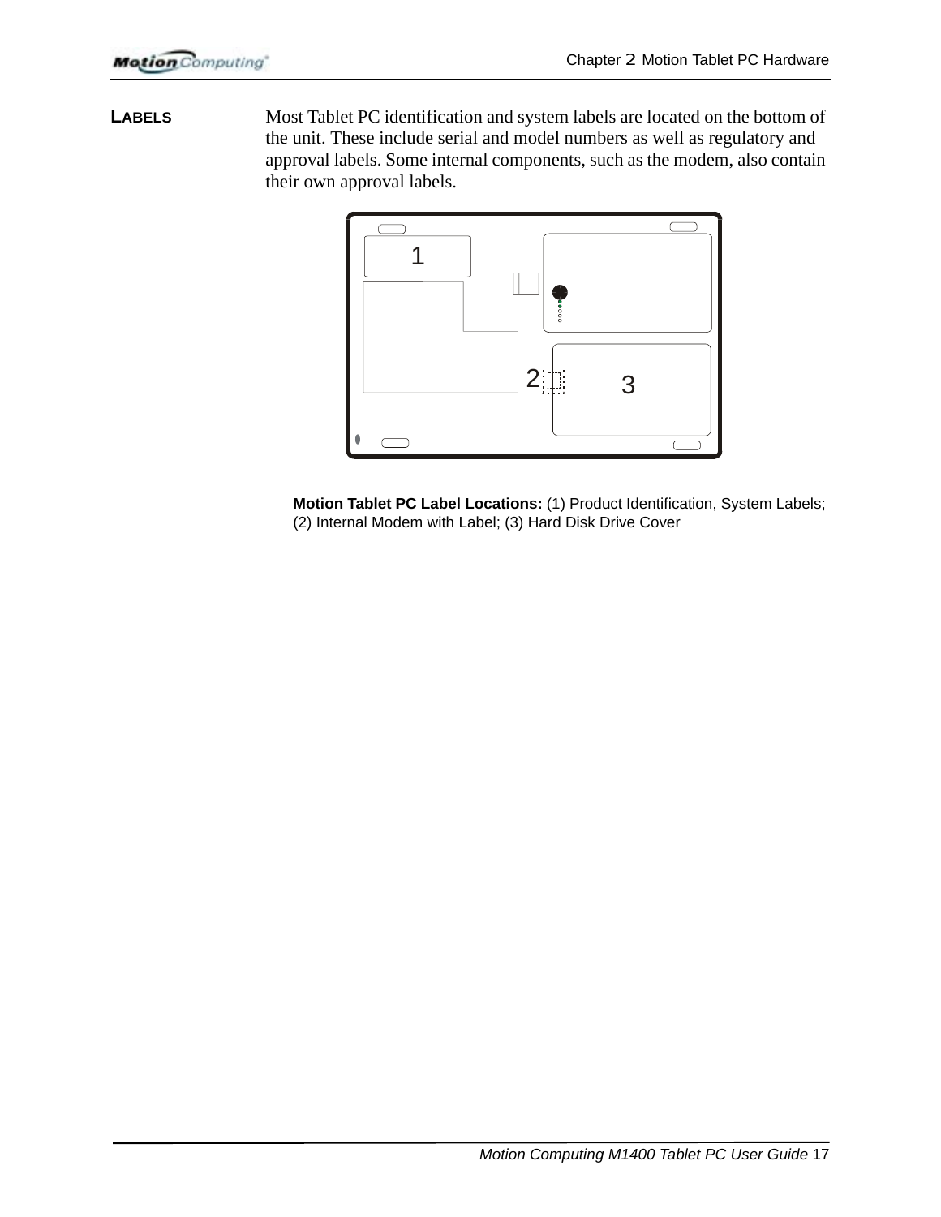## LABELS

Most Tablet PC identification and system labels are located on the bottom of the unit. These include serial and model numbers as well as regulatory and approval labels. Some internal components, such as the modem, also contain their own approval labels.

**Motion Tablet PC Label Locations:** (1) Product Identification, System Labels; (2) Internal Modem with Label; (3) Hard Disk Drive Cover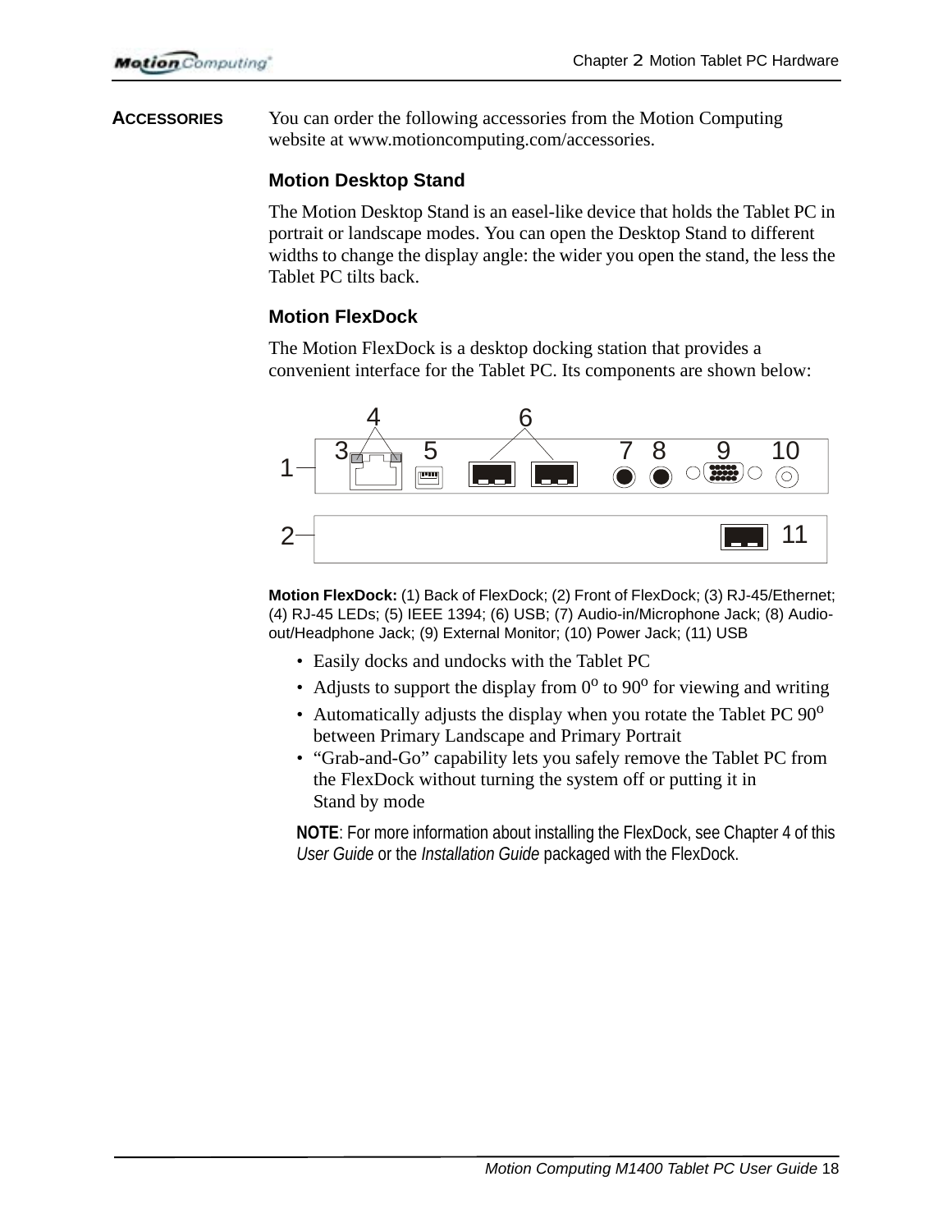## ACCESSORIES

You can order the following accessories from the Motion Computing website at www.motioncomputing.com/accessories.

### Motion Desktop Stand

The Motion Desktop Stand is an easel-like device that holds the Tablet PC in portrait or landscape modes. You can open the Desktop Stand to different widths to change the display angle: the wider you open the stand, the less the Tablet PC tilts back.

### Motion FlexDock

The Motion FlexDock is a desktop docking station that provides a convenient interface for the Tablet PC. Its components are shown below:

**Motion FlexDock:** (1) Back of FlexDock; (2) Front of FlexDock; (3) RJ-45/Ethernet; (4) RJ-45 LEDs; (5) IEEE 1394; (6) USB; (7) Audio-in/Microphone Jack; (8) Audio-out/Headphone Jack; (9) External Monitor; (10) Power Jack; (11) USB

- Easily docks and undocks with the Tablet PC
- Adjusts to support the display from $0^{o}$ to $90^{o}$ for viewing and writing
- Automatically adjusts the display when you rotate the Tablet PC $90^{o}$ between Primary Landscape and Primary Portrait
- "Grab-and-Go" capability lets you safely remove the Tablet PC from the FlexDock without turning the system off or putting it in Stand by mode

**NOTE**: For more information about installing the FlexDock, see Chapter 4 of this *User Guide* or the *Installation Guide* packaged with the FlexDock.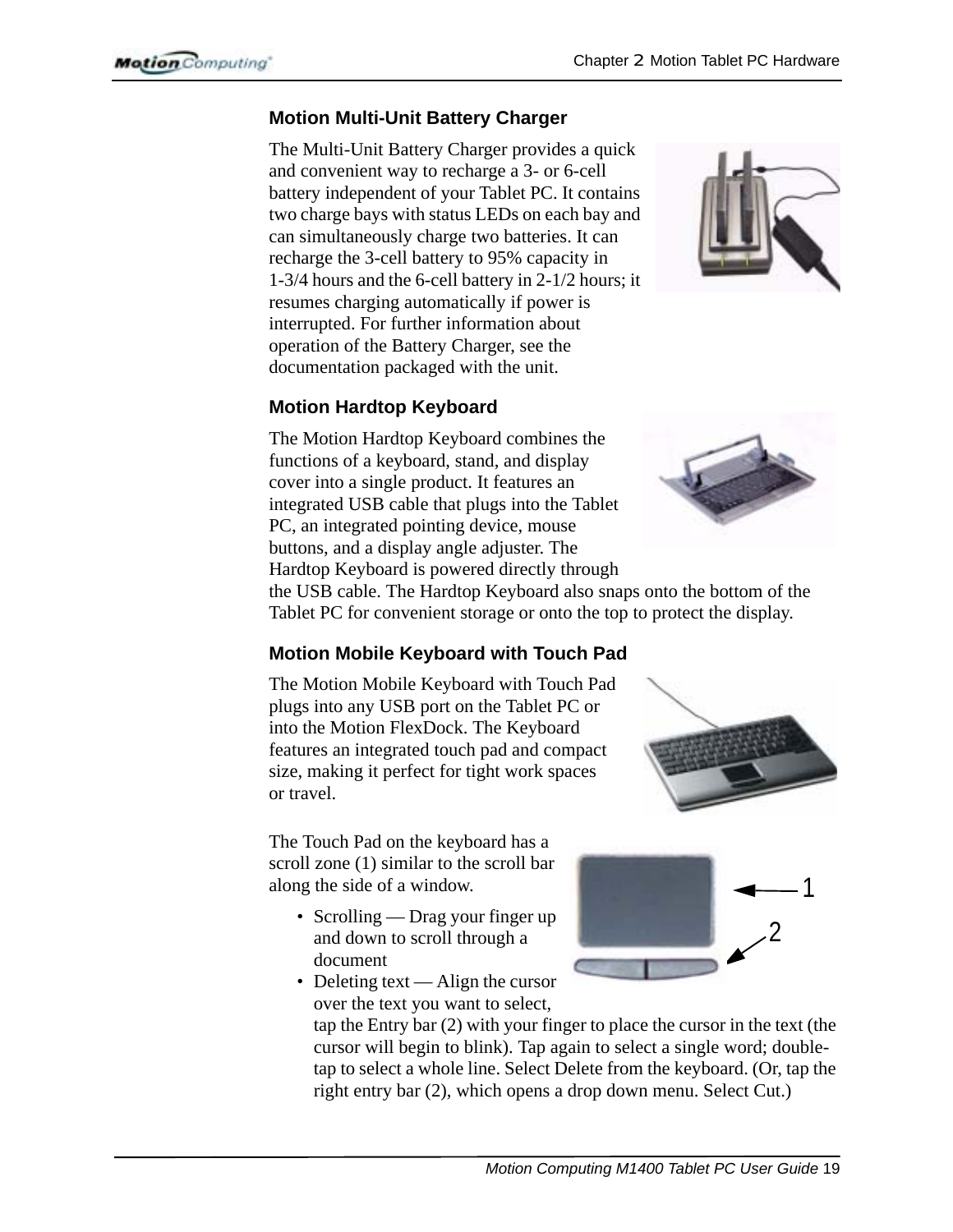### Motion Multi-Unit Battery Charger

The Multi-Unit Battery Charger provides a quick and convenient way to recharge a 3- or 6-cell battery independent of your Tablet PC. It contains two charge bays with status LEDs on each bay and can simultaneously charge two batteries. It can recharge the 3-cell battery to 95% capacity in 1-3/4 hours and the 6-cell battery in 2-1/2 hours; it resumes charging automatically if power is interrupted. For further information about operation of the Battery Charger, see the documentation packaged with the unit.

### Motion Hardtop Keyboard

The Motion Hardtop Keyboard combines the functions of a keyboard, stand, and display cover into a single product. It features an integrated USB cable that plugs into the Tablet PC, an integrated pointing device, mouse buttons, and a display angle adjuster. The Hardtop Keyboard is powered directly through the USB cable. The Hardtop Keyboard also snaps onto the bottom of the Tablet PC for convenient storage or onto the top to protect the display.

### Motion Mobile Keyboard with Touch Pad

The Motion Mobile Keyboard with Touch Pad plugs into any USB port on the Tablet PC or into the Motion FlexDock. The Keyboard features an integrated touch pad and compact size, making it perfect for tight work spaces or travel.

The Touch Pad on the keyboard has a scroll zone (1) similar to the scroll bar along the side of a window.

- Scrolling — Drag your finger up and down to scroll through a document
- Deleting text — Align the cursor over the text you want to select, tap the Entry bar (2) with your finger to place the cursor in the text (the cursor will begin to blink). Tap again to select a single word; double-tap to select a whole line. Select Delete from the keyboard. (Or, tap the right entry bar (2), which opens a drop down menu. Select Cut.)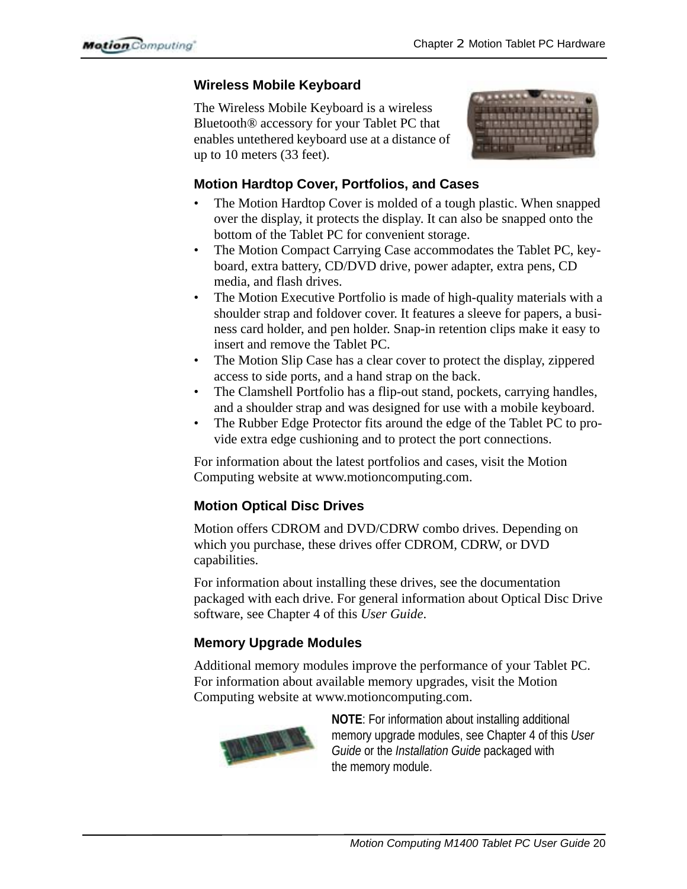### Wireless Mobile Keyboard

The Wireless Mobile Keyboard is a wireless Bluetooth® accessory for your Tablet PC that enables untethered keyboard use at a distance of up to 10 meters (33 feet).

### Motion Hardtop Cover, Portfolios, and Cases

- The Motion Hardtop Cover is molded of a tough plastic. When snapped over the display, it protects the display. It can also be snapped onto the bottom of the Tablet PC for convenient storage.
- The Motion Compact Carrying Case accommodates the Tablet PC, keyboard, extra battery, CD/DVD drive, power adapter, extra pens, CD media, and flash drives.
- The Motion Executive Portfolio is made of high-quality materials with a shoulder strap and foldover cover. It features a sleeve for papers, a business card holder, and pen holder. Snap-in retention clips make it easy to insert and remove the Tablet PC.
- The Motion Slip Case has a clear cover to protect the display, zippered access to side ports, and a hand strap on the back.
- The Clamshell Portfolio has a flip-out stand, pockets, carrying handles, and a shoulder strap and was designed for use with a mobile keyboard.
- The Rubber Edge Protector fits around the edge of the Tablet PC to provide extra edge cushioning and to protect the port connections.

For information about the latest portfolios and cases, visit the Motion Computing website at www.motioncomputing.com.

### Motion Optical Disc Drives

Motion offers CDROM and DVD/CDRW combo drives. Depending on which you purchase, these drives offer CDROM, CDRW, or DVD capabilities.

For information about installing these drives, see the documentation packaged with each drive. For general information about Optical Disc Drive software, see Chapter 4 of this *User Guide*.

### Memory Upgrade Modules

Additional memory modules improve the performance of your Tablet PC. For information about available memory upgrades, visit the Motion Computing website at www.motioncomputing.com.

**NOTE**: For information about installing additional memory upgrade modules, see Chapter 4 of this *User Guide* or the *Installation Guide* packaged with the memory module.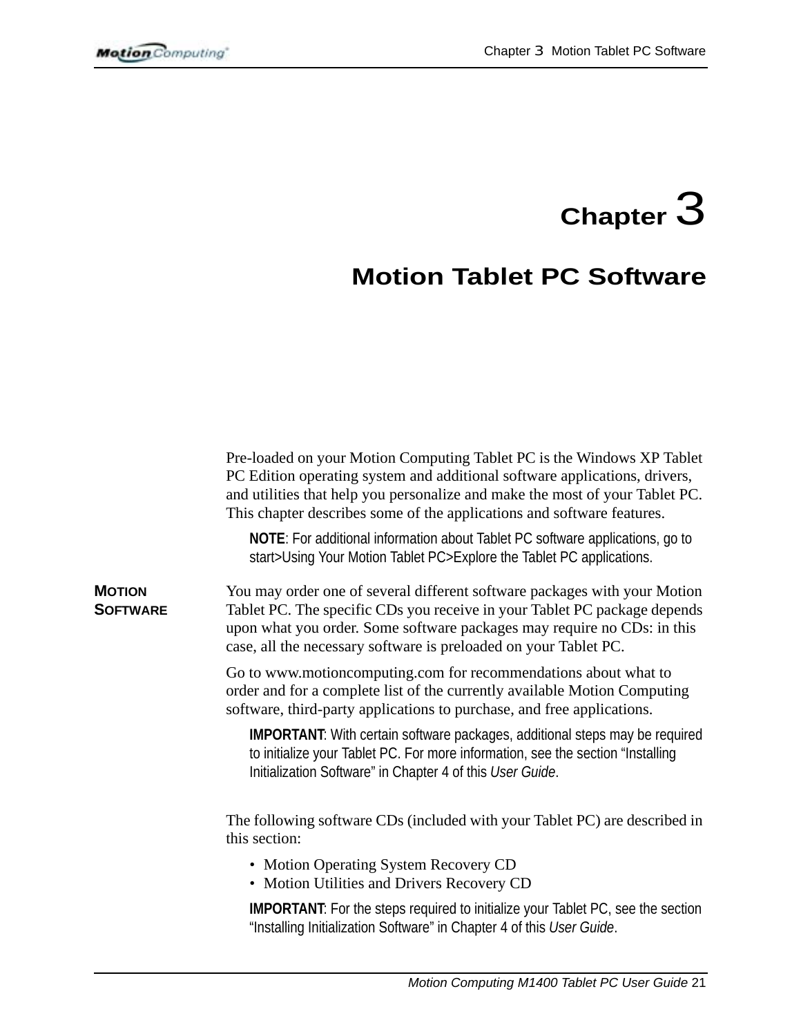# Chapter 3

# Motion Tablet PC Software

Pre-loaded on your Motion Computing Tablet PC is the Windows XP Tablet PC Edition operating system and additional software applications, drivers, and utilities that help you personalize and make the most of your Tablet PC. This chapter describes some of the applications and software features.

> **NOTE**: For additional information about Tablet PC software applications, go to start>Using Your Motion Tablet PC>Explore the Tablet PC applications.

## Motion Software

You may order one of several different software packages with your Motion Tablet PC. The specific CDs you receive in your Tablet PC package depends upon what you order. Some software packages may require no CDs: in this case, all the necessary software is preloaded on your Tablet PC.

Go to www.motioncomputing.com for recommendations about what to order and for a complete list of the currently available Motion Computing software, third-party applications to purchase, and free applications.

> **IMPORTANT**: With certain software packages, additional steps may be required to initialize your Tablet PC. For more information, see the section "Installing Initialization Software" in Chapter 4 of this *User Guide*.

The following software CDs (included with your Tablet PC) are described in this section:

- Motion Operating System Recovery CD
- Motion Utilities and Drivers Recovery CD

> **IMPORTANT**: For the steps required to initialize your Tablet PC, see the section "Installing Initialization Software" in Chapter 4 of this *User Guide*.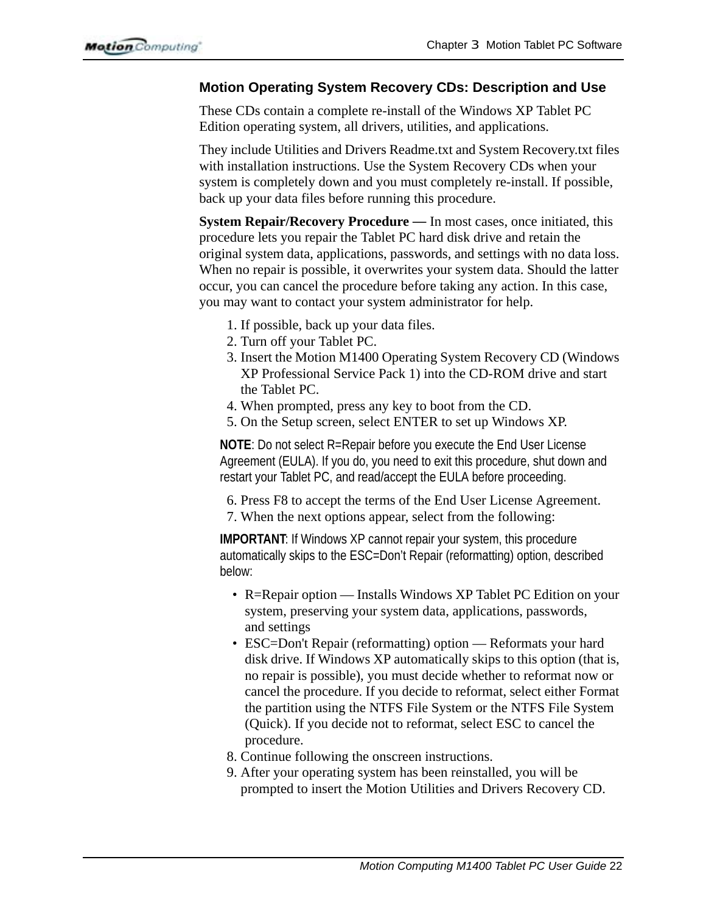### Motion Operating System Recovery CDs: Description and Use

These CDs contain a complete re-install of the Windows XP Tablet PC Edition operating system, all drivers, utilities, and applications.

They include Utilities and Drivers Readme.txt and System Recovery.txt files with installation instructions. Use the System Recovery CDs when your system is completely down and you must completely re-install. If possible, back up your data files before running this procedure.

**System Repair/Recovery Procedure —** In most cases, once initiated, this procedure lets you repair the Tablet PC hard disk drive and retain the original system data, applications, passwords, and settings with no data loss. When no repair is possible, it overwrites your system data. Should the latter occur, you can cancel the procedure before taking any action. In this case, you may want to contact your system administrator for help.

1. If possible, back up your data files.
2. Turn off your Tablet PC.
3. Insert the Motion M1400 Operating System Recovery CD (Windows XP Professional Service Pack 1) into the CD-ROM drive and start the Tablet PC.
4. When prompted, press any key to boot from the CD.
5. On the Setup screen, select ENTER to set up Windows XP.

**NOTE**: Do not select R=Repair before you execute the End User License Agreement (EULA). If you do, you need to exit this procedure, shut down and restart your Tablet PC, and read/accept the EULA before proceeding.

6. Press F8 to accept the terms of the End User License Agreement.
7. When the next options appear, select from the following:

**IMPORTANT**: If Windows XP cannot repair your system, this procedure automatically skips to the ESC=Don't Repair (reformatting) option, described below:

- R=Repair option — Installs Windows XP Tablet PC Edition on your system, preserving your system data, applications, passwords, and settings
- ESC=Don't Repair (reformatting) option — Reformats your hard disk drive. If Windows XP automatically skips to this option (that is, no repair is possible), you must decide whether to reformat now or cancel the procedure. If you decide to reformat, select either Format the partition using the NTFS File System or the NTFS File System (Quick). If you decide not to reformat, select ESC to cancel the procedure.

8. Continue following the onscreen instructions.
9. After your operating system has been reinstalled, you will be prompted to insert the Motion Utilities and Drivers Recovery CD.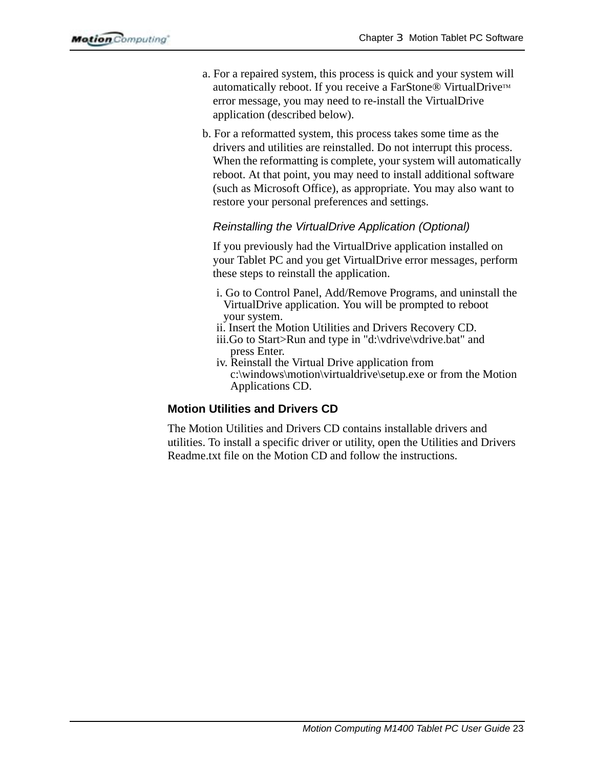a. For a repaired system, this process is quick and your system will automatically reboot. If you receive a FarStone® VirtualDrive™ error message, you may need to re-install the VirtualDrive application (described below).

b. For a reformatted system, this process takes some time as the drivers and utilities are reinstalled. Do not interrupt this process. When the reformatting is complete, your system will automatically reboot. At that point, you may need to install additional software (such as Microsoft Office), as appropriate. You may also want to restore your personal preferences and settings.

*Reinstalling the VirtualDrive Application (Optional)*

If you previously had the VirtualDrive application installed on your Tablet PC and you get VirtualDrive error messages, perform these steps to reinstall the application.

i. Go to Control Panel, Add/Remove Programs, and uninstall the VirtualDrive application. You will be prompted to reboot your system.
ii. Insert the Motion Utilities and Drivers Recovery CD.
iii. Go to Start>Run and type in "d:\vdrive\vdrive.bat" and press Enter.
iv. Reinstall the Virtual Drive application from c:\windows\motion\virtualdrive\setup.exe or from the Motion Applications CD.

### Motion Utilities and Drivers CD

The Motion Utilities and Drivers CD contains installable drivers and utilities. To install a specific driver or utility, open the Utilities and Drivers Readme.txt file on the Motion CD and follow the instructions.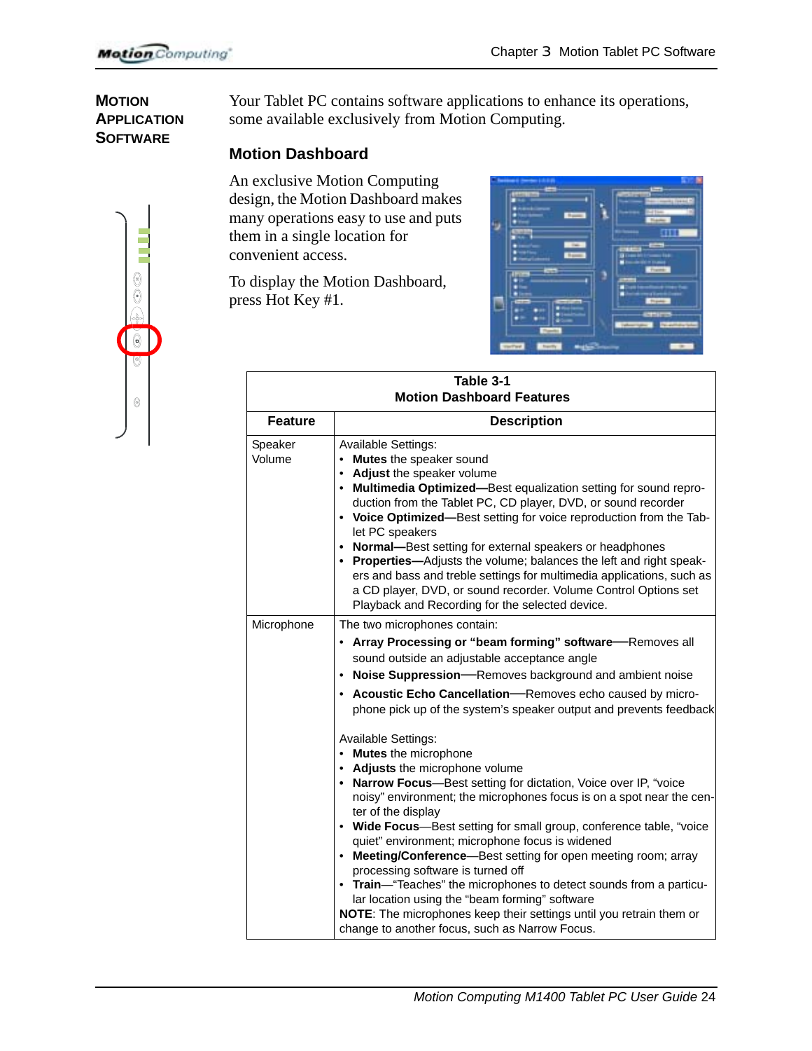## Motion Application Software

Your Tablet PC contains software applications to enhance its operations, some available exclusively from Motion Computing.

### Motion Dashboard

An exclusive Motion Computing design, the Motion Dashboard makes many operations easy to use and puts them in a single location for convenient access.

To display the Motion Dashboard, press Hot Key #1.

**Table 3-1**
**Motion Dashboard Features**

| Feature | Description |
|---|---|
| Speaker Volume | Available Settings:<br>• **Mutes** the speaker sound<br>• **Adjust** the speaker volume<br>• **Multimedia Optimized—**Best equalization setting for sound reproduction from the Tablet PC, CD player, DVD, or sound recorder<br>• **Voice Optimized—**Best setting for voice reproduction from the Tablet PC speakers<br>• **Normal—**Best setting for external speakers or headphones<br>• **Properties—**Adjusts the volume; balances the left and right speakers and bass and treble settings for multimedia applications, such as a CD player, DVD, or sound recorder. Volume Control Options set Playback and Recording for the selected device. |
| Microphone | The two microphones contain:<br>• **Array Processing or "beam forming" software**—Removes all sound outside an adjustable acceptance angle<br>• **Noise Suppression**—Removes background and ambient noise<br>• **Acoustic Echo Cancellation**—Removes echo caused by microphone pick up of the system's speaker output and prevents feedback<br><br>Available Settings:<br>• **Mutes** the microphone<br>• **Adjusts** the microphone volume<br>• **Narrow Focus**—Best setting for dictation, Voice over IP, "voice noisy" environment; the microphones focus is on a spot near the center of the display<br>• **Wide Focus**—Best setting for small group, conference table, "voice quiet" environment; microphone focus is widened<br>• **Meeting/Conference**—Best setting for open meeting room; array processing software is turned off<br>• **Train**—"Teaches" the microphones to detect sounds from a particular location using the "beam forming" software<br>**NOTE**: The microphones keep their settings until you retrain them or change to another focus, such as Narrow Focus. |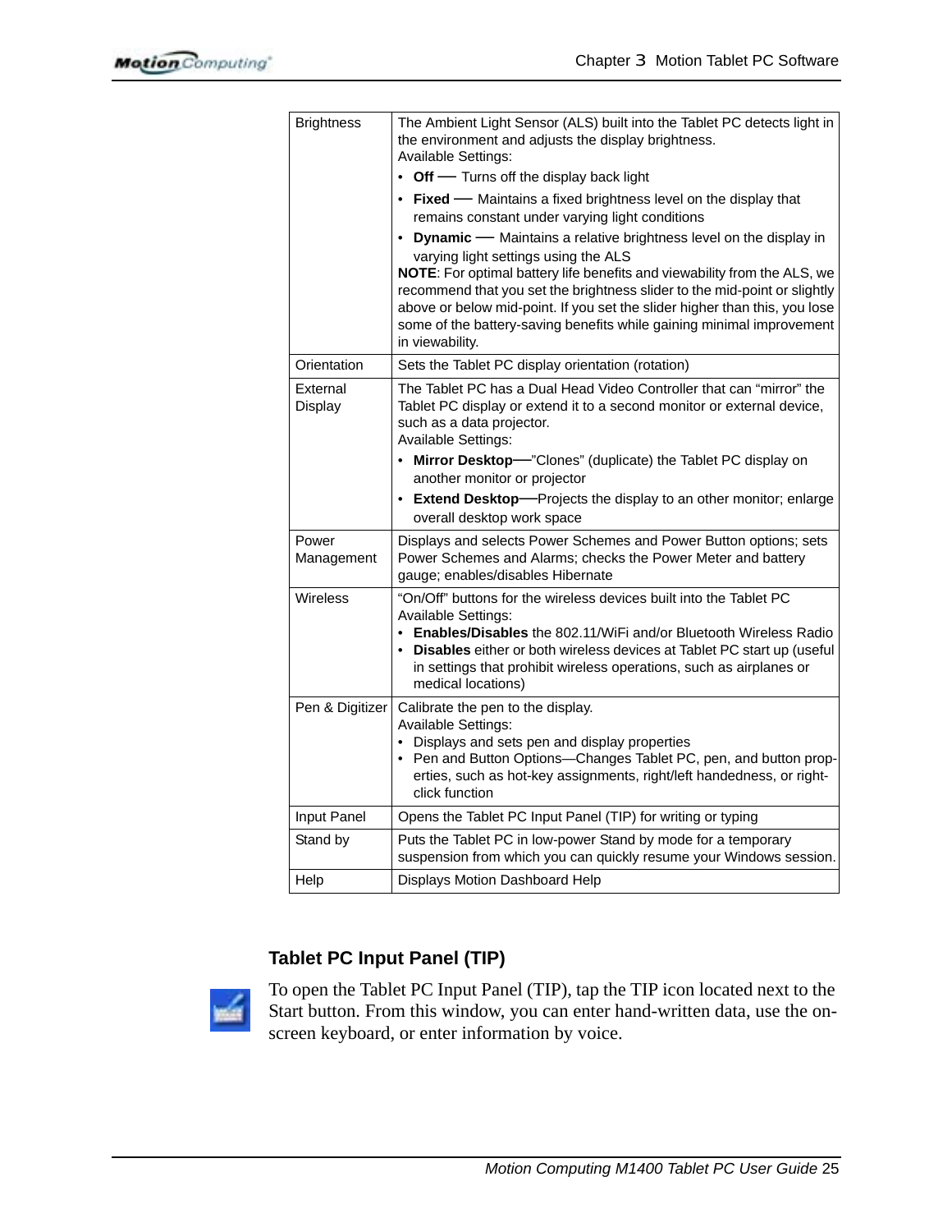| Brightness | The Ambient Light Sensor (ALS) built into the Tablet PC detects light in the environment and adjusts the display brightness.<br>Available Settings:<br>• **Off** — Turns off the display back light<br>• **Fixed** — Maintains a fixed brightness level on the display that remains constant under varying light conditions<br>• **Dynamic** — Maintains a relative brightness level on the display in varying light settings using the ALS<br>**NOTE**: For optimal battery life benefits and viewability from the ALS, we recommend that you set the brightness slider to the mid-point or slightly above or below mid-point. If you set the slider higher than this, you lose some of the battery-saving benefits while gaining minimal improvement in viewability. |
|---|---|
| Orientation | Sets the Tablet PC display orientation (rotation) |
| External Display | The Tablet PC has a Dual Head Video Controller that can “mirror” the Tablet PC display or extend it to a second monitor or external device, such as a data projector.<br>Available Settings:<br>• **Mirror Desktop**—”Clones” (duplicate) the Tablet PC display on another monitor or projector<br>• **Extend Desktop**—Projects the display to an other monitor; enlarge overall desktop work space |
| Power Management | Displays and selects Power Schemes and Power Button options; sets Power Schemes and Alarms; checks the Power Meter and battery gauge; enables/disables Hibernate |
| Wireless | “On/Off” buttons for the wireless devices built into the Tablet PC<br>Available Settings:<br>• **Enables/Disables** the 802.11/WiFi and/or Bluetooth Wireless Radio<br>• **Disables** either or both wireless devices at Tablet PC start up (useful in settings that prohibit wireless operations, such as airplanes or medical locations) |
| Pen & Digitizer | Calibrate the pen to the display.<br>Available Settings:<br>• Displays and sets pen and display properties<br>• Pen and Button Options—Changes Tablet PC, pen, and button properties, such as hot-key assignments, right/left handedness, or right-click function |
| Input Panel | Opens the Tablet PC Input Panel (TIP) for writing or typing |
| Stand by | Puts the Tablet PC in low-power Stand by mode for a temporary suspension from which you can quickly resume your Windows session. |
| Help | Displays Motion Dashboard Help |

### Tablet PC Input Panel (TIP)

To open the Tablet PC Input Panel (TIP), tap the TIP icon located next to the Start button. From this window, you can enter hand-written data, use the on-screen keyboard, or enter information by voice.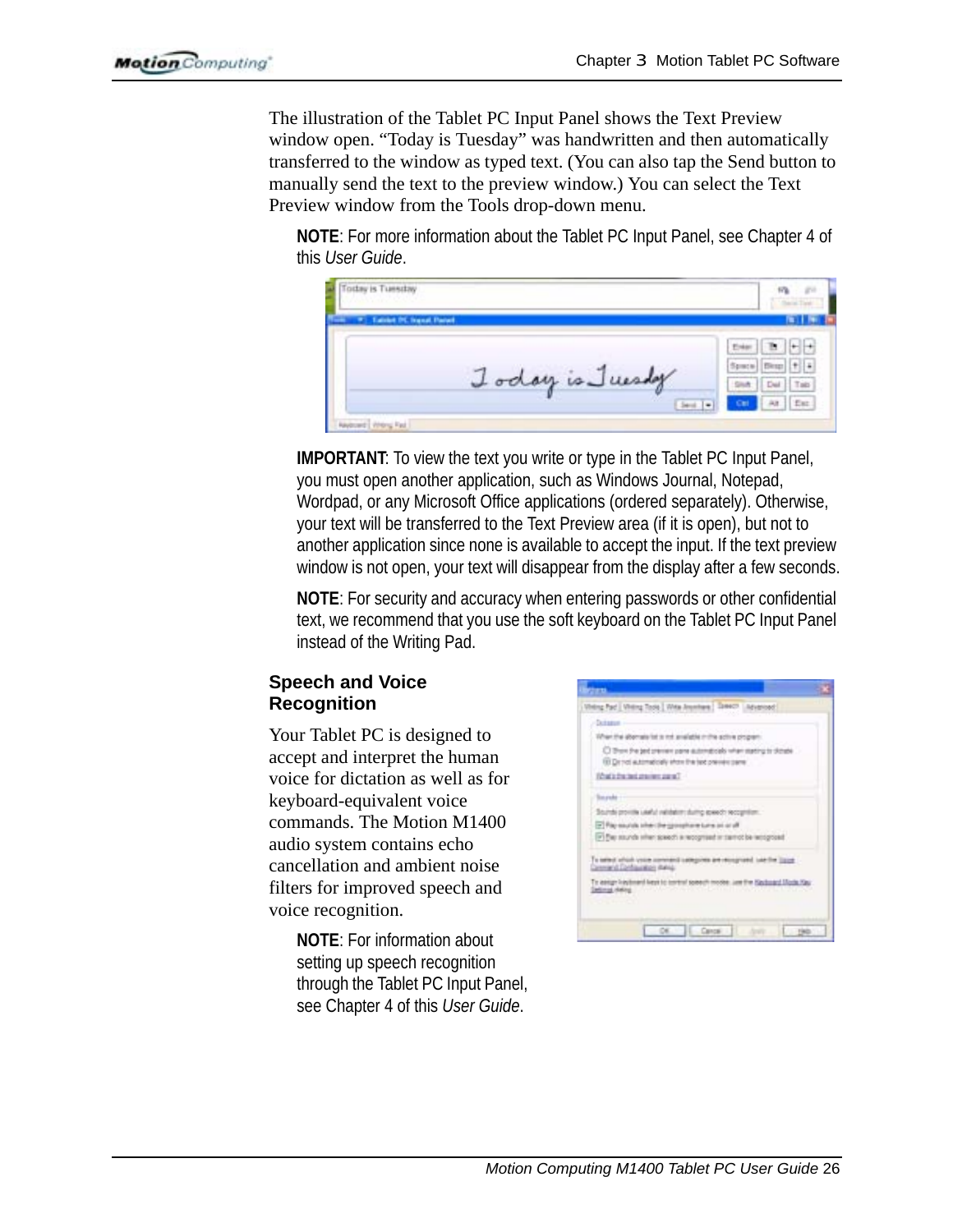The illustration of the Tablet PC Input Panel shows the Text Preview window open. “Today is Tuesday” was handwritten and then automatically transferred to the window as typed text. (You can also tap the Send button to manually send the text to the preview window.) You can select the Text Preview window from the Tools drop-down menu.

**NOTE**: For more information about the Tablet PC Input Panel, see Chapter 4 of this *User Guide*.

**IMPORTANT**: To view the text you write or type in the Tablet PC Input Panel, you must open another application, such as Windows Journal, Notepad, Wordpad, or any Microsoft Office applications (ordered separately). Otherwise, your text will be transferred to the Text Preview area (if it is open), but not to another application since none is available to accept the input. If the text preview window is not open, your text will disappear from the display after a few seconds.

**NOTE**: For security and accuracy when entering passwords or other confidential text, we recommend that you use the soft keyboard on the Tablet PC Input Panel instead of the Writing Pad.

## Speech and Voice Recognition

Your Tablet PC is designed to accept and interpret the human voice for dictation as well as for keyboard-equivalent voice commands. The Motion M1400 audio system contains echo cancellation and ambient noise filters for improved speech and voice recognition.

**NOTE**: For information about setting up speech recognition through the Tablet PC Input Panel, see Chapter 4 of this *User Guide*.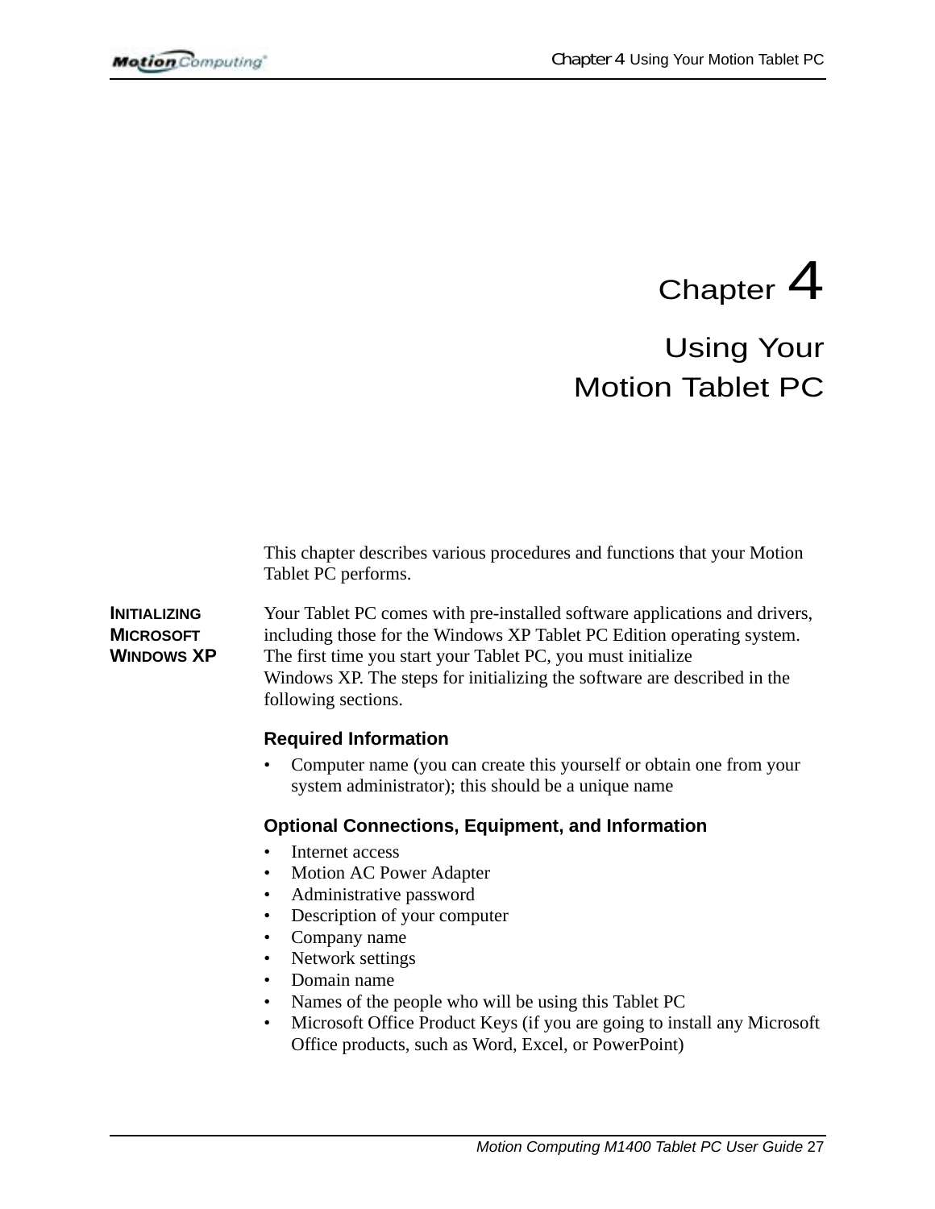# Chapter 4

# Using Your Motion Tablet PC

This chapter describes various procedures and functions that your Motion Tablet PC performs.

## Initializing Microsoft Windows XP

Your Tablet PC comes with pre-installed software applications and drivers, including those for the Windows XP Tablet PC Edition operating system. The first time you start your Tablet PC, you must initialize Windows XP. The steps for initializing the software are described in the following sections.

### Required Information

- Computer name (you can create this yourself or obtain one from your system administrator); this should be a unique name

### Optional Connections, Equipment, and Information

- Internet access
- Motion AC Power Adapter
- Administrative password
- Description of your computer
- Company name
- Network settings
- Domain name
- Names of the people who will be using this Tablet PC
- Microsoft Office Product Keys (if you are going to install any Microsoft Office products, such as Word, Excel, or PowerPoint)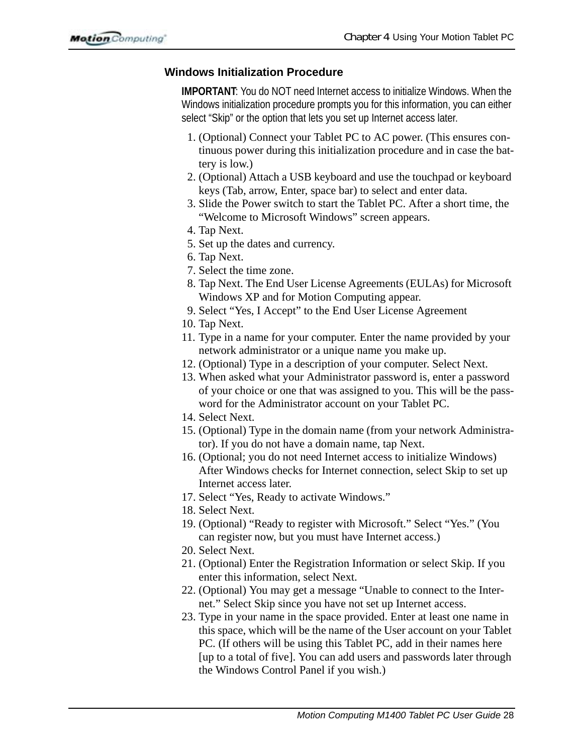### Windows Initialization Procedure

**IMPORTANT**: You do NOT need Internet access to initialize Windows. When the Windows initialization procedure prompts you for this information, you can either select “Skip” or the option that lets you set up Internet access later.

1. (Optional) Connect your Tablet PC to AC power. (This ensures continuous power during this initialization procedure and in case the battery is low.)
2. (Optional) Attach a USB keyboard and use the touchpad or keyboard keys (Tab, arrow, Enter, space bar) to select and enter data.
3. Slide the Power switch to start the Tablet PC. After a short time, the “Welcome to Microsoft Windows” screen appears.
4. Tap Next.
5. Set up the dates and currency.
6. Tap Next.
7. Select the time zone.
8. Tap Next. The End User License Agreements (EULAs) for Microsoft Windows XP and for Motion Computing appear.
9. Select “Yes, I Accept” to the End User License Agreement
10. Tap Next.
11. Type in a name for your computer. Enter the name provided by your network administrator or a unique name you make up.
12. (Optional) Type in a description of your computer. Select Next.
13. When asked what your Administrator password is, enter a password of your choice or one that was assigned to you. This will be the password for the Administrator account on your Tablet PC.
14. Select Next.
15. (Optional) Type in the domain name (from your network Administrator). If you do not have a domain name, tap Next.
16. (Optional; you do not need Internet access to initialize Windows) After Windows checks for Internet connection, select Skip to set up Internet access later.
17. Select “Yes, Ready to activate Windows.”
18. Select Next.
19. (Optional) “Ready to register with Microsoft.” Select “Yes.” (You can register now, but you must have Internet access.)
20. Select Next.
21. (Optional) Enter the Registration Information or select Skip. If you enter this information, select Next.
22. (Optional) You may get a message “Unable to connect to the Internet.” Select Skip since you have not set up Internet access.
23. Type in your name in the space provided. Enter at least one name in this space, which will be the name of the User account on your Tablet PC. (If others will be using this Tablet PC, add in their names here [up to a total of five]. You can add users and passwords later through the Windows Control Panel if you wish.)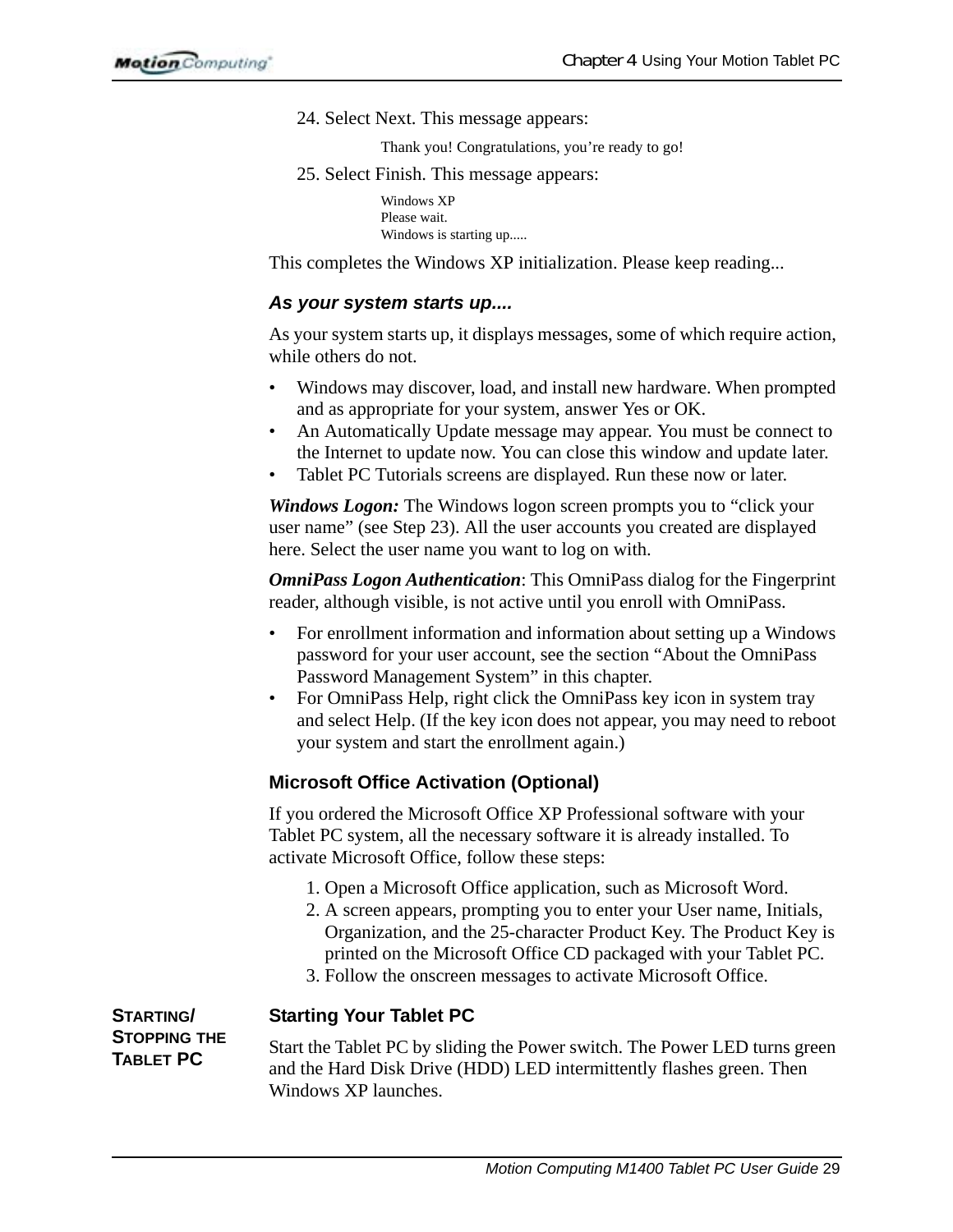24. Select Next. This message appears:

Thank you! Congratulations, you're ready to go!

25. Select Finish. This message appears:

Windows XP
Please wait.
Windows is starting up.....

This completes the Windows XP initialization. Please keep reading...

### *As your system starts up....*

As your system starts up, it displays messages, some of which require action, while others do not.

- Windows may discover, load, and install new hardware. When prompted and as appropriate for your system, answer Yes or OK.
- An Automatically Update message may appear. You must be connect to the Internet to update now. You can close this window and update later.
- Tablet PC Tutorials screens are displayed. Run these now or later.

***Windows Logon:*** The Windows logon screen prompts you to "click your user name" (see Step 23). All the user accounts you created are displayed here. Select the user name you want to log on with.

***OmniPass Logon Authentication***: This OmniPass dialog for the Fingerprint reader, although visible, is not active until you enroll with OmniPass.

- For enrollment information and information about setting up a Windows password for your user account, see the section "About the OmniPass Password Management System" in this chapter.
- For OmniPass Help, right click the OmniPass key icon in system tray and select Help. (If the key icon does not appear, you may need to reboot your system and start the enrollment again.)

### Microsoft Office Activation (Optional)

If you ordered the Microsoft Office XP Professional software with your Tablet PC system, all the necessary software it is already installed. To activate Microsoft Office, follow these steps:

1. Open a Microsoft Office application, such as Microsoft Word.
2. A screen appears, prompting you to enter your User name, Initials, Organization, and the 25-character Product Key. The Product Key is printed on the Microsoft Office CD packaged with your Tablet PC.
3. Follow the onscreen messages to activate Microsoft Office.

## STARTING/STOPPING THE TABLET PC

### Starting Your Tablet PC

Start the Tablet PC by sliding the Power switch. The Power LED turns green and the Hard Disk Drive (HDD) LED intermittently flashes green. Then Windows XP launches.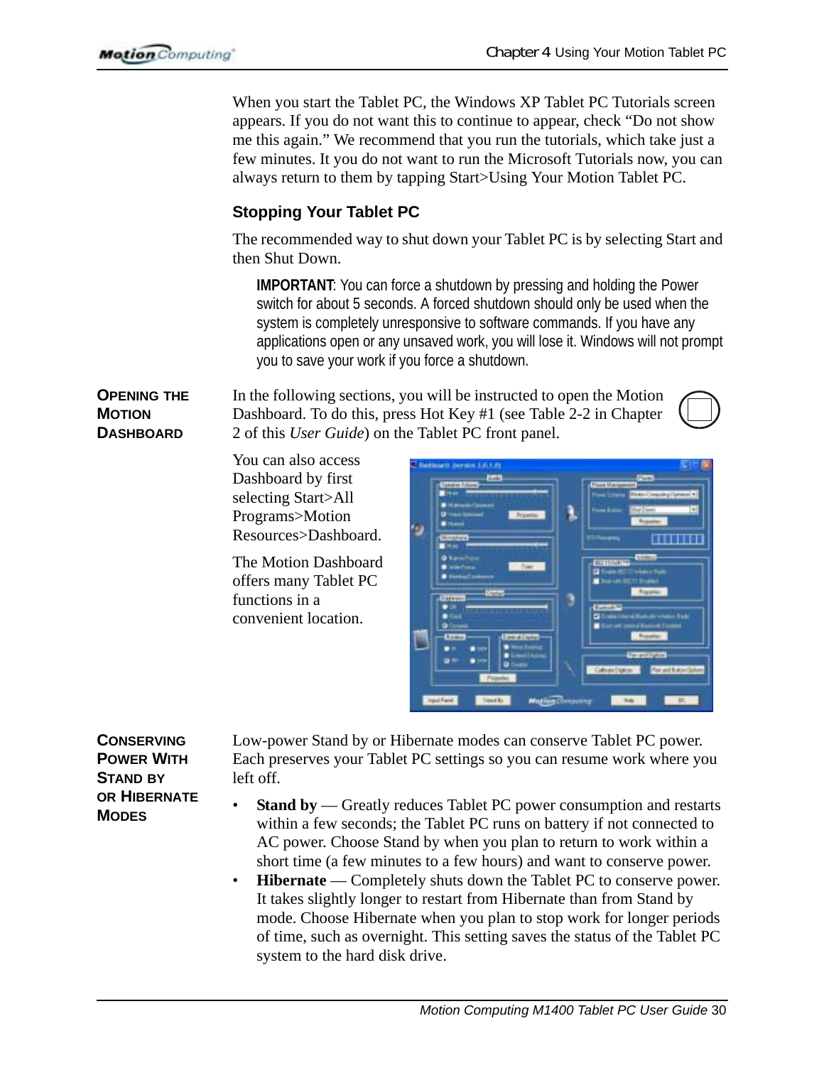When you start the Tablet PC, the Windows XP Tablet PC Tutorials screen appears. If you do not want this to continue to appear, check “Do not show me this again.” We recommend that you run the tutorials, which take just a few minutes. It you do not want to run the Microsoft Tutorials now, you can always return to them by tapping Start>Using Your Motion Tablet PC.

### Stopping Your Tablet PC

The recommended way to shut down your Tablet PC is by selecting Start and then Shut Down.

> **IMPORTANT**: You can force a shutdown by pressing and holding the Power switch for about 5 seconds. A forced shutdown should only be used when the system is completely unresponsive to software commands. If you have any applications open or any unsaved work, you will lose it. Windows will not prompt you to save your work if you force a shutdown.

## Opening the Motion Dashboard

In the following sections, you will be instructed to open the Motion Dashboard. To do this, press Hot Key #1 (see Table 2-2 in Chapter 2 of this *User Guide*) on the Tablet PC front panel.

You can also access Dashboard by first selecting Start>All Programs>Motion Resources>Dashboard.

The Motion Dashboard offers many Tablet PC functions in a convenient location.

## Conserving Power With Stand by or Hibernate Modes

Low-power Stand by or Hibernate modes can conserve Tablet PC power. Each preserves your Tablet PC settings so you can resume work where you left off.

- **Stand by** — Greatly reduces Tablet PC power consumption and restarts within a few seconds; the Tablet PC runs on battery if not connected to AC power. Choose Stand by when you plan to return to work within a short time (a few minutes to a few hours) and want to conserve power.
- **Hibernate** — Completely shuts down the Tablet PC to conserve power. It takes slightly longer to restart from Hibernate than from Stand by mode. Choose Hibernate when you plan to stop work for longer periods of time, such as overnight. This setting saves the status of the Tablet PC system to the hard disk drive.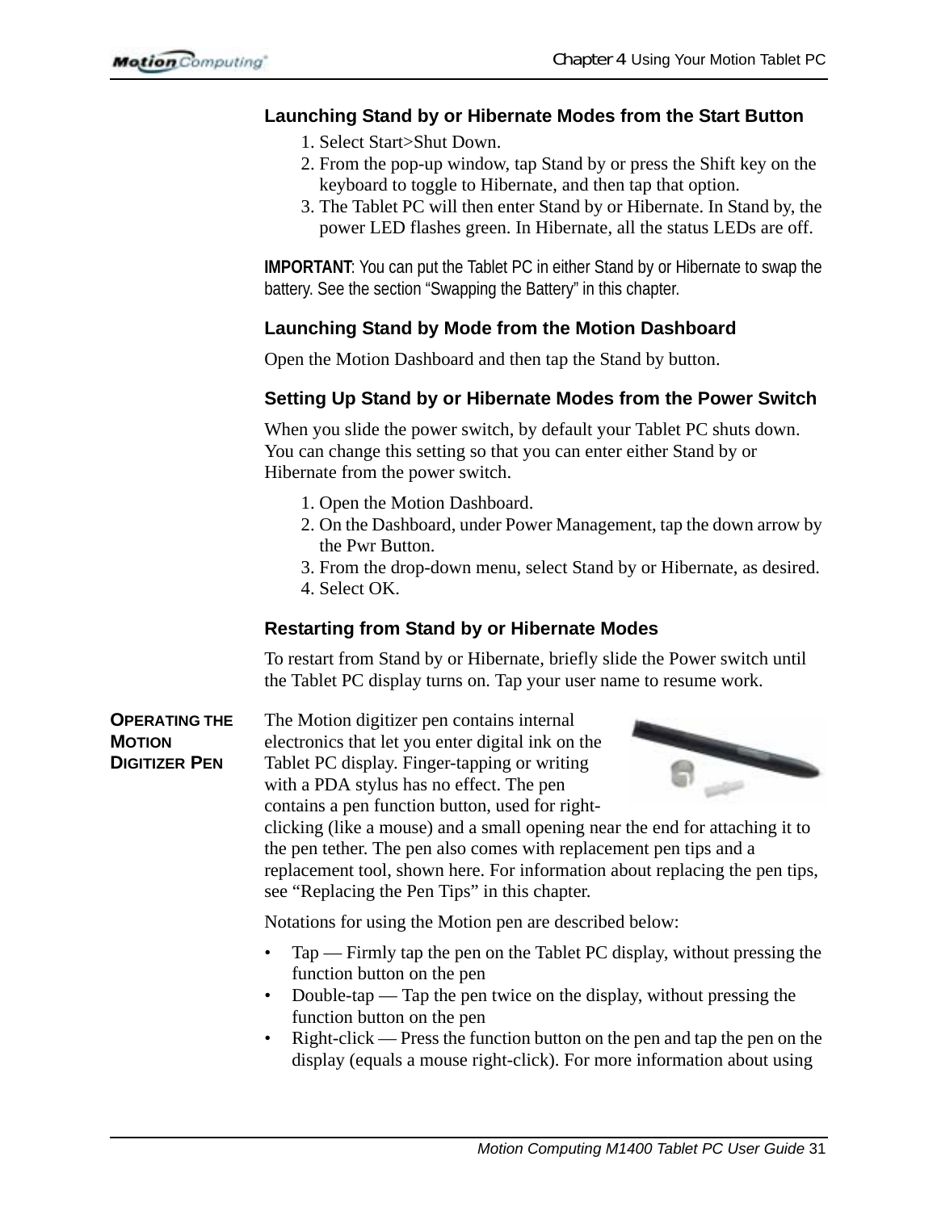### Launching Stand by or Hibernate Modes from the Start Button

1. Select Start>Shut Down.
2. From the pop-up window, tap Stand by or press the Shift key on the keyboard to toggle to Hibernate, and then tap that option.
3. The Tablet PC will then enter Stand by or Hibernate. In Stand by, the power LED flashes green. In Hibernate, all the status LEDs are off.

**IMPORTANT**: You can put the Tablet PC in either Stand by or Hibernate to swap the battery. See the section “Swapping the Battery” in this chapter.

### Launching Stand by Mode from the Motion Dashboard

Open the Motion Dashboard and then tap the Stand by button.

### Setting Up Stand by or Hibernate Modes from the Power Switch

When you slide the power switch, by default your Tablet PC shuts down. You can change this setting so that you can enter either Stand by or Hibernate from the power switch.

1. Open the Motion Dashboard.
2. On the Dashboard, under Power Management, tap the down arrow by the Pwr Button.
3. From the drop-down menu, select Stand by or Hibernate, as desired.
4. Select OK.

### Restarting from Stand by or Hibernate Modes

To restart from Stand by or Hibernate, briefly slide the Power switch until the Tablet PC display turns on. Tap your user name to resume work.

## Operating the Motion Digitizer Pen

The Motion digitizer pen contains internal electronics that let you enter digital ink on the Tablet PC display. Finger-tapping or writing with a PDA stylus has no effect. The pen contains a pen function button, used for right-clicking (like a mouse) and a small opening near the end for attaching it to the pen tether. The pen also comes with replacement pen tips and a replacement tool, shown here. For information about replacing the pen tips, see “Replacing the Pen Tips” in this chapter.

Notations for using the Motion pen are described below:

- Tap — Firmly tap the pen on the Tablet PC display, without pressing the function button on the pen
- Double-tap — Tap the pen twice on the display, without pressing the function button on the pen
- Right-click — Press the function button on the pen and tap the pen on the display (equals a mouse right-click). For more information about using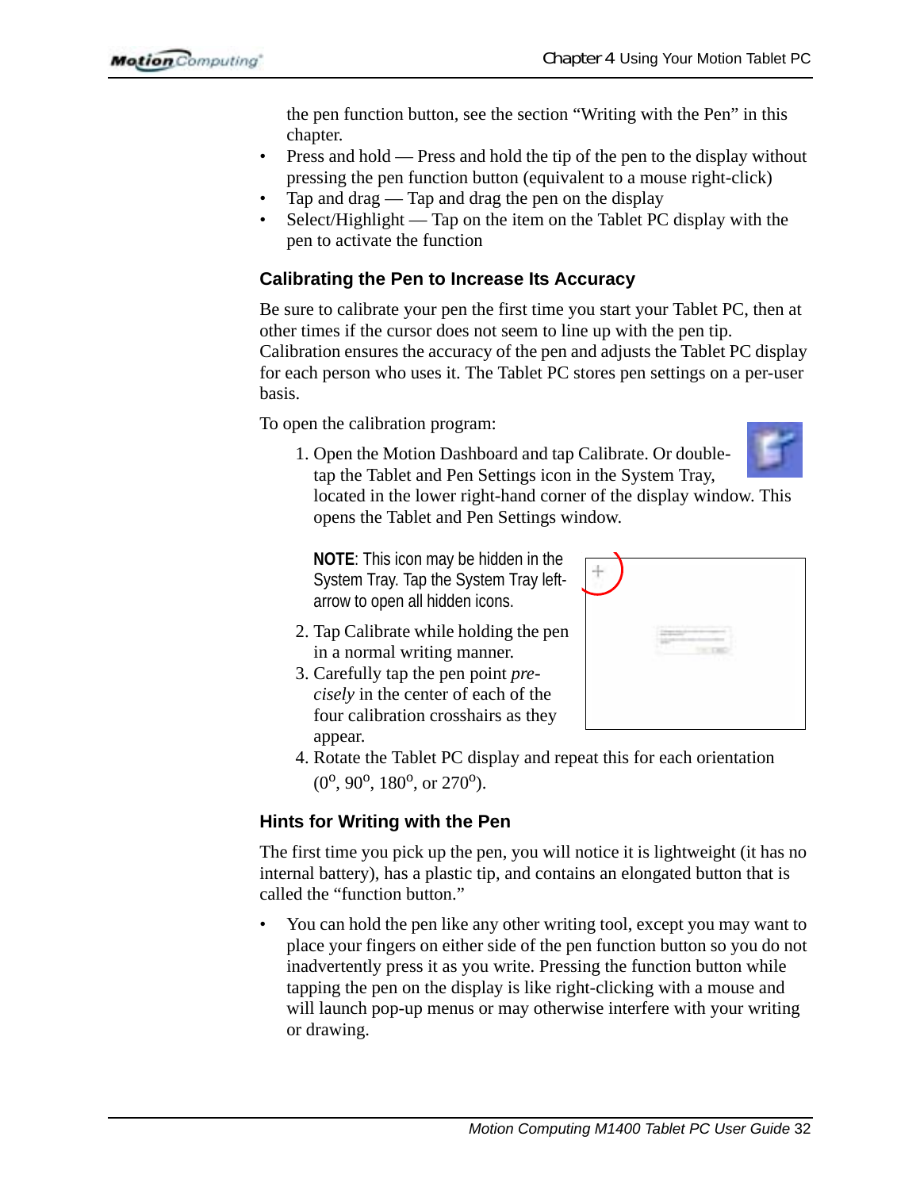the pen function button, see the section “Writing with the Pen” in this chapter.

- Press and hold — Press and hold the tip of the pen to the display without pressing the pen function button (equivalent to a mouse right-click)
- Tap and drag — Tap and drag the pen on the display
- Select/Highlight — Tap on the item on the Tablet PC display with the pen to activate the function

### Calibrating the Pen to Increase Its Accuracy

Be sure to calibrate your pen the first time you start your Tablet PC, then at other times if the cursor does not seem to line up with the pen tip. Calibration ensures the accuracy of the pen and adjusts the Tablet PC display for each person who uses it. The Tablet PC stores pen settings on a per-user basis.

To open the calibration program:

1. Open the Motion Dashboard and tap Calibrate. Or double-tap the Tablet and Pen Settings icon in the System Tray, located in the lower right-hand corner of the display window. This opens the Tablet and Pen Settings window.

   **NOTE**: This icon may be hidden in the System Tray. Tap the System Tray left-arrow to open all hidden icons.

2. Tap Calibrate while holding the pen in a normal writing manner.
3. Carefully tap the pen point *precisely* in the center of each of the four calibration crosshairs as they appear.
4. Rotate the Tablet PC display and repeat this for each orientation ($0^o$, $90^o$, $180^o$, or $270^o$).

### Hints for Writing with the Pen

The first time you pick up the pen, you will notice it is lightweight (it has no internal battery), has a plastic tip, and contains an elongated button that is called the “function button.”

- You can hold the pen like any other writing tool, except you may want to place your fingers on either side of the pen function button so you do not inadvertently press it as you write. Pressing the function button while tapping the pen on the display is like right-clicking with a mouse and will launch pop-up menus or may otherwise interfere with your writing or drawing.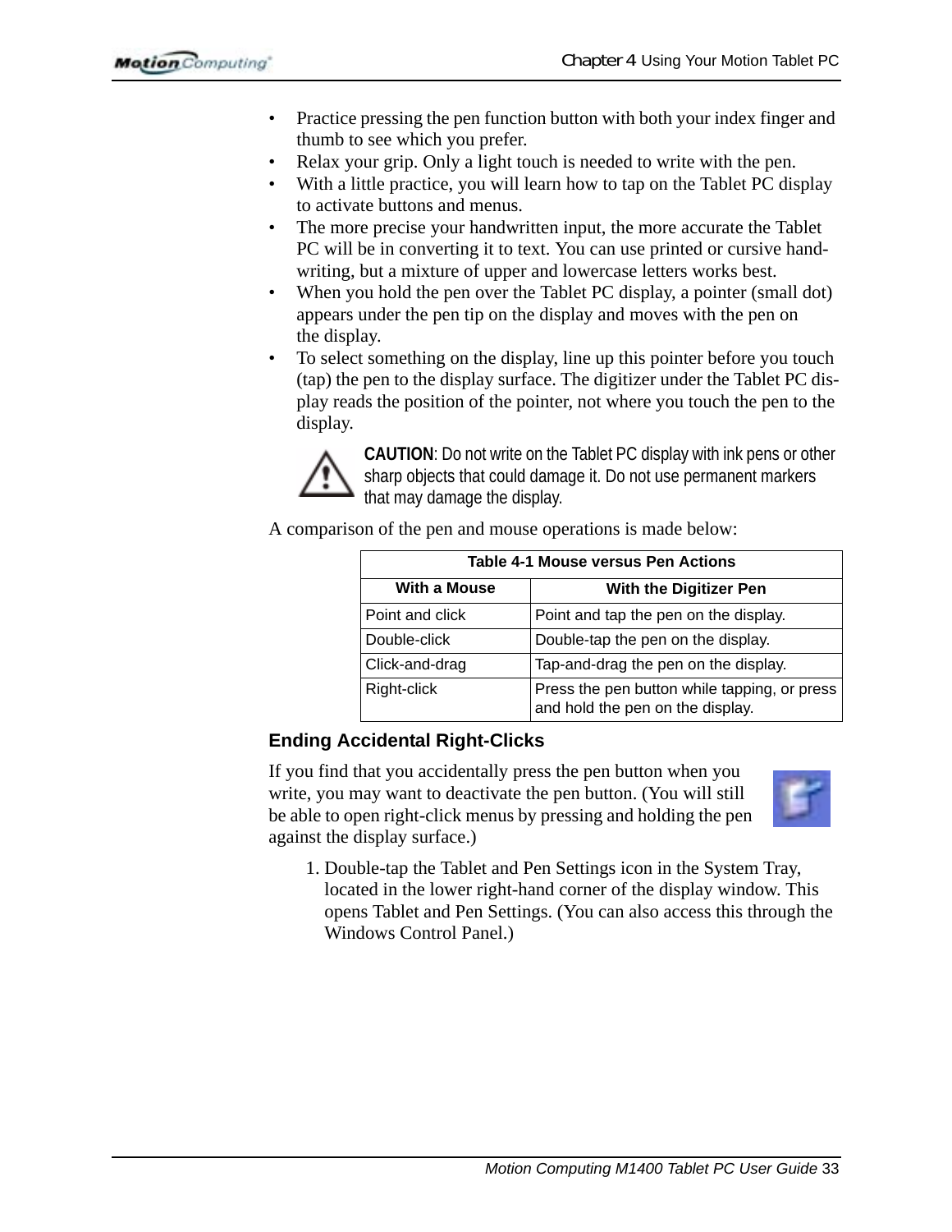- Practice pressing the pen function button with both your index finger and thumb to see which you prefer.
- Relax your grip. Only a light touch is needed to write with the pen.
- With a little practice, you will learn how to tap on the Tablet PC display to activate buttons and menus.
- The more precise your handwritten input, the more accurate the Tablet PC will be in converting it to text. You can use printed or cursive handwriting, but a mixture of upper and lowercase letters works best.
- When you hold the pen over the Tablet PC display, a pointer (small dot) appears under the pen tip on the display and moves with the pen on the display.
- To select something on the display, line up this pointer before you touch (tap) the pen to the display surface. The digitizer under the Tablet PC display reads the position of the pointer, not where you touch the pen to the display.

**CAUTION**: Do not write on the Tablet PC display with ink pens or other sharp objects that could damage it. Do not use permanent markers that may damage the display.

A comparison of the pen and mouse operations is made below:

**Table 4-1 Mouse versus Pen Actions**

| With a Mouse | With the Digitizer Pen |
|---|---|
| Point and click | Point and tap the pen on the display. |
| Double-click | Double-tap the pen on the display. |
| Click-and-drag | Tap-and-drag the pen on the display. |
| Right-click | Press the pen button while tapping, or press and hold the pen on the display. |

### Ending Accidental Right-Clicks

If you find that you accidentally press the pen button when you write, you may want to deactivate the pen button. (You will still be able to open right-click menus by pressing and holding the pen against the display surface.)

1. Double-tap the Tablet and Pen Settings icon in the System Tray, located in the lower right-hand corner of the display window. This opens Tablet and Pen Settings. (You can also access this through the Windows Control Panel.)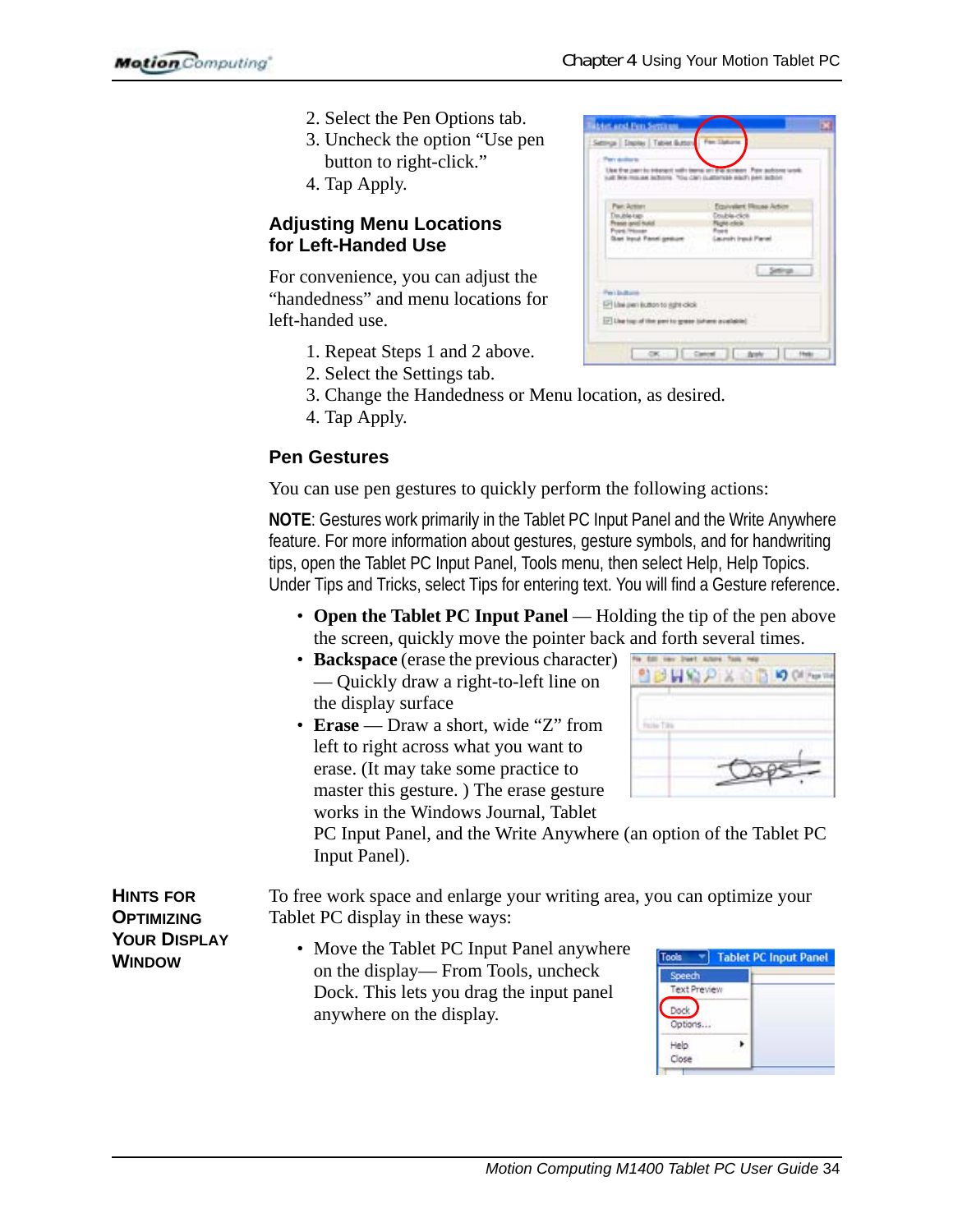2. Select the Pen Options tab.
3. Uncheck the option "Use pen button to right-click."
4. Tap Apply.

### Adjusting Menu Locations for Left-Handed Use

For convenience, you can adjust the "handedness" and menu locations for left-handed use.

1. Repeat Steps 1 and 2 above.
2. Select the Settings tab.
3. Change the Handedness or Menu location, as desired.
4. Tap Apply.

### Pen Gestures

You can use pen gestures to quickly perform the following actions:

**NOTE**: Gestures work primarily in the Tablet PC Input Panel and the Write Anywhere feature. For more information about gestures, gesture symbols, and for handwriting tips, open the Tablet PC Input Panel, Tools menu, then select Help, Help Topics. Under Tips and Tricks, select Tips for entering text. You will find a Gesture reference.

- **Open the Tablet PC Input Panel** — Holding the tip of the pen above the screen, quickly move the pointer back and forth several times.
- **Backspace** (erase the previous character) — Quickly draw a right-to-left line on the display surface
- **Erase** — Draw a short, wide "Z" from left to right across what you want to erase. (It may take some practice to master this gesture. ) The erase gesture works in the Windows Journal, Tablet PC Input Panel, and the Write Anywhere (an option of the Tablet PC Input Panel).

## Hints for Optimizing Your Display Window

To free work space and enlarge your writing area, you can optimize your Tablet PC display in these ways:

- Move the Tablet PC Input Panel anywhere on the display— From Tools, uncheck Dock. This lets you drag the input panel anywhere on the display.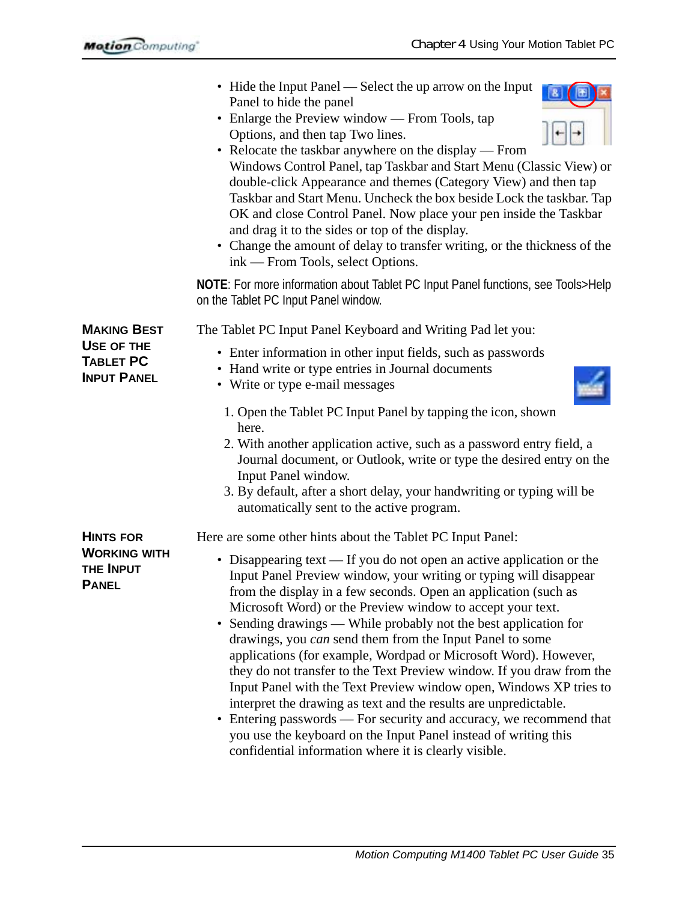- Hide the Input Panel — Select the up arrow on the Input Panel to hide the panel
- Enlarge the Preview window — From Tools, tap Options, and then tap Two lines.
- Relocate the taskbar anywhere on the display — From Windows Control Panel, tap Taskbar and Start Menu (Classic View) or double-click Appearance and themes (Category View) and then tap Taskbar and Start Menu. Uncheck the box beside Lock the taskbar. Tap OK and close Control Panel. Now place your pen inside the Taskbar and drag it to the sides or top of the display.
- Change the amount of delay to transfer writing, or the thickness of the ink — From Tools, select Options.

**NOTE**: For more information about Tablet PC Input Panel functions, see Tools>Help on the Tablet PC Input Panel window.

## Making Best Use of the Tablet PC Input Panel

The Tablet PC Input Panel Keyboard and Writing Pad let you:

- Enter information in other input fields, such as passwords
- Hand write or type entries in Journal documents
- Write or type e-mail messages

1. Open the Tablet PC Input Panel by tapping the icon, shown here.
2. With another application active, such as a password entry field, a Journal document, or Outlook, write or type the desired entry on the Input Panel window.
3. By default, after a short delay, your handwriting or typing will be automatically sent to the active program.

## Hints for Working with the Input Panel

Here are some other hints about the Tablet PC Input Panel:

- Disappearing text — If you do not open an active application or the Input Panel Preview window, your writing or typing will disappear from the display in a few seconds. Open an application (such as Microsoft Word) or the Preview window to accept your text.
- Sending drawings — While probably not the best application for drawings, you *can* send them from the Input Panel to some applications (for example, Wordpad or Microsoft Word). However, they do not transfer to the Text Preview window. If you draw from the Input Panel with the Text Preview window open, Windows XP tries to interpret the drawing as text and the results are unpredictable.
- Entering passwords — For security and accuracy, we recommend that you use the keyboard on the Input Panel instead of writing this confidential information where it is clearly visible.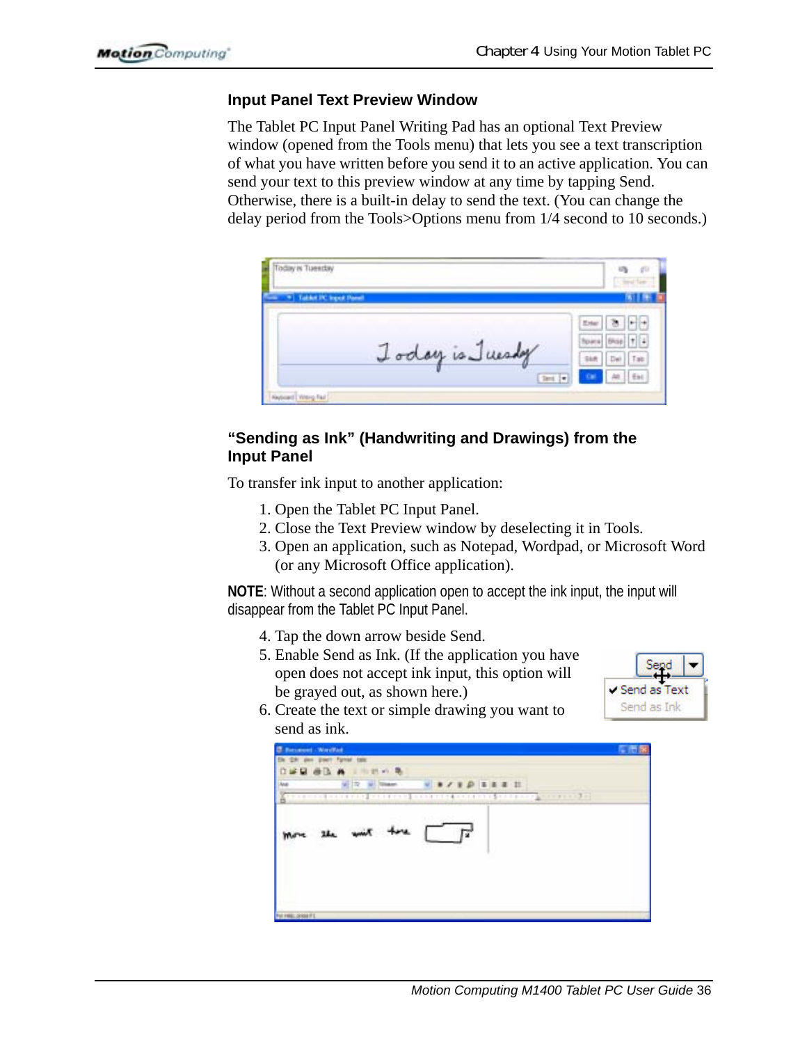## Input Panel Text Preview Window

The Tablet PC Input Panel Writing Pad has an optional Text Preview window (opened from the Tools menu) that lets you see a text transcription of what you have written before you send it to an active application. You can send your text to this preview window at any time by tapping Send. Otherwise, there is a built-in delay to send the text. (You can change the delay period from the Tools>Options menu from 1/4 second to 10 seconds.)

## "Sending as Ink" (Handwriting and Drawings) from the Input Panel

To transfer ink input to another application:

1. Open the Tablet PC Input Panel.
2. Close the Text Preview window by deselecting it in Tools.
3. Open an application, such as Notepad, Wordpad, or Microsoft Word (or any Microsoft Office application).

**NOTE**: Without a second application open to accept the ink input, the input will disappear from the Tablet PC Input Panel.

4. Tap the down arrow beside Send.
5. Enable Send as Ink. (If the application you have open does not accept ink input, this option will be grayed out, as shown here.)
6. Create the text or simple drawing you want to send as ink.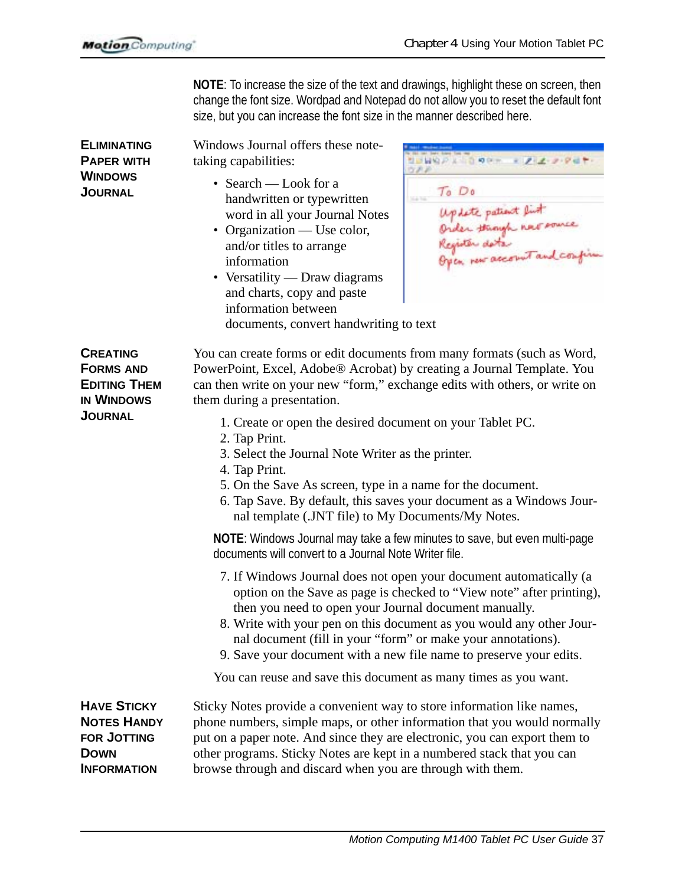**NOTE**: To increase the size of the text and drawings, highlight these on screen, then change the font size. Wordpad and Notepad do not allow you to reset the default font size, but you can increase the font size in the manner described here.

## Eliminating Paper with Windows Journal

Windows Journal offers these note-taking capabilities:

- Search — Look for a handwritten or typewritten word in all your Journal Notes
- Organization — Use color, and/or titles to arrange information
- Versatility — Draw diagrams and charts, copy and paste information between documents, convert handwriting to text

## Creating Forms and Editing Them in Windows Journal

You can create forms or edit documents from many formats (such as Word, PowerPoint, Excel, Adobe® Acrobat) by creating a Journal Template. You can then write on your new "form," exchange edits with others, or write on them during a presentation.

1. Create or open the desired document on your Tablet PC.
2. Tap Print.
3. Select the Journal Note Writer as the printer.
4. Tap Print.
5. On the Save As screen, type in a name for the document.
6. Tap Save. By default, this saves your document as a Windows Journal template (.JNT file) to My Documents/My Notes.

**NOTE**: Windows Journal may take a few minutes to save, but even multi-page documents will convert to a Journal Note Writer file.

7. If Windows Journal does not open your document automatically (a option on the Save as page is checked to "View note" after printing), then you need to open your Journal document manually.
8. Write with your pen on this document as you would any other Journal document (fill in your "form" or make your annotations).
9. Save your document with a new file name to preserve your edits.

You can reuse and save this document as many times as you want.

## Have Sticky Notes Handy for Jotting Down Information

Sticky Notes provide a convenient way to store information like names, phone numbers, simple maps, or other information that you would normally put on a paper note. And since they are electronic, you can export them to other programs. Sticky Notes are kept in a numbered stack that you can browse through and discard when you are through with them.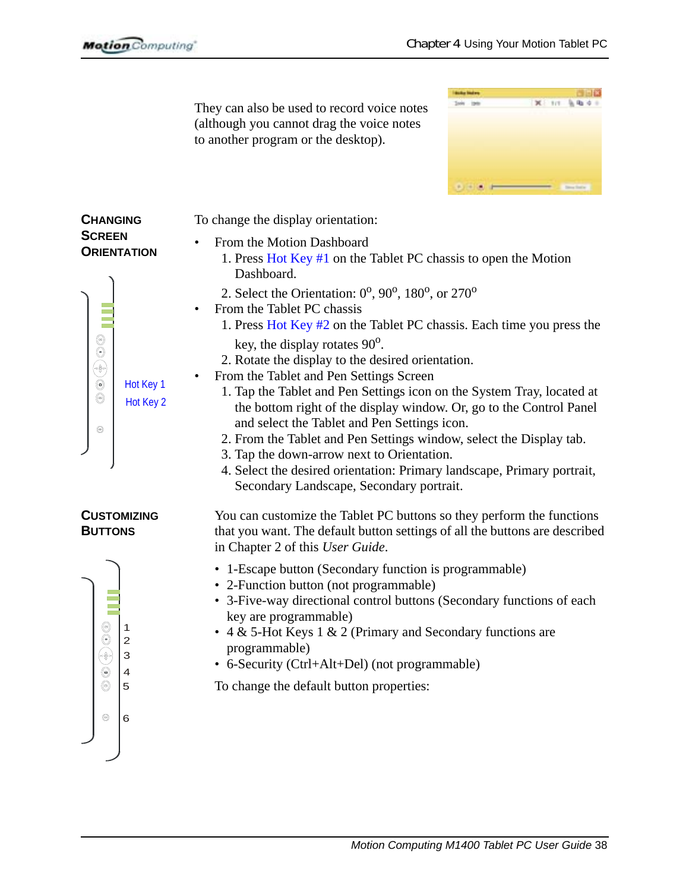They can also be used to record voice notes (although you cannot drag the voice notes to another program or the desktop).

## Changing Screen Orientation

Hot Key 1

Hot Key 2

To change the display orientation:

- From the Motion Dashboard
    1. Press Hot Key #1 on the Tablet PC chassis to open the Motion Dashboard.
    2. Select the Orientation: $0^o$, $90^o$, $180^o$, or $270^o$
- From the Tablet PC chassis
    1. Press Hot Key #2 on the Tablet PC chassis. Each time you press the key, the display rotates $90^o$.
    2. Rotate the display to the desired orientation.
- From the Tablet and Pen Settings Screen
    1. Tap the Tablet and Pen Settings icon on the System Tray, located at the bottom right of the display window. Or, go to the Control Panel and select the Tablet and Pen Settings icon.
    2. From the Tablet and Pen Settings window, select the Display tab.
    3. Tap the down-arrow next to Orientation.
    4. Select the desired orientation: Primary landscape, Primary portrait, Secondary Landscape, Secondary portrait.

## Customizing Buttons

1
2
3
4
5
6

You can customize the Tablet PC buttons so they perform the functions that you want. The default button settings of all the buttons are described in Chapter 2 of this *User Guide*.

- 1-Escape button (Secondary function is programmable)
- 2-Function button (not programmable)
- 3-Five-way directional control buttons (Secondary functions of each key are programmable)
- 4 & 5-Hot Keys 1 & 2 (Primary and Secondary functions are programmable)
- 6-Security (Ctrl+Alt+Del) (not programmable)

To change the default button properties: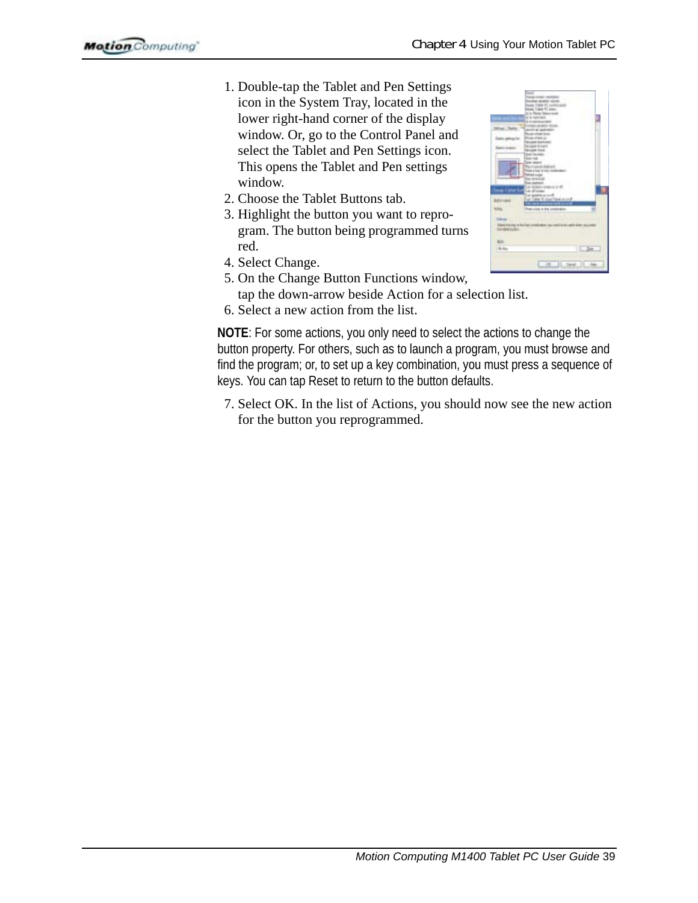1. Double-tap the Tablet and Pen Settings icon in the System Tray, located in the lower right-hand corner of the display window. Or, go to the Control Panel and select the Tablet and Pen Settings icon. This opens the Tablet and Pen settings window.
2. Choose the Tablet Buttons tab.
3. Highlight the button you want to reprogram. The button being programmed turns red.
4. Select Change.
5. On the Change Button Functions window, tap the down-arrow beside Action for a selection list.
6. Select a new action from the list.

**NOTE**: For some actions, you only need to select the actions to change the button property. For others, such as to launch a program, you must browse and find the program; or, to set up a key combination, you must press a sequence of keys. You can tap Reset to return to the button defaults.

7. Select OK. In the list of Actions, you should now see the new action for the button you reprogrammed.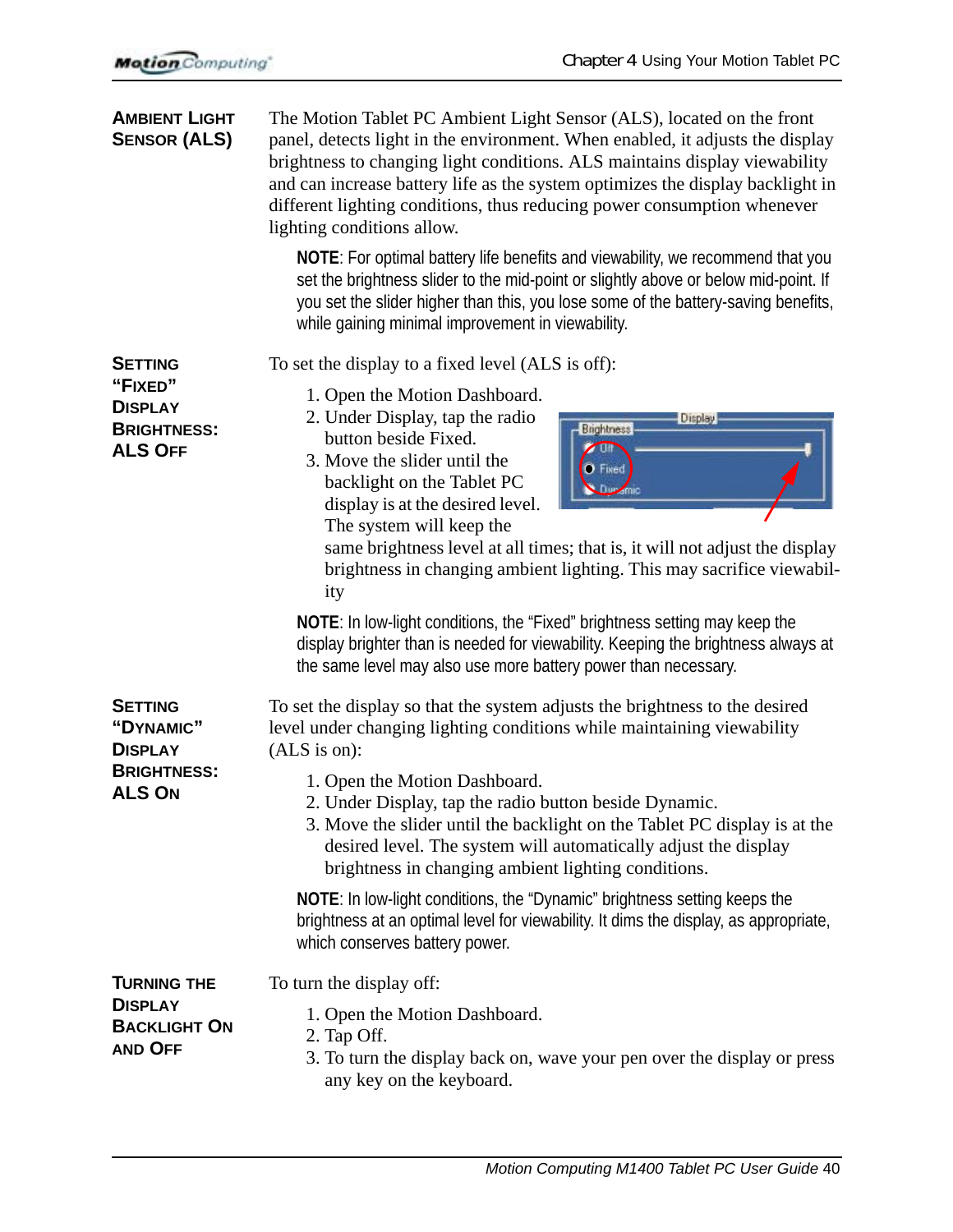## Ambient Light Sensor (ALS)

The Motion Tablet PC Ambient Light Sensor (ALS), located on the front panel, detects light in the environment. When enabled, it adjusts the display brightness to changing light conditions. ALS maintains display viewability and can increase battery life as the system optimizes the display backlight in different lighting conditions, thus reducing power consumption whenever lighting conditions allow.

> **NOTE**: For optimal battery life benefits and viewability, we recommend that you set the brightness slider to the mid-point or slightly above or below mid-point. If you set the slider higher than this, you lose some of the battery-saving benefits, while gaining minimal improvement in viewability.

## Setting "Fixed" Display Brightness: ALS Off

To set the display to a fixed level (ALS is off):

1. Open the Motion Dashboard.
2. Under Display, tap the radio button beside Fixed.
3. Move the slider until the backlight on the Tablet PC display is at the desired level. The system will keep the same brightness level at all times; that is, it will not adjust the display brightness in changing ambient lighting. This may sacrifice viewability

> **NOTE**: In low-light conditions, the "Fixed" brightness setting may keep the display brighter than is needed for viewability. Keeping the brightness always at the same level may also use more battery power than necessary.

## Setting "Dynamic" Display Brightness: ALS On

To set the display so that the system adjusts the brightness to the desired level under changing lighting conditions while maintaining viewability (ALS is on):

1. Open the Motion Dashboard.
2. Under Display, tap the radio button beside Dynamic.
3. Move the slider until the backlight on the Tablet PC display is at the desired level. The system will automatically adjust the display brightness in changing ambient lighting conditions.

> **NOTE**: In low-light conditions, the "Dynamic" brightness setting keeps the brightness at an optimal level for viewability. It dims the display, as appropriate, which conserves battery power.

## Turning the Display Backlight On and Off

To turn the display off:

1. Open the Motion Dashboard.
2. Tap Off.
3. To turn the display back on, wave your pen over the display or press any key on the keyboard.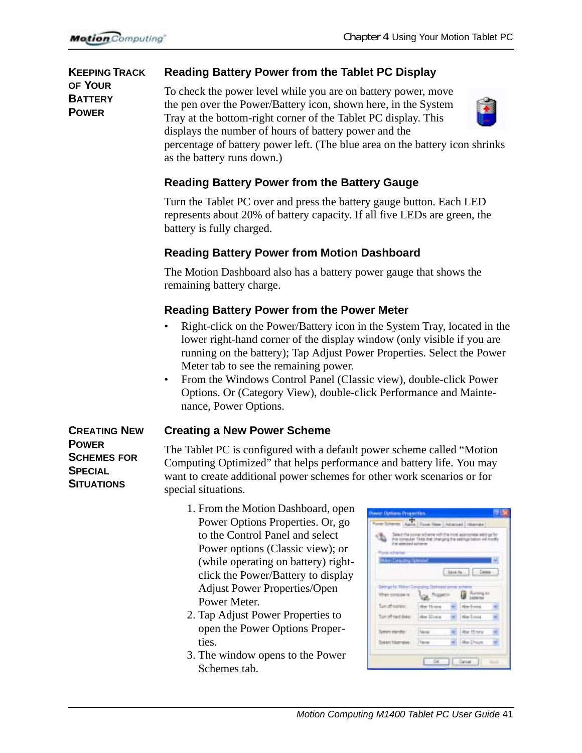## KEEPING TRACK OF YOUR BATTERY POWER

### Reading Battery Power from the Tablet PC Display

To check the power level while you are on battery power, move the pen over the Power/Battery icon, shown here, in the System Tray at the bottom-right corner of the Tablet PC display. This displays the number of hours of battery power and the percentage of battery power left. (The blue area on the battery icon shrinks as the battery runs down.)

### Reading Battery Power from the Battery Gauge

Turn the Tablet PC over and press the battery gauge button. Each LED represents about 20% of battery capacity. If all five LEDs are green, the battery is fully charged.

### Reading Battery Power from Motion Dashboard

The Motion Dashboard also has a battery power gauge that shows the remaining battery charge.

### Reading Battery Power from the Power Meter

- Right-click on the Power/Battery icon in the System Tray, located in the lower right-hand corner of the display window (only visible if you are running on the battery); Tap Adjust Power Properties. Select the Power Meter tab to see the remaining power.
- From the Windows Control Panel (Classic view), double-click Power Options. Or (Category View), double-click Performance and Maintenance, Power Options.

## CREATING NEW POWER SCHEMES FOR SPECIAL SITUATIONS

### Creating a New Power Scheme

The Tablet PC is configured with a default power scheme called “Motion Computing Optimized” that helps performance and battery life. You may want to create additional power schemes for other work scenarios or for special situations.

1. From the Motion Dashboard, open Power Options Properties. Or, go to the Control Panel and select Power options (Classic view); or (while operating on battery) right-click the Power/Battery to display Adjust Power Properties/Open Power Meter.
2. Tap Adjust Power Properties to open the Power Options Properties.
3. The window opens to the Power Schemes tab.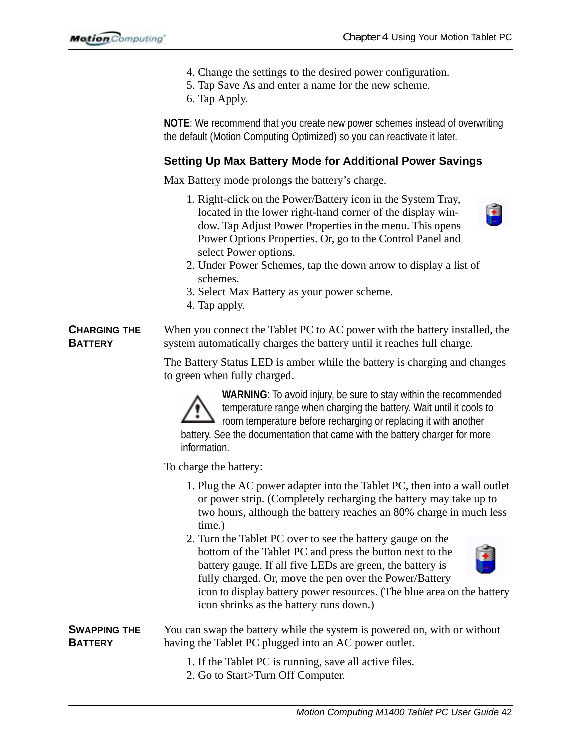4. Change the settings to the desired power configuration.
5. Tap Save As and enter a name for the new scheme.
6. Tap Apply.

**NOTE**: We recommend that you create new power schemes instead of overwriting the default (Motion Computing Optimized) so you can reactivate it later.

### Setting Up Max Battery Mode for Additional Power Savings

Max Battery mode prolongs the battery's charge.

1. Right-click on the Power/Battery icon in the System Tray, located in the lower right-hand corner of the display window. Tap Adjust Power Properties in the menu. This opens Power Options Properties. Or, go to the Control Panel and select Power options.
2. Under Power Schemes, tap the down arrow to display a list of schemes.
3. Select Max Battery as your power scheme.
4. Tap apply.

## Charging the Battery

When you connect the Tablet PC to AC power with the battery installed, the system automatically charges the battery until it reaches full charge.

The Battery Status LED is amber while the battery is charging and changes to green when fully charged.

**WARNING**: To avoid injury, be sure to stay within the recommended temperature range when charging the battery. Wait until it cools to room temperature before recharging or replacing it with another battery. See the documentation that came with the battery charger for more information.

To charge the battery:

1. Plug the AC power adapter into the Tablet PC, then into a wall outlet or power strip. (Completely recharging the battery may take up to two hours, although the battery reaches an 80% charge in much less time.)
2. Turn the Tablet PC over to see the battery gauge on the bottom of the Tablet PC and press the button next to the battery gauge. If all five LEDs are green, the battery is fully charged. Or, move the pen over the Power/Battery icon to display battery power resources. (The blue area on the battery icon shrinks as the battery runs down.)

## Swapping the Battery

You can swap the battery while the system is powered on, with or without having the Tablet PC plugged into an AC power outlet.

1. If the Tablet PC is running, save all active files.
2. Go to Start>Turn Off Computer.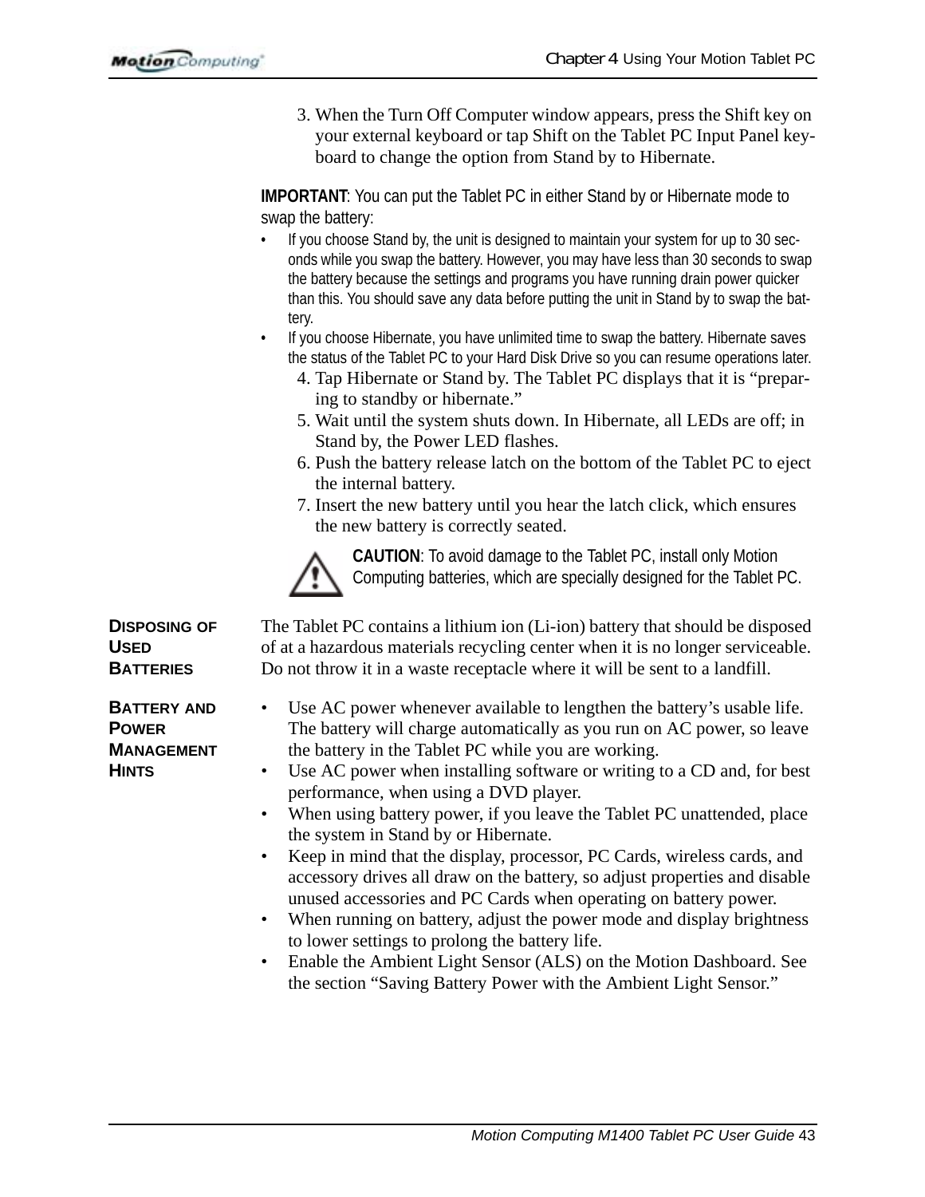3. When the Turn Off Computer window appears, press the Shift key on your external keyboard or tap Shift on the Tablet PC Input Panel keyboard to change the option from Stand by to Hibernate.

**IMPORTANT**: You can put the Tablet PC in either Stand by or Hibernate mode to swap the battery:

- If you choose Stand by, the unit is designed to maintain your system for up to 30 seconds while you swap the battery. However, you may have less than 30 seconds to swap the battery because the settings and programs you have running drain power quicker than this. You should save any data before putting the unit in Stand by to swap the battery.
- If you choose Hibernate, you have unlimited time to swap the battery. Hibernate saves the status of the Tablet PC to your Hard Disk Drive so you can resume operations later.

4. Tap Hibernate or Stand by. The Tablet PC displays that it is "preparing to standby or hibernate."
5. Wait until the system shuts down. In Hibernate, all LEDs are off; in Stand by, the Power LED flashes.
6. Push the battery release latch on the bottom of the Tablet PC to eject the internal battery.
7. Insert the new battery until you hear the latch click, which ensures the new battery is correctly seated.

**CAUTION**: To avoid damage to the Tablet PC, install only Motion Computing batteries, which are specially designed for the Tablet PC.

## Disposing of Used Batteries

The Tablet PC contains a lithium ion (Li-ion) battery that should be disposed of at a hazardous materials recycling center when it is no longer serviceable. Do not throw it in a waste receptacle where it will be sent to a landfill.

## Battery and Power Management Hints

- Use AC power whenever available to lengthen the battery's usable life. The battery will charge automatically as you run on AC power, so leave the battery in the Tablet PC while you are working.
- Use AC power when installing software or writing to a CD and, for best performance, when using a DVD player.
- When using battery power, if you leave the Tablet PC unattended, place the system in Stand by or Hibernate.
- Keep in mind that the display, processor, PC Cards, wireless cards, and accessory drives all draw on the battery, so adjust properties and disable unused accessories and PC Cards when operating on battery power.
- When running on battery, adjust the power mode and display brightness to lower settings to prolong the battery life.
- Enable the Ambient Light Sensor (ALS) on the Motion Dashboard. See the section "Saving Battery Power with the Ambient Light Sensor."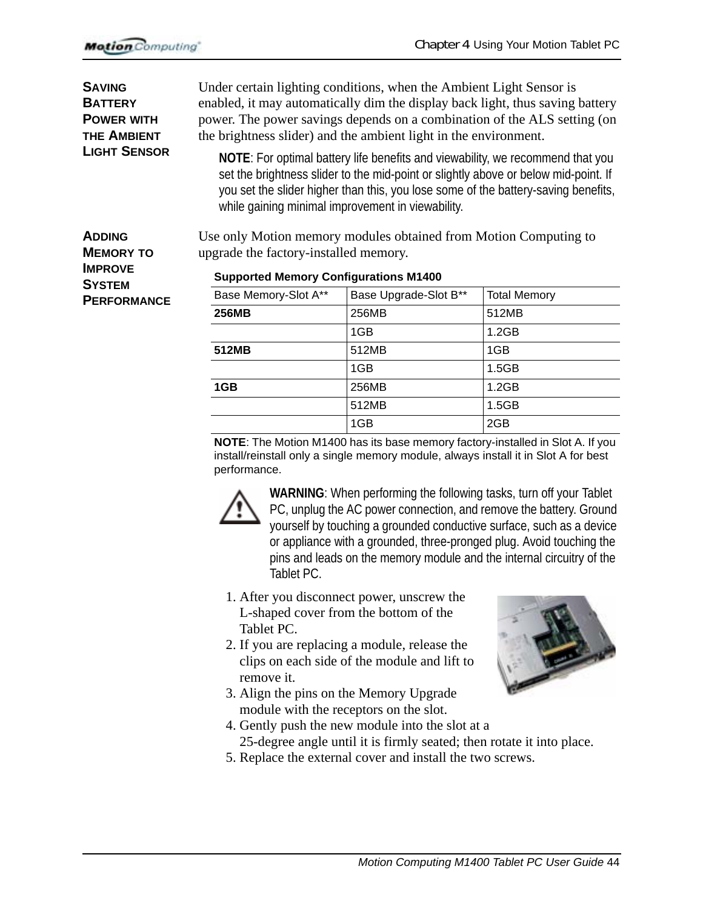## Saving Battery Power with the Ambient Light Sensor

Under certain lighting conditions, when the Ambient Light Sensor is enabled, it may automatically dim the display back light, thus saving battery power. The power savings depends on a combination of the ALS setting (on the brightness slider) and the ambient light in the environment.

**NOTE**: For optimal battery life benefits and viewability, we recommend that you set the brightness slider to the mid-point or slightly above or below mid-point. If you set the slider higher than this, you lose some of the battery-saving benefits, while gaining minimal improvement in viewability.

## Adding Memory to Improve System Performance

Use only Motion memory modules obtained from Motion Computing to upgrade the factory-installed memory.

**Supported Memory Configurations M1400**

| Base Memory-Slot A** | Base Upgrade-Slot B** | Total Memory |
|---|---|---|
| **256MB** | 256MB | 512MB |
| | 1GB | 1.2GB |
| **512MB** | 512MB | 1GB |
| | 1GB | 1.5GB |
| **1GB** | 256MB | 1.2GB |
| | 512MB | 1.5GB |
| | 1GB | 2GB |

**NOTE**: The Motion M1400 has its base memory factory-installed in Slot A. If you install/reinstall only a single memory module, always install it in Slot A for best performance.

**WARNING**: When performing the following tasks, turn off your Tablet PC, unplug the AC power connection, and remove the battery. Ground yourself by touching a grounded conductive surface, such as a device or appliance with a grounded, three-pronged plug. Avoid touching the pins and leads on the memory module and the internal circuitry of the Tablet PC.

1. After you disconnect power, unscrew the L-shaped cover from the bottom of the Tablet PC.
2. If you are replacing a module, release the clips on each side of the module and lift to remove it.
3. Align the pins on the Memory Upgrade module with the receptors on the slot.
4. Gently push the new module into the slot at a 25-degree angle until it is firmly seated; then rotate it into place.
5. Replace the external cover and install the two screws.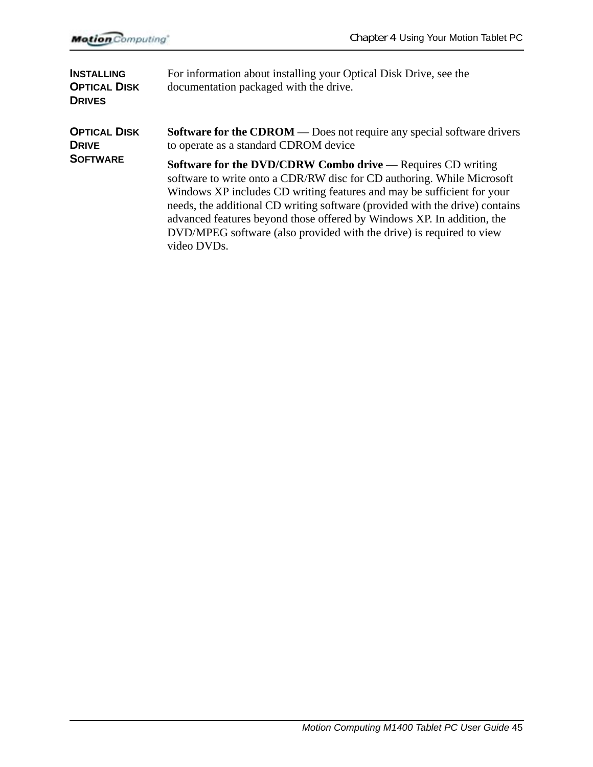## Installing Optical Disk Drives

For information about installing your Optical Disk Drive, see the documentation packaged with the drive.

## Optical Disk Drive Software

**Software for the CDROM** — Does not require any special software drivers to operate as a standard CDROM device

**Software for the DVD/CDRW Combo drive** — Requires CD writing software to write onto a CDR/RW disc for CD authoring. While Microsoft Windows XP includes CD writing features and may be sufficient for your needs, the additional CD writing software (provided with the drive) contains advanced features beyond those offered by Windows XP. In addition, the DVD/MPEG software (also provided with the drive) is required to view video DVDs.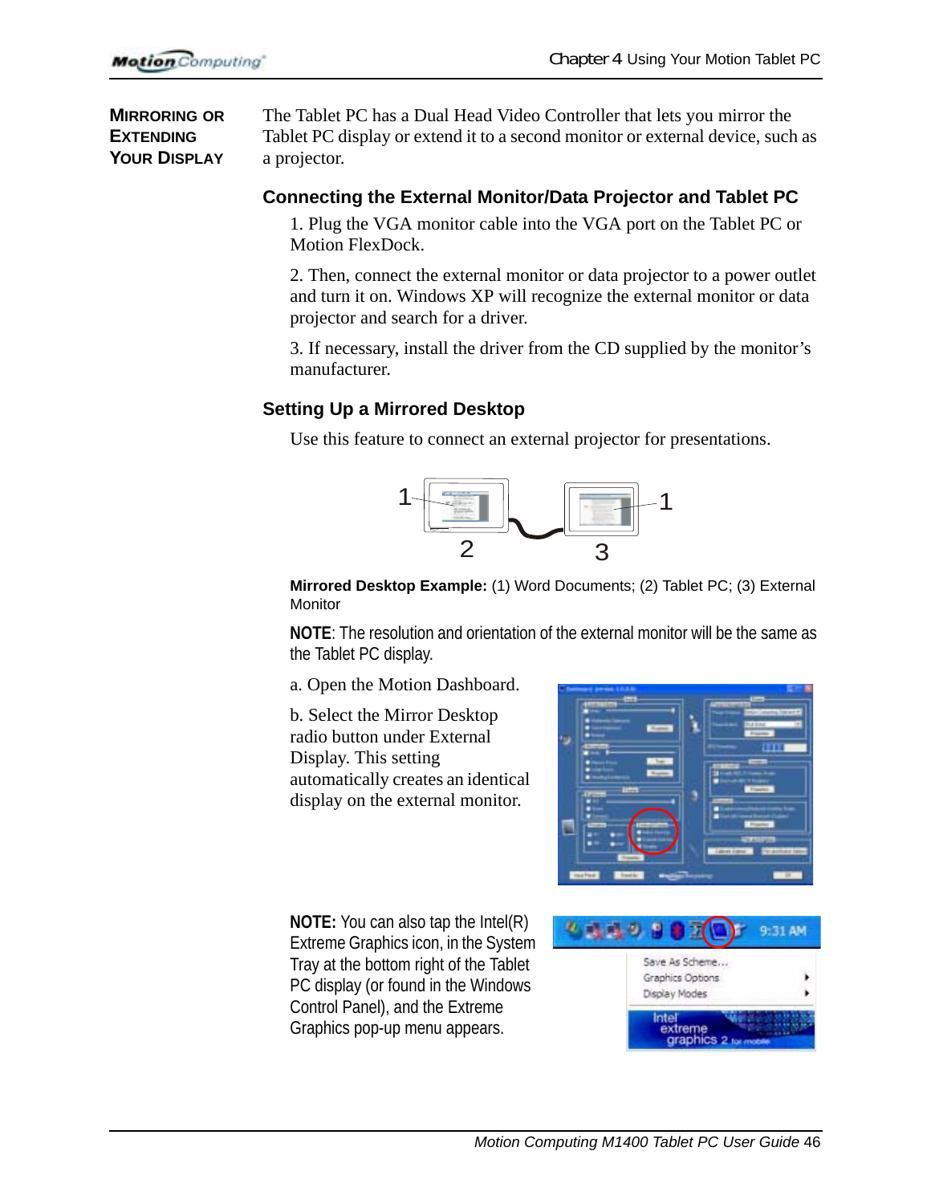## Mirroring or Extending Your Display

The Tablet PC has a Dual Head Video Controller that lets you mirror the Tablet PC display or extend it to a second monitor or external device, such as a projector.

### Connecting the External Monitor/Data Projector and Tablet PC

1. Plug the VGA monitor cable into the VGA port on the Tablet PC or Motion FlexDock.

2. Then, connect the external monitor or data projector to a power outlet and turn it on. Windows XP will recognize the external monitor or data projector and search for a driver.

3. If necessary, install the driver from the CD supplied by the monitor's manufacturer.

### Setting Up a Mirrored Desktop

Use this feature to connect an external projector for presentations.

**Mirrored Desktop Example:** (1) Word Documents; (2) Tablet PC; (3) External Monitor

**NOTE**: The resolution and orientation of the external monitor will be the same as the Tablet PC display.

a. Open the Motion Dashboard.

b. Select the Mirror Desktop radio button under External Display. This setting automatically creates an identical display on the external monitor.

**NOTE:** You can also tap the Intel(R) Extreme Graphics icon, in the System Tray at the bottom right of the Tablet PC display (or found in the Windows Control Panel), and the Extreme Graphics pop-up menu appears.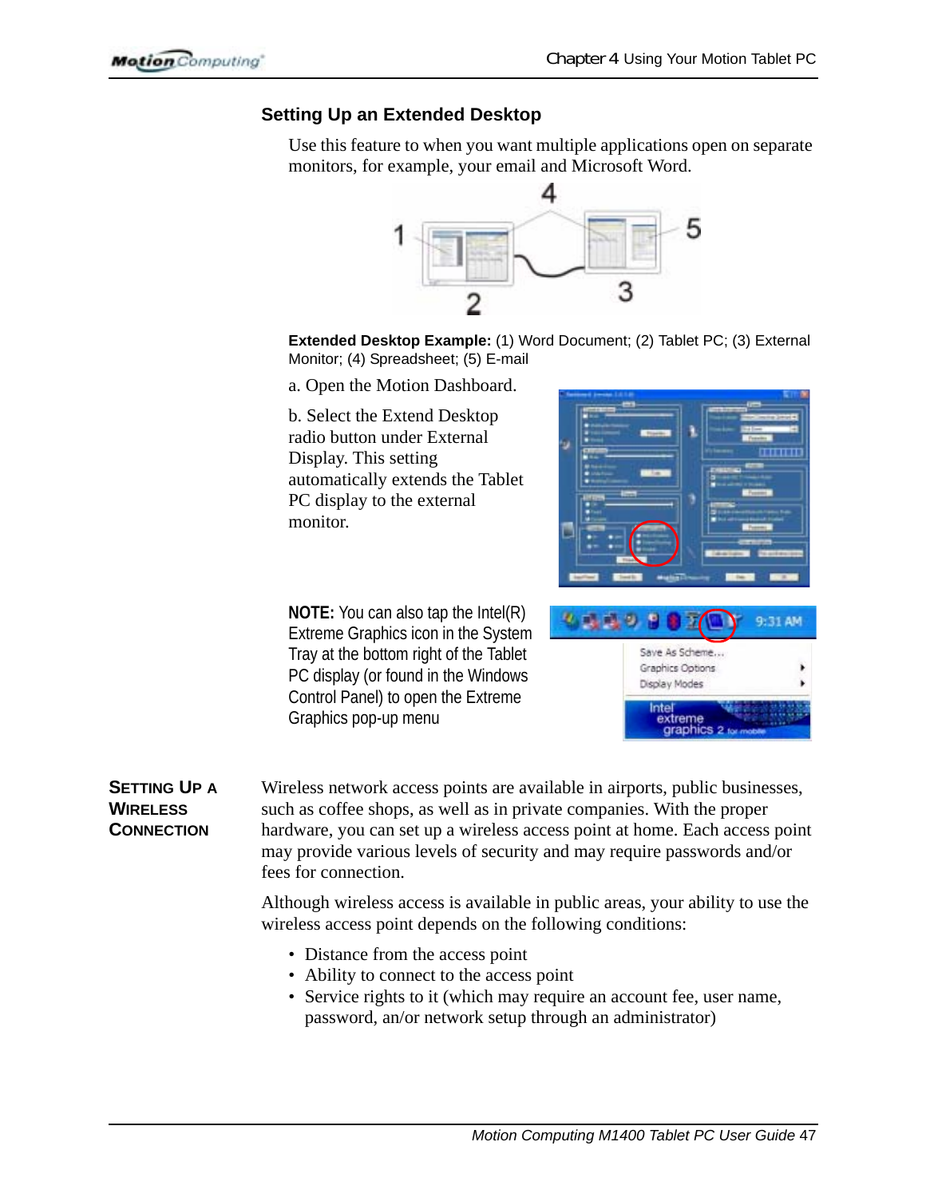### Setting Up an Extended Desktop

Use this feature to when you want multiple applications open on separate monitors, for example, your email and Microsoft Word.

**Extended Desktop Example:** (1) Word Document; (2) Tablet PC; (3) External Monitor; (4) Spreadsheet; (5) E-mail

a. Open the Motion Dashboard.

b. Select the Extend Desktop radio button under External Display. This setting automatically extends the Tablet PC display to the external monitor.

**NOTE:** You can also tap the Intel(R) Extreme Graphics icon in the System Tray at the bottom right of the Tablet PC display (or found in the Windows Control Panel) to open the Extreme Graphics pop-up menu

## Setting Up a Wireless Connection

Wireless network access points are available in airports, public businesses, such as coffee shops, as well as in private companies. With the proper hardware, you can set up a wireless access point at home. Each access point may provide various levels of security and may require passwords and/or fees for connection.

Although wireless access is available in public areas, your ability to use the wireless access point depends on the following conditions:

- Distance from the access point
- Ability to connect to the access point
- Service rights to it (which may require an account fee, user name, password, an/or network setup through an administrator)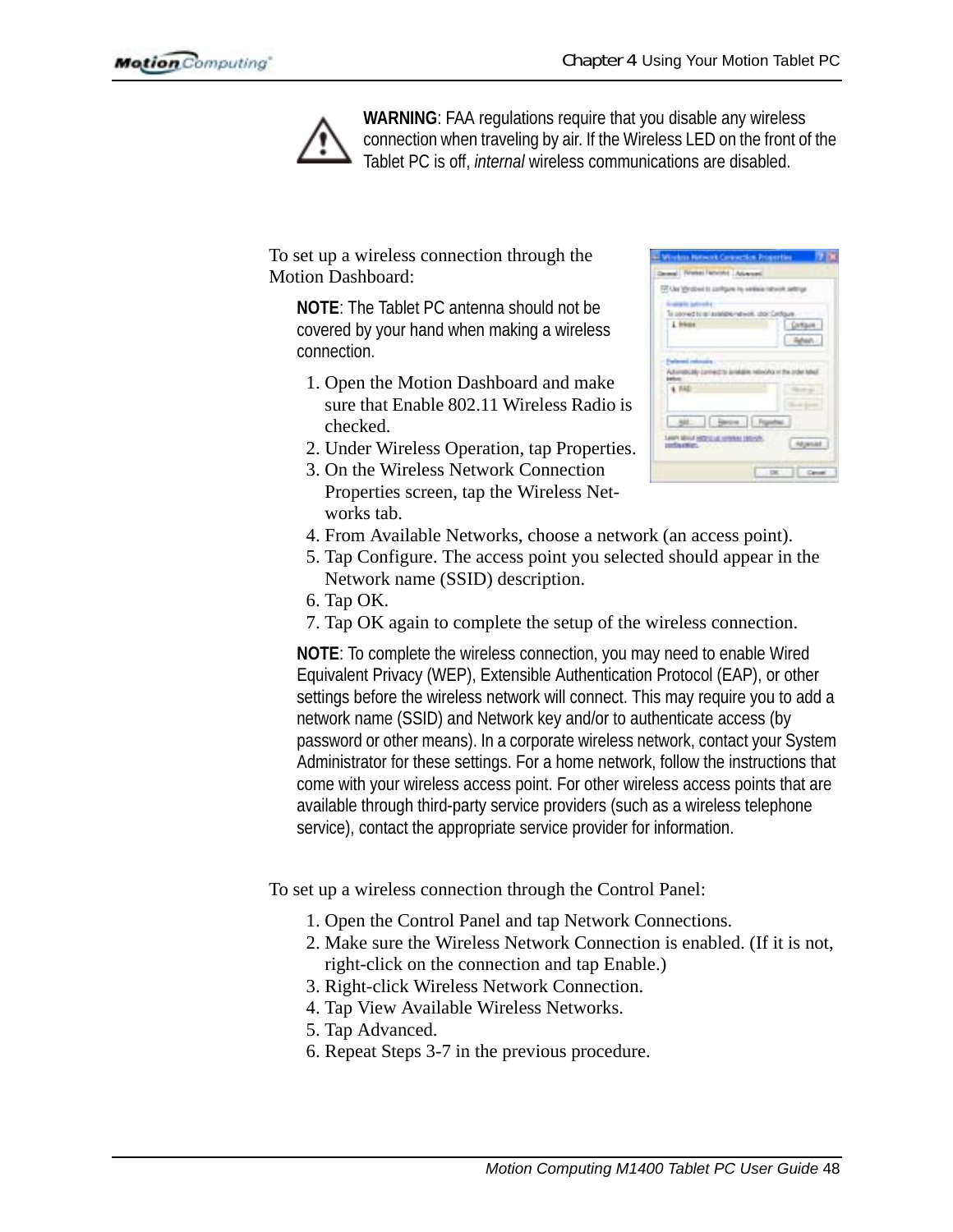**WARNING**: FAA regulations require that you disable any wireless connection when traveling by air. If the Wireless LED on the front of the Tablet PC is off, *internal* wireless communications are disabled.

To set up a wireless connection through the Motion Dashboard:

**NOTE**: The Tablet PC antenna should not be covered by your hand when making a wireless connection.

1. Open the Motion Dashboard and make sure that Enable 802.11 Wireless Radio is checked.
2. Under Wireless Operation, tap Properties.
3. On the Wireless Network Connection Properties screen, tap the Wireless Networks tab.
4. From Available Networks, choose a network (an access point).
5. Tap Configure. The access point you selected should appear in the Network name (SSID) description.
6. Tap OK.
7. Tap OK again to complete the setup of the wireless connection.

**NOTE**: To complete the wireless connection, you may need to enable Wired Equivalent Privacy (WEP), Extensible Authentication Protocol (EAP), or other settings before the wireless network will connect. This may require you to add a network name (SSID) and Network key and/or to authenticate access (by password or other means). In a corporate wireless network, contact your System Administrator for these settings. For a home network, follow the instructions that come with your wireless access point. For other wireless access points that are available through third-party service providers (such as a wireless telephone service), contact the appropriate service provider for information.

To set up a wireless connection through the Control Panel:

1. Open the Control Panel and tap Network Connections.
2. Make sure the Wireless Network Connection is enabled. (If it is not, right-click on the connection and tap Enable.)
3. Right-click Wireless Network Connection.
4. Tap View Available Wireless Networks.
5. Tap Advanced.
6. Repeat Steps 3-7 in the previous procedure.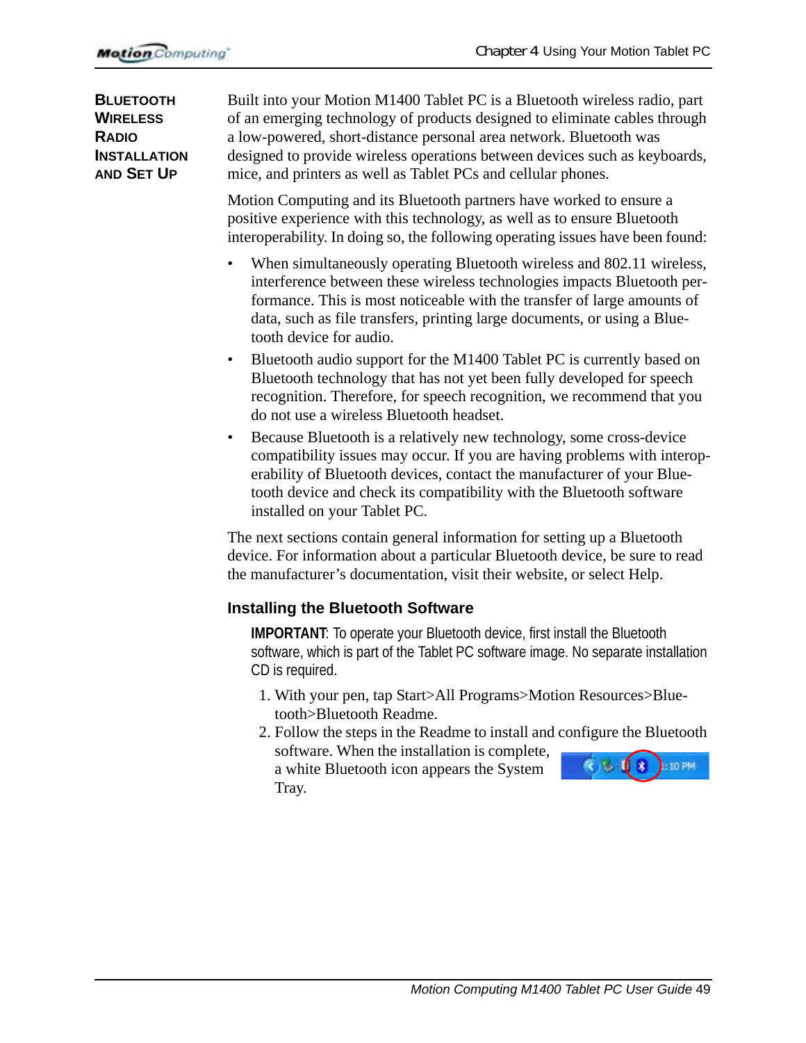## Bluetooth Wireless Radio Installation and Set Up

Built into your Motion M1400 Tablet PC is a Bluetooth wireless radio, part of an emerging technology of products designed to eliminate cables through a low-powered, short-distance personal area network. Bluetooth was designed to provide wireless operations between devices such as keyboards, mice, and printers as well as Tablet PCs and cellular phones.

Motion Computing and its Bluetooth partners have worked to ensure a positive experience with this technology, as well as to ensure Bluetooth interoperability. In doing so, the following operating issues have been found:

- When simultaneously operating Bluetooth wireless and 802.11 wireless, interference between these wireless technologies impacts Bluetooth performance. This is most noticeable with the transfer of large amounts of data, such as file transfers, printing large documents, or using a Bluetooth device for audio.
- Bluetooth audio support for the M1400 Tablet PC is currently based on Bluetooth technology that has not yet been fully developed for speech recognition. Therefore, for speech recognition, we recommend that you do not use a wireless Bluetooth headset.
- Because Bluetooth is a relatively new technology, some cross-device compatibility issues may occur. If you are having problems with interoperability of Bluetooth devices, contact the manufacturer of your Bluetooth device and check its compatibility with the Bluetooth software installed on your Tablet PC.

The next sections contain general information for setting up a Bluetooth device. For information about a particular Bluetooth device, be sure to read the manufacturer's documentation, visit their website, or select Help.

### Installing the Bluetooth Software

**IMPORTANT**: To operate your Bluetooth device, first install the Bluetooth software, which is part of the Tablet PC software image. No separate installation CD is required.

1. With your pen, tap Start>All Programs>Motion Resources>Bluetooth>Bluetooth Readme.
2. Follow the steps in the Readme to install and configure the Bluetooth software. When the installation is complete, a white Bluetooth icon appears the System Tray.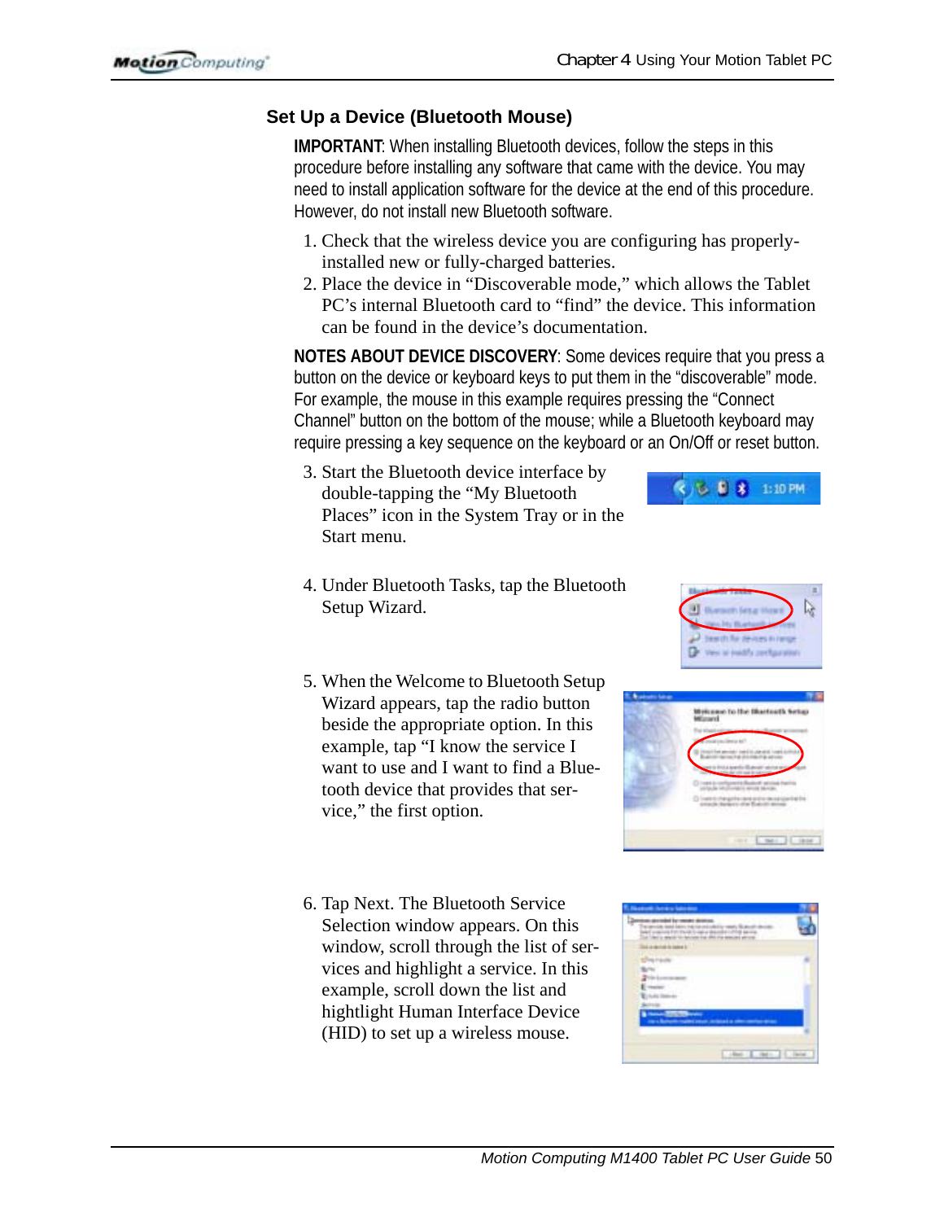## Set Up a Device (Bluetooth Mouse)

**IMPORTANT**: When installing Bluetooth devices, follow the steps in this procedure before installing any software that came with the device. You may need to install application software for the device at the end of this procedure. However, do not install new Bluetooth software.

1. Check that the wireless device you are configuring has properly-installed new or fully-charged batteries.
2. Place the device in “Discoverable mode,” which allows the Tablet PC’s internal Bluetooth card to “find” the device. This information can be found in the device’s documentation.

**NOTES ABOUT DEVICE DISCOVERY**: Some devices require that you press a button on the device or keyboard keys to put them in the “discoverable” mode. For example, the mouse in this example requires pressing the “Connect Channel” button on the bottom of the mouse; while a Bluetooth keyboard may require pressing a key sequence on the keyboard or an On/Off or reset button.

3. Start the Bluetooth device interface by double-tapping the “My Bluetooth Places” icon in the System Tray or in the Start menu.
4. Under Bluetooth Tasks, tap the Bluetooth Setup Wizard.
5. When the Welcome to Bluetooth Setup Wizard appears, tap the radio button beside the appropriate option. In this example, tap “I know the service I want to use and I want to find a Bluetooth device that provides that service,” the first option.
6. Tap Next. The Bluetooth Service Selection window appears. On this window, scroll through the list of services and highlight a service. In this example, scroll down the list and hightlight Human Interface Device (HID) to set up a wireless mouse.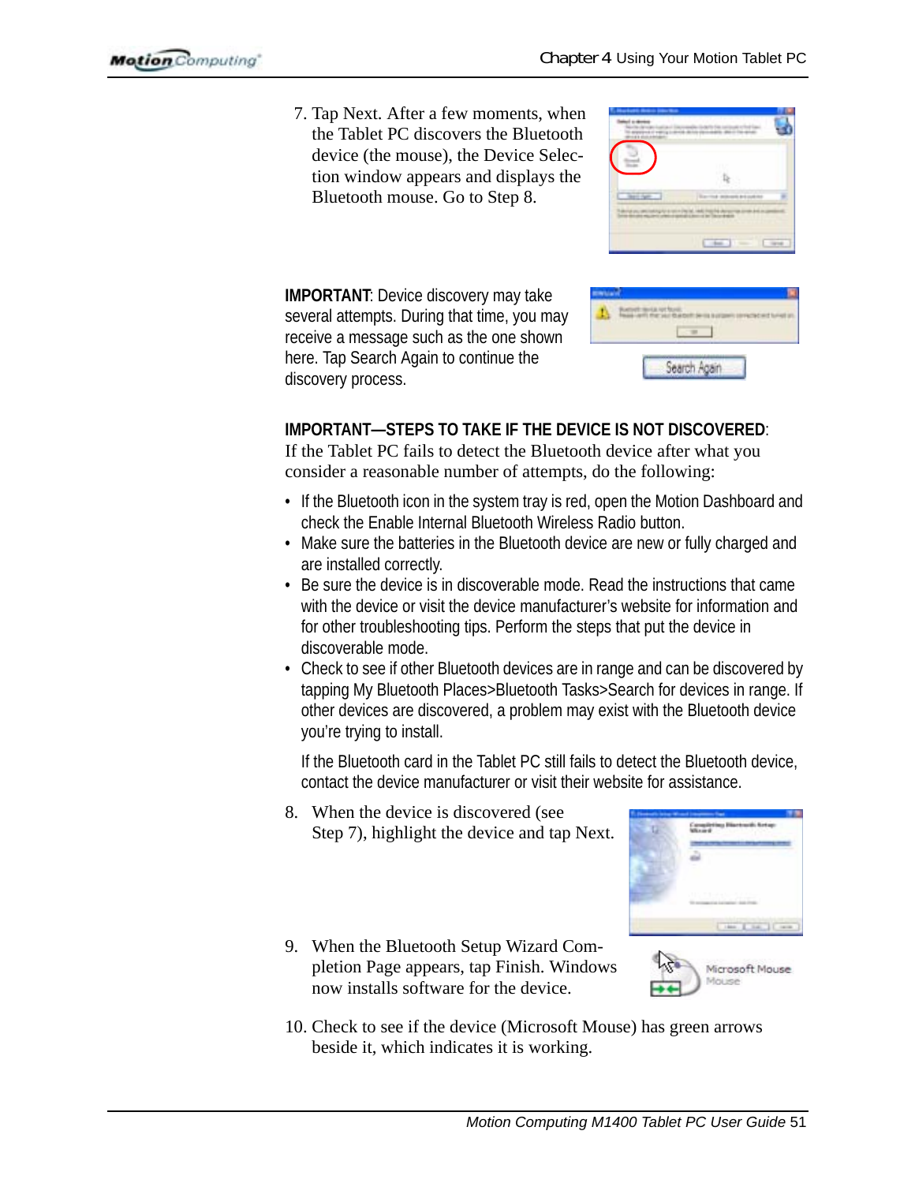7. Tap Next. After a few moments, when the Tablet PC discovers the Bluetooth device (the mouse), the Device Selection window appears and displays the Bluetooth mouse. Go to Step 8.

**IMPORTANT**: Device discovery may take several attempts. During that time, you may receive a message such as the one shown here. Tap Search Again to continue the discovery process.

**IMPORTANT—STEPS TO TAKE IF THE DEVICE IS NOT DISCOVERED**: If the Tablet PC fails to detect the Bluetooth device after what you consider a reasonable number of attempts, do the following:

- If the Bluetooth icon in the system tray is red, open the Motion Dashboard and check the Enable Internal Bluetooth Wireless Radio button.
- Make sure the batteries in the Bluetooth device are new or fully charged and are installed correctly.
- Be sure the device is in discoverable mode. Read the instructions that came with the device or visit the device manufacturer's website for information and for other troubleshooting tips. Perform the steps that put the device in discoverable mode.
- Check to see if other Bluetooth devices are in range and can be discovered by tapping My Bluetooth Places>Bluetooth Tasks>Search for devices in range. If other devices are discovered, a problem may exist with the Bluetooth device you're trying to install.

  If the Bluetooth card in the Tablet PC still fails to detect the Bluetooth device, contact the device manufacturer or visit their website for assistance.

8. When the device is discovered (see Step 7), highlight the device and tap Next.
9. When the Bluetooth Setup Wizard Completion Page appears, tap Finish. Windows now installs software for the device.
10. Check to see if the device (Microsoft Mouse) has green arrows beside it, which indicates it is working.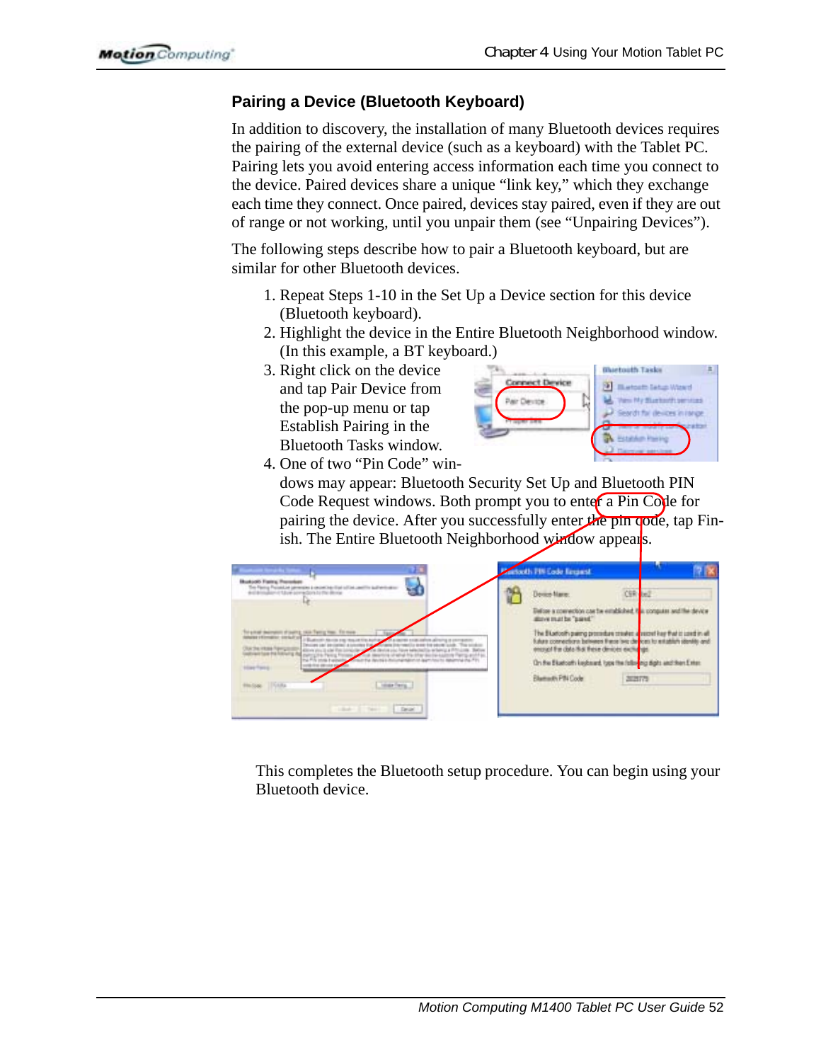### Pairing a Device (Bluetooth Keyboard)

In addition to discovery, the installation of many Bluetooth devices requires the pairing of the external device (such as a keyboard) with the Tablet PC. Pairing lets you avoid entering access information each time you connect to the device. Paired devices share a unique "link key," which they exchange each time they connect. Once paired, devices stay paired, even if they are out of range or not working, until you unpair them (see "Unpairing Devices").

The following steps describe how to pair a Bluetooth keyboard, but are similar for other Bluetooth devices.

1. Repeat Steps 1-10 in the Set Up a Device section for this device (Bluetooth keyboard).
2. Highlight the device in the Entire Bluetooth Neighborhood window. (In this example, a BT keyboard.)
3. Right click on the device and tap Pair Device from the pop-up menu or tap Establish Pairing in the Bluetooth Tasks window.
4. One of two "Pin Code" windows may appear: Bluetooth Security Set Up and Bluetooth PIN Code Request windows. Both prompt you to enter a Pin Code for pairing the device. After you successfully enter the pin code, tap Finish. The Entire Bluetooth Neighborhood window appears.

This completes the Bluetooth setup procedure. You can begin using your Bluetooth device.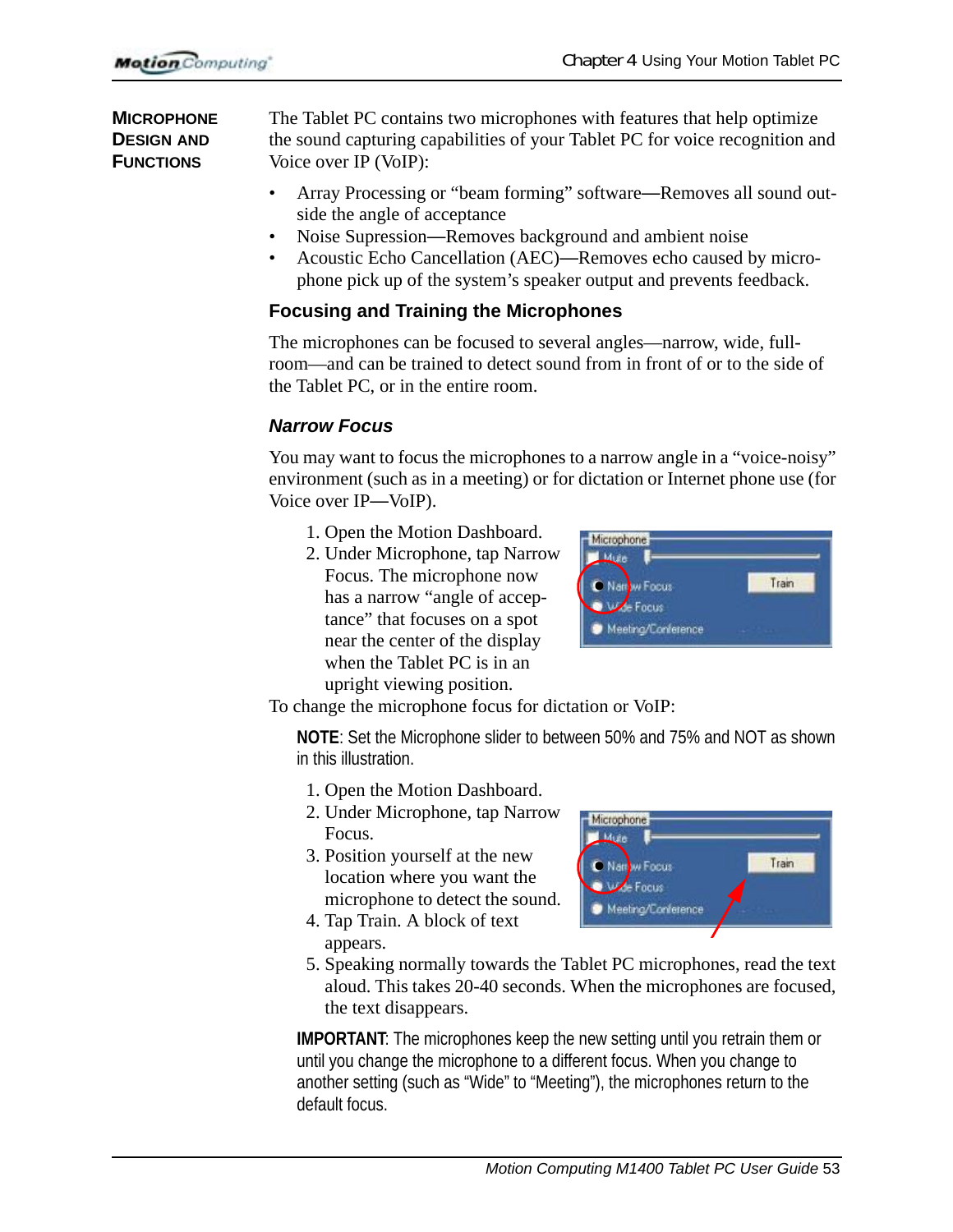## Microphone Design and Functions

The Tablet PC contains two microphones with features that help optimize the sound capturing capabilities of your Tablet PC for voice recognition and Voice over IP (VoIP):

- Array Processing or "beam forming" software—Removes all sound outside the angle of acceptance
- Noise Supression—Removes background and ambient noise
- Acoustic Echo Cancellation (AEC)—Removes echo caused by microphone pick up of the system's speaker output and prevents feedback.

### Focusing and Training the Microphones

The microphones can be focused to several angles—narrow, wide, full-room—and can be trained to detect sound from in front of or to the side of the Tablet PC, or in the entire room.

#### *Narrow Focus*

You may want to focus the microphones to a narrow angle in a "voice-noisy" environment (such as in a meeting) or for dictation or Internet phone use (for Voice over IP—VoIP).

1. Open the Motion Dashboard.
2. Under Microphone, tap Narrow Focus. The microphone now has a narrow "angle of acceptance" that focuses on a spot near the center of the display when the Tablet PC is in an upright viewing position.

To change the microphone focus for dictation or VoIP:

**NOTE**: Set the Microphone slider to between 50% and 75% and NOT as shown in this illustration.

1. Open the Motion Dashboard.
2. Under Microphone, tap Narrow Focus.
3. Position yourself at the new location where you want the microphone to detect the sound.
4. Tap Train. A block of text appears.
5. Speaking normally towards the Tablet PC microphones, read the text aloud. This takes 20-40 seconds. When the microphones are focused, the text disappears.

**IMPORTANT**: The microphones keep the new setting until you retrain them or until you change the microphone to a different focus. When you change to another setting (such as "Wide" to "Meeting"), the microphones return to the default focus.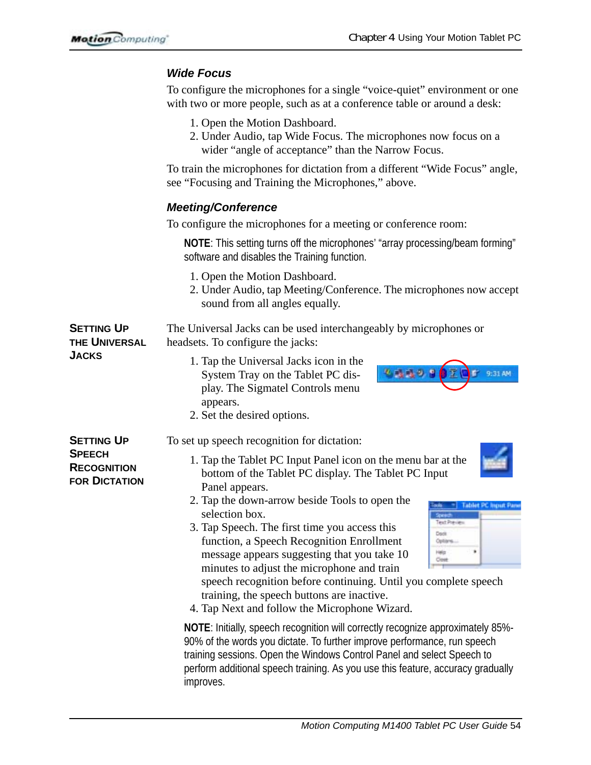### *Wide Focus*

To configure the microphones for a single “voice-quiet” environment or one with two or more people, such as at a conference table or around a desk:

1. Open the Motion Dashboard.
2. Under Audio, tap Wide Focus. The microphones now focus on a wider “angle of acceptance” than the Narrow Focus.

To train the microphones for dictation from a different “Wide Focus” angle, see “Focusing and Training the Microphones,” above.

### *Meeting/Conference*

To configure the microphones for a meeting or conference room:

**NOTE**: This setting turns off the microphones’ “array processing/beam forming” software and disables the Training function.

1. Open the Motion Dashboard.
2. Under Audio, tap Meeting/Conference. The microphones now accept sound from all angles equally.

## Setting Up the Universal Jacks

The Universal Jacks can be used interchangeably by microphones or headsets. To configure the jacks:

1. Tap the Universal Jacks icon in the System Tray on the Tablet PC display. The Sigmatel Controls menu appears.
2. Set the desired options.

## Setting Up Speech Recognition for Dictation

To set up speech recognition for dictation:

1. Tap the Tablet PC Input Panel icon on the menu bar at the bottom of the Tablet PC display. The Tablet PC Input Panel appears.
2. Tap the down-arrow beside Tools to open the selection box.
3. Tap Speech. The first time you access this function, a Speech Recognition Enrollment message appears suggesting that you take 10 minutes to adjust the microphone and train speech recognition before continuing. Until you complete speech training, the speech buttons are inactive.
4. Tap Next and follow the Microphone Wizard.

**NOTE**: Initially, speech recognition will correctly recognize approximately 85%-90% of the words you dictate. To further improve performance, run speech training sessions. Open the Windows Control Panel and select Speech to perform additional speech training. As you use this feature, accuracy gradually improves.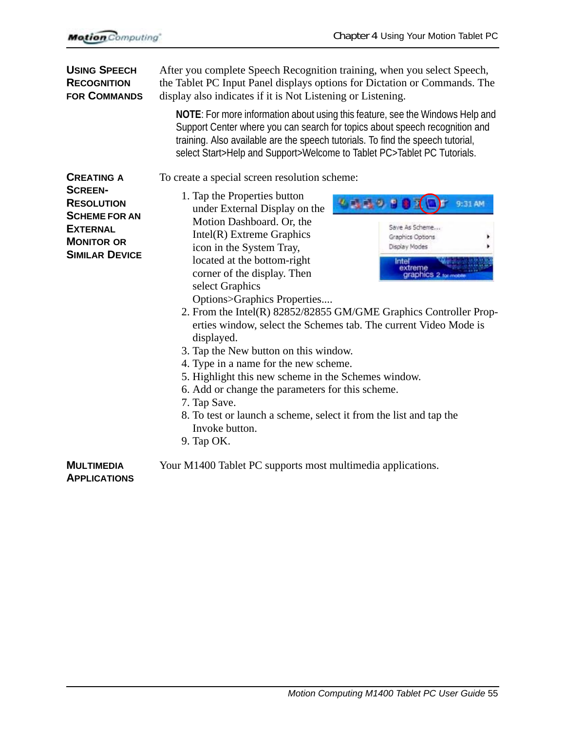## Using Speech Recognition for Commands

After you complete Speech Recognition training, when you select Speech, the Tablet PC Input Panel displays options for Dictation or Commands. The display also indicates if it is Not Listening or Listening.

**NOTE**: For more information about using this feature, see the Windows Help and Support Center where you can search for topics about speech recognition and training. Also available are the speech tutorials. To find the speech tutorial, select Start>Help and Support>Welcome to Tablet PC>Tablet PC Tutorials.

## Creating a Screen-Resolution Scheme for an External Monitor or Similar Device

To create a special screen resolution scheme:

1. Tap the Properties button under External Display on the Motion Dashboard. Or, the Intel(R) Extreme Graphics icon in the System Tray, located at the bottom-right corner of the display. Then select Graphics Options>Graphics Properties....
2. From the Intel(R) 82852/82855 GM/GME Graphics Controller Properties window, select the Schemes tab. The current Video Mode is displayed.
3. Tap the New button on this window.
4. Type in a name for the new scheme.
5. Highlight this new scheme in the Schemes window.
6. Add or change the parameters for this scheme.
7. Tap Save.
8. To test or launch a scheme, select it from the list and tap the Invoke button.
9. Tap OK.

## Multimedia Applications

Your M1400 Tablet PC supports most multimedia applications.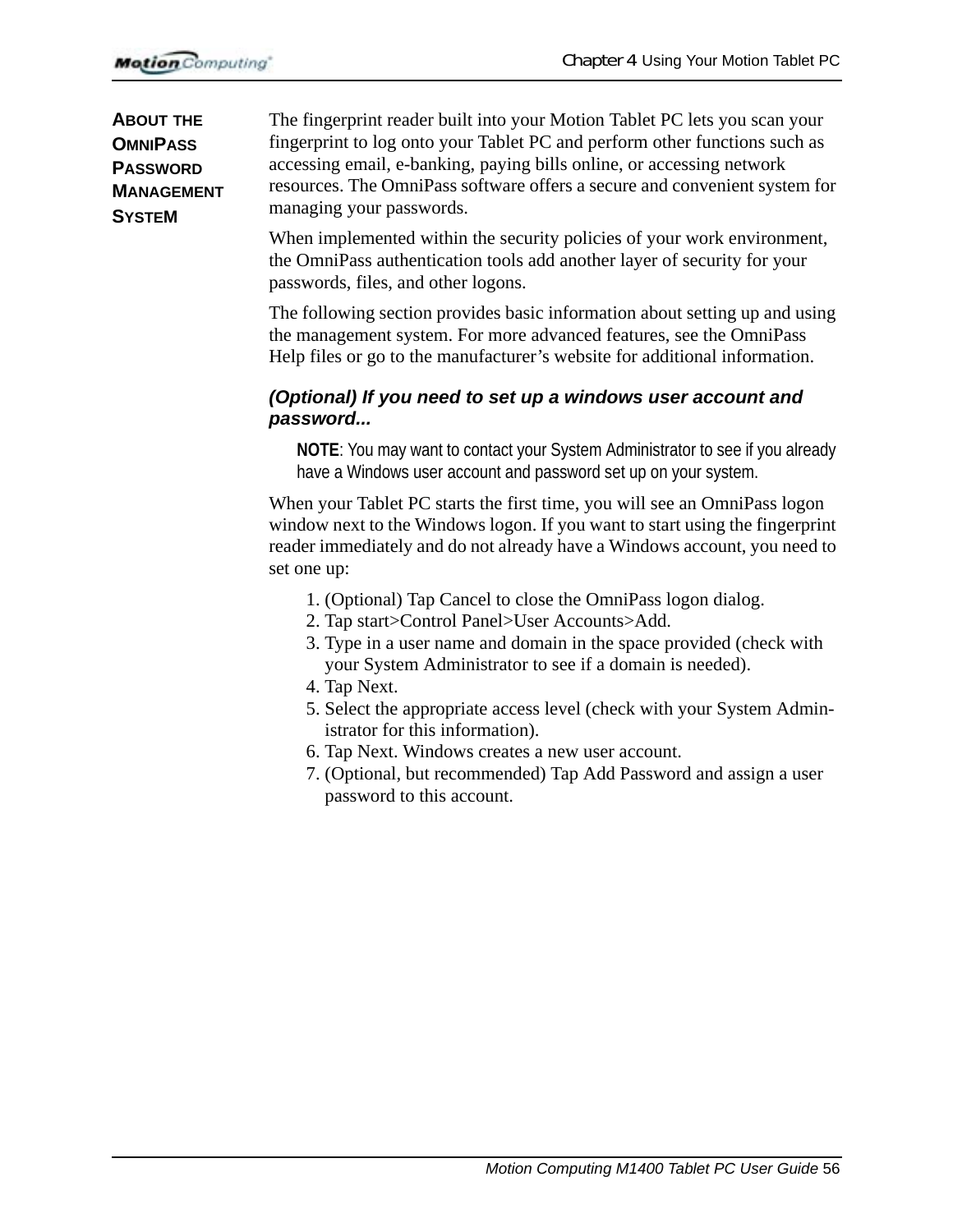## About the OmniPass Password Management System

The fingerprint reader built into your Motion Tablet PC lets you scan your fingerprint to log onto your Tablet PC and perform other functions such as accessing email, e-banking, paying bills online, or accessing network resources. The OmniPass software offers a secure and convenient system for managing your passwords.

When implemented within the security policies of your work environment, the OmniPass authentication tools add another layer of security for your passwords, files, and other logons.

The following section provides basic information about setting up and using the management system. For more advanced features, see the OmniPass Help files or go to the manufacturer's website for additional information.

### *(Optional) If you need to set up a windows user account and password...*

> **NOTE**: You may want to contact your System Administrator to see if you already have a Windows user account and password set up on your system.

When your Tablet PC starts the first time, you will see an OmniPass logon window next to the Windows logon. If you want to start using the fingerprint reader immediately and do not already have a Windows account, you need to set one up:

1. (Optional) Tap Cancel to close the OmniPass logon dialog.
2. Tap start>Control Panel>User Accounts>Add.
3. Type in a user name and domain in the space provided (check with your System Administrator to see if a domain is needed).
4. Tap Next.
5. Select the appropriate access level (check with your System Administrator for this information).
6. Tap Next. Windows creates a new user account.
7. (Optional, but recommended) Tap Add Password and assign a user password to this account.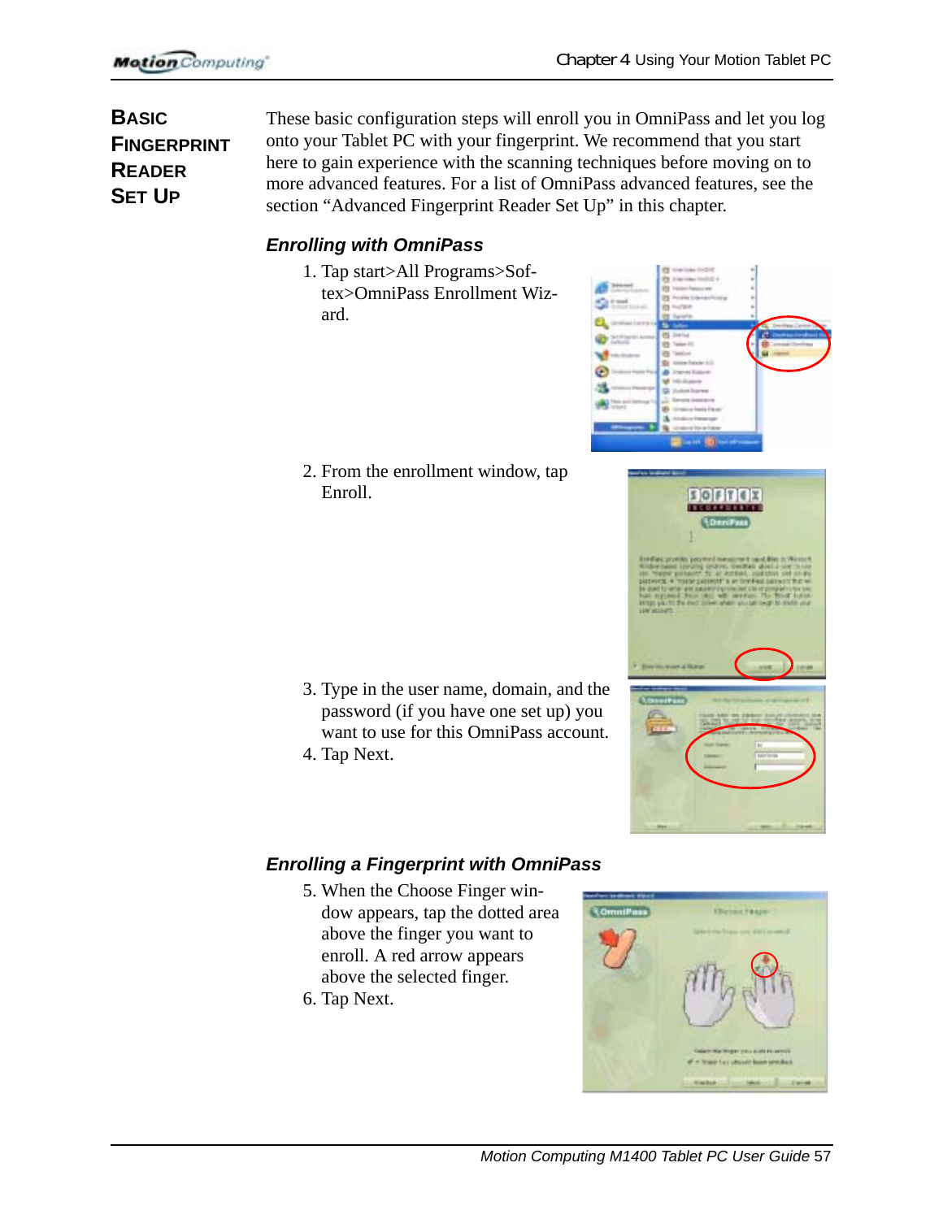## Basic Fingerprint Reader Set Up

These basic configuration steps will enroll you in OmniPass and let you log onto your Tablet PC with your fingerprint. We recommend that you start here to gain experience with the scanning techniques before moving on to more advanced features. For a list of OmniPass advanced features, see the section "Advanced Fingerprint Reader Set Up" in this chapter.

### *Enrolling with OmniPass*

1. Tap start>All Programs>Softex>OmniPass Enrollment Wizard.
2. From the enrollment window, tap Enroll.
3. Type in the user name, domain, and the password (if you have one set up) you want to use for this OmniPass account.
4. Tap Next.

### *Enrolling a Fingerprint with OmniPass*

5. When the Choose Finger window appears, tap the dotted area above the finger you want to enroll. A red arrow appears above the selected finger.
6. Tap Next.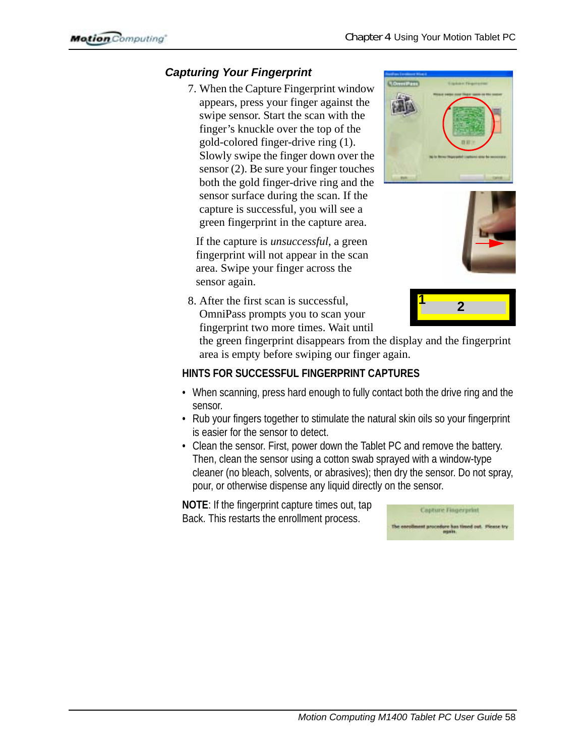### Capturing Your Fingerprint

7. When the Capture Fingerprint window appears, press your finger against the swipe sensor. Start the scan with the finger's knuckle over the top of the gold-colored finger-drive ring (1). Slowly swipe the finger down over the sensor (2). Be sure your finger touches both the gold finger-drive ring and the sensor surface during the scan. If the capture is successful, you will see a green fingerprint in the capture area.

   If the capture is *unsuccessful*, a green fingerprint will not appear in the scan area. Swipe your finger across the sensor again.

8. After the first scan is successful, OmniPass prompts you to scan your fingerprint two more times. Wait until the green fingerprint disappears from the display and the fingerprint area is empty before swiping our finger again.

#### HINTS FOR SUCCESSFUL FINGERPRINT CAPTURES

- When scanning, press hard enough to fully contact both the drive ring and the sensor.
- Rub your fingers together to stimulate the natural skin oils so your fingerprint is easier for the sensor to detect.
- Clean the sensor. First, power down the Tablet PC and remove the battery. Then, clean the sensor using a cotton swab sprayed with a window-type cleaner (no bleach, solvents, or abrasives); then dry the sensor. Do not spray, pour, or otherwise dispense any liquid directly on the sensor.

**NOTE**: If the fingerprint capture times out, tap Back. This restarts the enrollment process.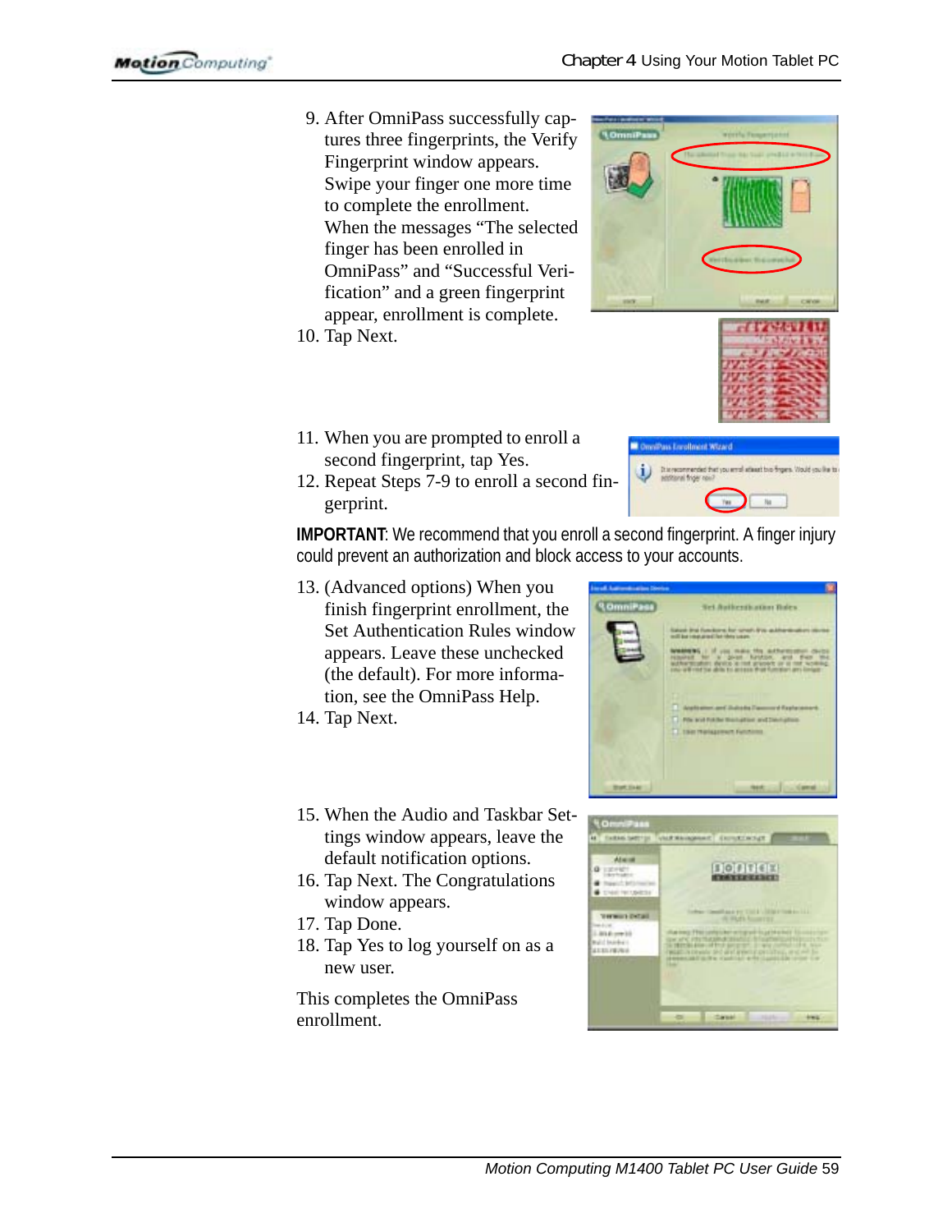9. After OmniPass successfully captures three fingerprints, the Verify Fingerprint window appears. Swipe your finger one more time to complete the enrollment. When the messages “The selected finger has been enrolled in OmniPass” and “Successful Verification” and a green fingerprint appear, enrollment is complete.
10. Tap Next.
11. When you are prompted to enroll a second fingerprint, tap Yes.
12. Repeat Steps 7-9 to enroll a second fingerprint.

**IMPORTANT**: We recommend that you enroll a second fingerprint. A finger injury could prevent an authorization and block access to your accounts.

13. (Advanced options) When you finish fingerprint enrollment, the Set Authentication Rules window appears. Leave these unchecked (the default). For more information, see the OmniPass Help.
14. Tap Next.
15. When the Audio and Taskbar Settings window appears, leave the default notification options.
16. Tap Next. The Congratulations window appears.
17. Tap Done.
18. Tap Yes to log yourself on as a new user.

This completes the OmniPass enrollment.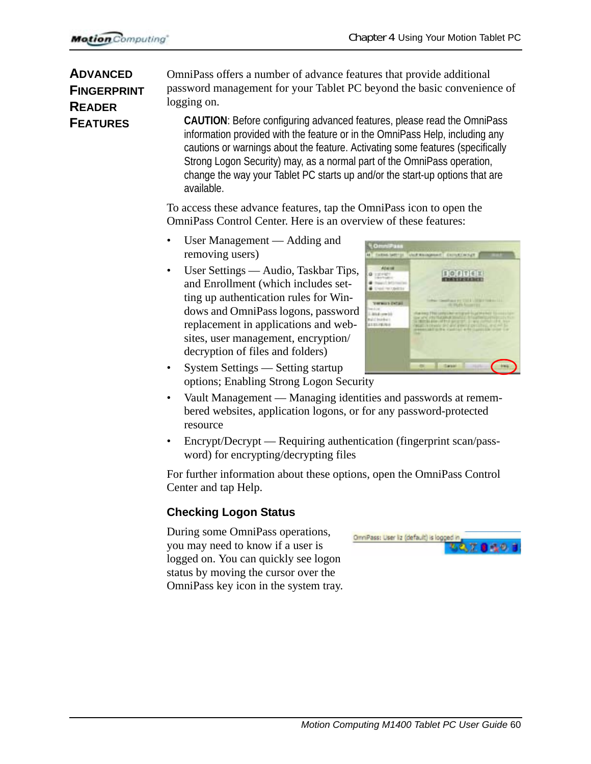## Advanced Fingerprint Reader Features

OmniPass offers a number of advance features that provide additional password management for your Tablet PC beyond the basic convenience of logging on.

> **CAUTION**: Before configuring advanced features, please read the OmniPass information provided with the feature or in the OmniPass Help, including any cautions or warnings about the feature. Activating some features (specifically Strong Logon Security) may, as a normal part of the OmniPass operation, change the way your Tablet PC starts up and/or the start-up options that are available.

To access these advance features, tap the OmniPass icon to open the OmniPass Control Center. Here is an overview of these features:

- User Management — Adding and removing users)
- User Settings — Audio, Taskbar Tips, and Enrollment (which includes setting up authentication rules for Windows and OmniPass logons, password replacement in applications and websites, user management, encryption/decryption of files and folders)
- System Settings — Setting startup options; Enabling Strong Logon Security
- Vault Management — Managing identities and passwords at remembered websites, application logons, or for any password-protected resource
- Encrypt/Decrypt — Requiring authentication (fingerprint scan/password) for encrypting/decrypting files

For further information about these options, open the OmniPass Control Center and tap Help.

### Checking Logon Status

During some OmniPass operations, you may need to know if a user is logged on. You can quickly see logon status by moving the cursor over the OmniPass key icon in the system tray.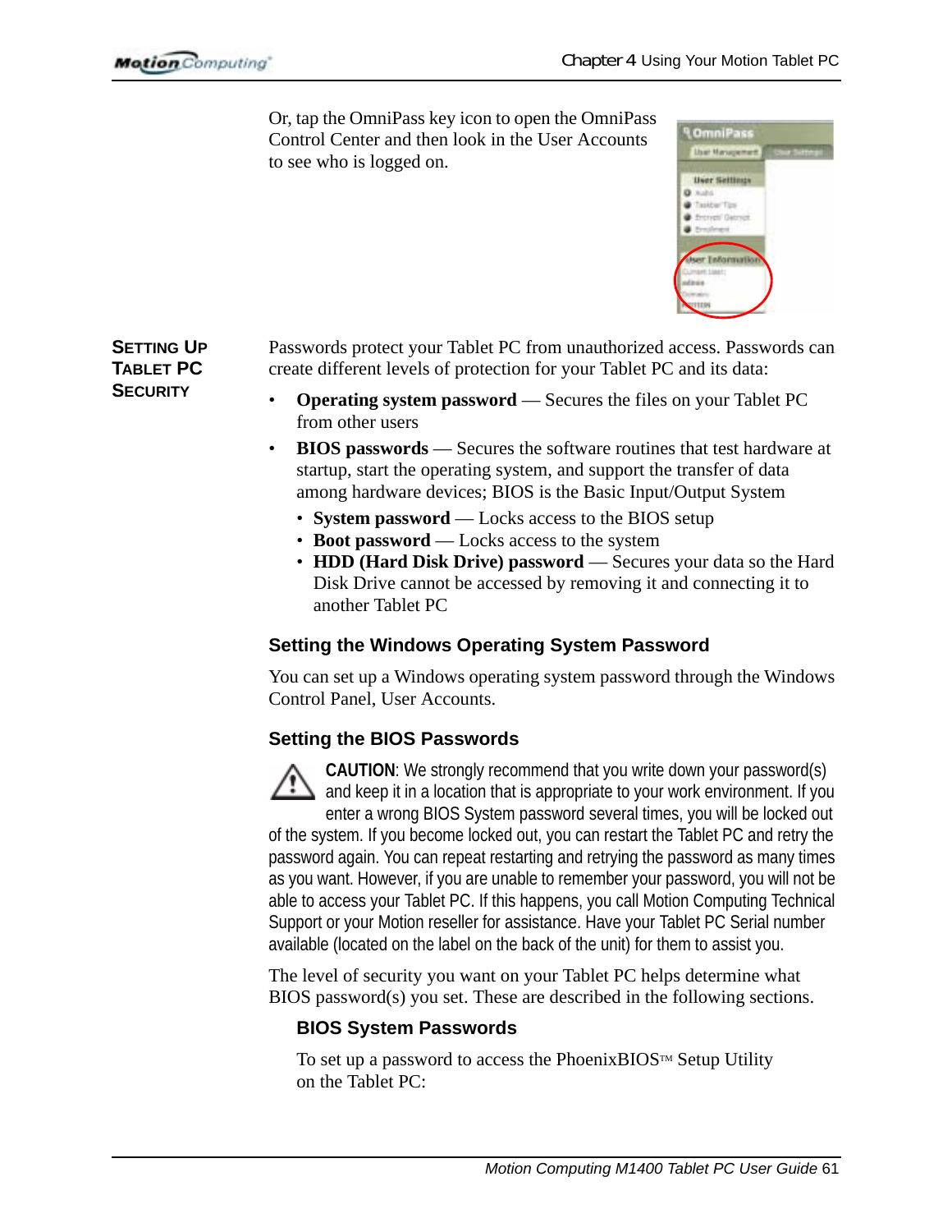Or, tap the OmniPass key icon to open the OmniPass Control Center and then look in the User Accounts to see who is logged on.

## Setting Up Tablet PC Security

Passwords protect your Tablet PC from unauthorized access. Passwords can create different levels of protection for your Tablet PC and its data:

- **Operating system password** — Secures the files on your Tablet PC from other users
- **BIOS passwords** — Secures the software routines that test hardware at startup, start the operating system, and support the transfer of data among hardware devices; BIOS is the Basic Input/Output System
  - **System password** — Locks access to the BIOS setup
  - **Boot password** — Locks access to the system
  - **HDD (Hard Disk Drive) password** — Secures your data so the Hard Disk Drive cannot be accessed by removing it and connecting it to another Tablet PC

### Setting the Windows Operating System Password

You can set up a Windows operating system password through the Windows Control Panel, User Accounts.

### Setting the BIOS Passwords

**CAUTION**: We strongly recommend that you write down your password(s) and keep it in a location that is appropriate to your work environment. If you enter a wrong BIOS System password several times, you will be locked out of the system. If you become locked out, you can restart the Tablet PC and retry the password again. You can repeat restarting and retrying the password as many times as you want. However, if you are unable to remember your password, you will not be able to access your Tablet PC. If this happens, you call Motion Computing Technical Support or your Motion reseller for assistance. Have your Tablet PC Serial number available (located on the label on the back of the unit) for them to assist you.

The level of security you want on your Tablet PC helps determine what BIOS password(s) you set. These are described in the following sections.

#### BIOS System Passwords

To set up a password to access the PhoenixBIOS™ Setup Utility on the Tablet PC: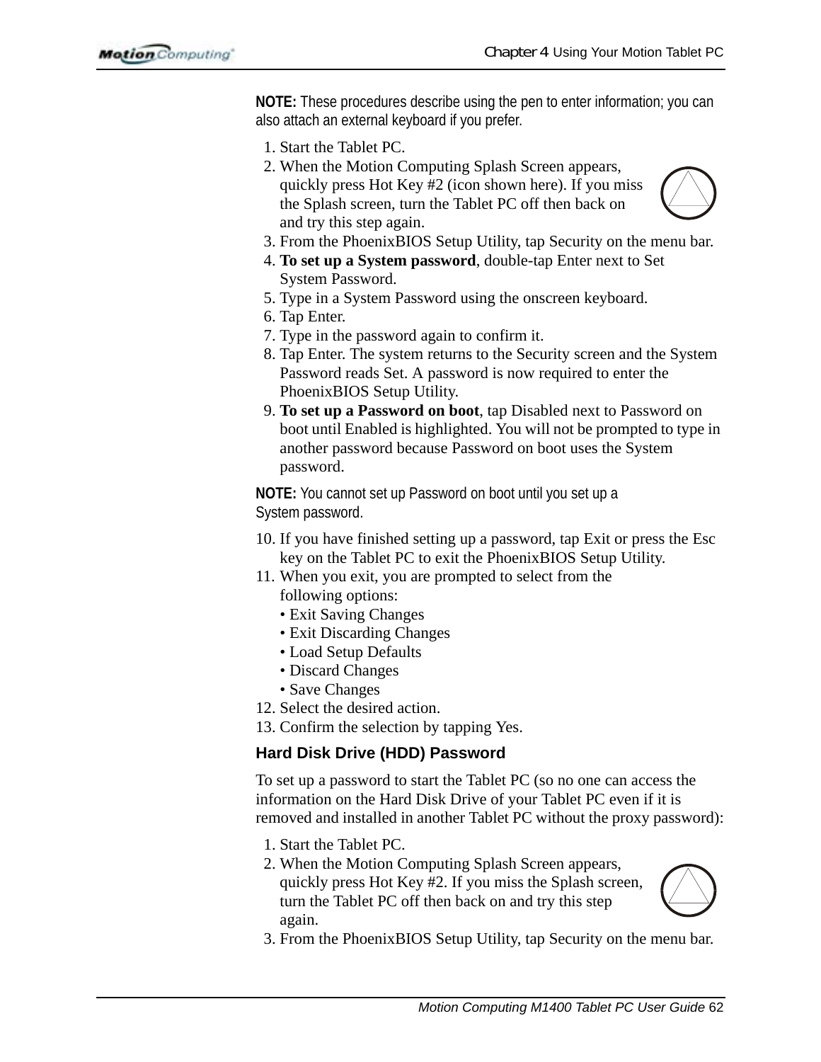**NOTE:** These procedures describe using the pen to enter information; you can also attach an external keyboard if you prefer.

1. Start the Tablet PC.
2. When the Motion Computing Splash Screen appears, quickly press Hot Key #2 (icon shown here). If you miss the Splash screen, turn the Tablet PC off then back on and try this step again.
3. From the PhoenixBIOS Setup Utility, tap Security on the menu bar.
4. **To set up a System password**, double-tap Enter next to Set System Password.
5. Type in a System Password using the onscreen keyboard.
6. Tap Enter.
7. Type in the password again to confirm it.
8. Tap Enter. The system returns to the Security screen and the System Password reads Set. A password is now required to enter the PhoenixBIOS Setup Utility.
9. **To set up a Password on boot**, tap Disabled next to Password on boot until Enabled is highlighted. You will not be prompted to type in another password because Password on boot uses the System password.

**NOTE:** You cannot set up Password on boot until you set up a System password.

10. If you have finished setting up a password, tap Exit or press the Esc key on the Tablet PC to exit the PhoenixBIOS Setup Utility.
11. When you exit, you are prompted to select from the following options:
    - Exit Saving Changes
    - Exit Discarding Changes
    - Load Setup Defaults
    - Discard Changes
    - Save Changes
12. Select the desired action.
13. Confirm the selection by tapping Yes.

### Hard Disk Drive (HDD) Password

To set up a password to start the Tablet PC (so no one can access the information on the Hard Disk Drive of your Tablet PC even if it is removed and installed in another Tablet PC without the proxy password):

1. Start the Tablet PC.
2. When the Motion Computing Splash Screen appears, quickly press Hot Key #2. If you miss the Splash screen, turn the Tablet PC off then back on and try this step again.
3. From the PhoenixBIOS Setup Utility, tap Security on the menu bar.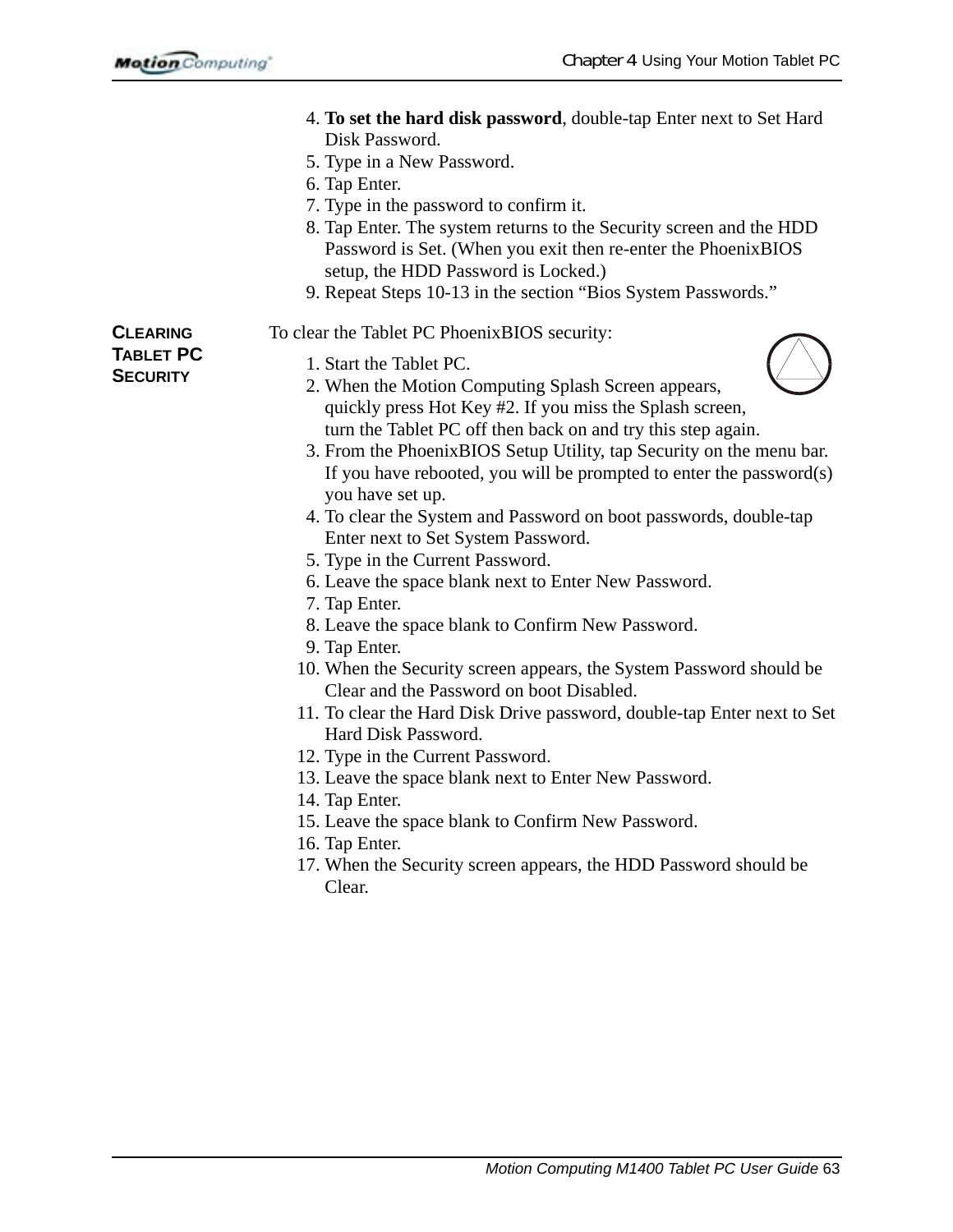4. **To set the hard disk password**, double-tap Enter next to Set Hard Disk Password.
5. Type in a New Password.
6. Tap Enter.
7. Type in the password to confirm it.
8. Tap Enter. The system returns to the Security screen and the HDD Password is Set. (When you exit then re-enter the PhoenixBIOS setup, the HDD Password is Locked.)
9. Repeat Steps 10-13 in the section “Bios System Passwords.”

### Clearing Tablet PC Security

To clear the Tablet PC PhoenixBIOS security:

1. Start the Tablet PC.
2. When the Motion Computing Splash Screen appears, quickly press Hot Key #2. If you miss the Splash screen, turn the Tablet PC off then back on and try this step again.
3. From the PhoenixBIOS Setup Utility, tap Security on the menu bar. If you have rebooted, you will be prompted to enter the password(s) you have set up.
4. To clear the System and Password on boot passwords, double-tap Enter next to Set System Password.
5. Type in the Current Password.
6. Leave the space blank next to Enter New Password.
7. Tap Enter.
8. Leave the space blank to Confirm New Password.
9. Tap Enter.
10. When the Security screen appears, the System Password should be Clear and the Password on boot Disabled.
11. To clear the Hard Disk Drive password, double-tap Enter next to Set Hard Disk Password.
12. Type in the Current Password.
13. Leave the space blank next to Enter New Password.
14. Tap Enter.
15. Leave the space blank to Confirm New Password.
16. Tap Enter.
17. When the Security screen appears, the HDD Password should be Clear.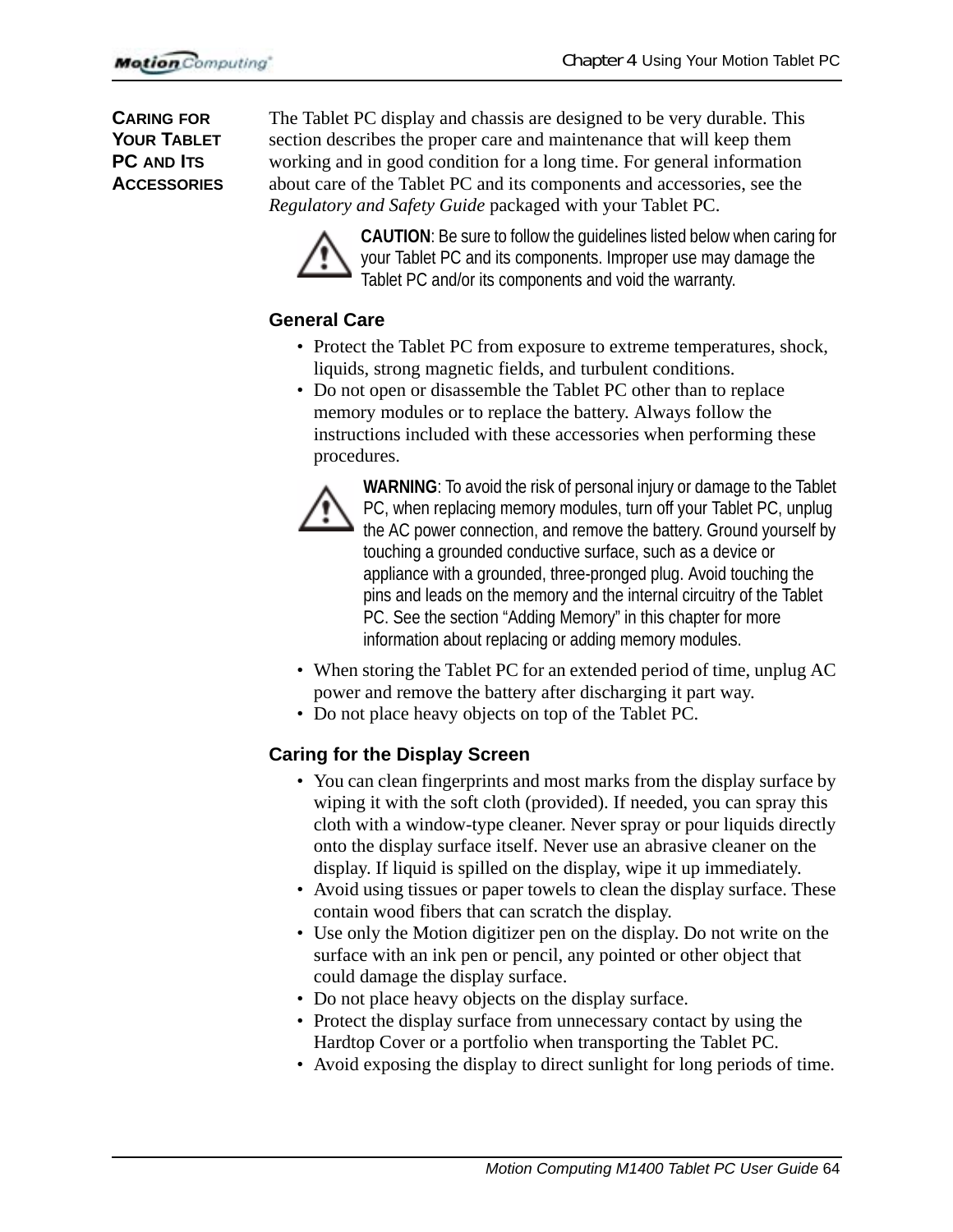## Caring for Your Tablet PC and Its Accessories

The Tablet PC display and chassis are designed to be very durable. This section describes the proper care and maintenance that will keep them working and in good condition for a long time. For general information about care of the Tablet PC and its components and accessories, see the *Regulatory and Safety Guide* packaged with your Tablet PC.

**CAUTION**: Be sure to follow the guidelines listed below when caring for your Tablet PC and its components. Improper use may damage the Tablet PC and/or its components and void the warranty.

### General Care

- Protect the Tablet PC from exposure to extreme temperatures, shock, liquids, strong magnetic fields, and turbulent conditions.
- Do not open or disassemble the Tablet PC other than to replace memory modules or to replace the battery. Always follow the instructions included with these accessories when performing these procedures.

**WARNING**: To avoid the risk of personal injury or damage to the Tablet PC, when replacing memory modules, turn off your Tablet PC, unplug the AC power connection, and remove the battery. Ground yourself by touching a grounded conductive surface, such as a device or appliance with a grounded, three-pronged plug. Avoid touching the pins and leads on the memory and the internal circuitry of the Tablet PC. See the section "Adding Memory" in this chapter for more information about replacing or adding memory modules.

- When storing the Tablet PC for an extended period of time, unplug AC power and remove the battery after discharging it part way.
- Do not place heavy objects on top of the Tablet PC.

### Caring for the Display Screen

- You can clean fingerprints and most marks from the display surface by wiping it with the soft cloth (provided). If needed, you can spray this cloth with a window-type cleaner. Never spray or pour liquids directly onto the display surface itself. Never use an abrasive cleaner on the display. If liquid is spilled on the display, wipe it up immediately.
- Avoid using tissues or paper towels to clean the display surface. These contain wood fibers that can scratch the display.
- Use only the Motion digitizer pen on the display. Do not write on the surface with an ink pen or pencil, any pointed or other object that could damage the display surface.
- Do not place heavy objects on the display surface.
- Protect the display surface from unnecessary contact by using the Hardtop Cover or a portfolio when transporting the Tablet PC.
- Avoid exposing the display to direct sunlight for long periods of time.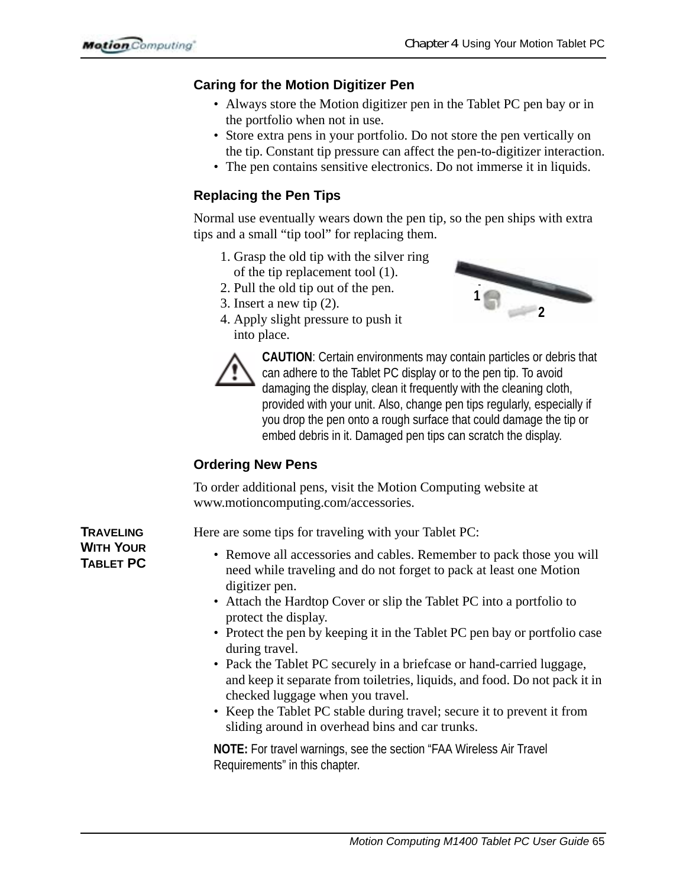### Caring for the Motion Digitizer Pen

- Always store the Motion digitizer pen in the Tablet PC pen bay or in the portfolio when not in use.
- Store extra pens in your portfolio. Do not store the pen vertically on the tip. Constant tip pressure can affect the pen-to-digitizer interaction.
- The pen contains sensitive electronics. Do not immerse it in liquids.

### Replacing the Pen Tips

Normal use eventually wears down the pen tip, so the pen ships with extra tips and a small "tip tool" for replacing them.

1. Grasp the old tip with the silver ring of the tip replacement tool (1).
2. Pull the old tip out of the pen.
3. Insert a new tip (2).
4. Apply slight pressure to push it into place.

**CAUTION**: Certain environments may contain particles or debris that can adhere to the Tablet PC display or to the pen tip. To avoid damaging the display, clean it frequently with the cleaning cloth, provided with your unit. Also, change pen tips regularly, especially if you drop the pen onto a rough surface that could damage the tip or embed debris in it. Damaged pen tips can scratch the display.

### Ordering New Pens

To order additional pens, visit the Motion Computing website at www.motioncomputing.com/accessories.

## Traveling With Your Tablet PC

Here are some tips for traveling with your Tablet PC:

- Remove all accessories and cables. Remember to pack those you will need while traveling and do not forget to pack at least one Motion digitizer pen.
- Attach the Hardtop Cover or slip the Tablet PC into a portfolio to protect the display.
- Protect the pen by keeping it in the Tablet PC pen bay or portfolio case during travel.
- Pack the Tablet PC securely in a briefcase or hand-carried luggage, and keep it separate from toiletries, liquids, and food. Do not pack it in checked luggage when you travel.
- Keep the Tablet PC stable during travel; secure it to prevent it from sliding around in overhead bins and car trunks.

**NOTE:** For travel warnings, see the section "FAA Wireless Air Travel Requirements" in this chapter.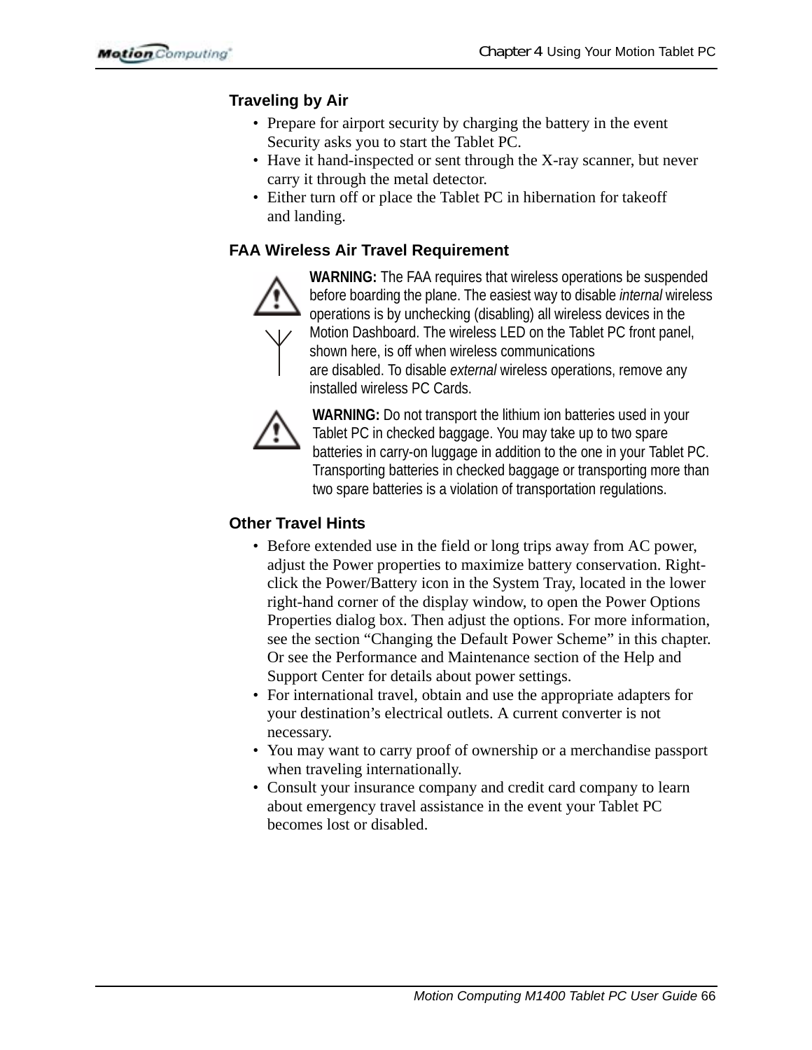### Traveling by Air

- Prepare for airport security by charging the battery in the event Security asks you to start the Tablet PC.
- Have it hand-inspected or sent through the X-ray scanner, but never carry it through the metal detector.
- Either turn off or place the Tablet PC in hibernation for takeoff and landing.

### FAA Wireless Air Travel Requirement

**WARNING:** The FAA requires that wireless operations be suspended before boarding the plane. The easiest way to disable *internal* wireless operations is by unchecking (disabling) all wireless devices in the Motion Dashboard. The wireless LED on the Tablet PC front panel, shown here, is off when wireless communications are disabled. To disable *external* wireless operations, remove any installed wireless PC Cards.

**WARNING:** Do not transport the lithium ion batteries used in your Tablet PC in checked baggage. You may take up to two spare batteries in carry-on luggage in addition to the one in your Tablet PC. Transporting batteries in checked baggage or transporting more than two spare batteries is a violation of transportation regulations.

### Other Travel Hints

- Before extended use in the field or long trips away from AC power, adjust the Power properties to maximize battery conservation. Right-click the Power/Battery icon in the System Tray, located in the lower right-hand corner of the display window, to open the Power Options Properties dialog box. Then adjust the options. For more information, see the section “Changing the Default Power Scheme” in this chapter. Or see the Performance and Maintenance section of the Help and Support Center for details about power settings.
- For international travel, obtain and use the appropriate adapters for your destination’s electrical outlets. A current converter is not necessary.
- You may want to carry proof of ownership or a merchandise passport when traveling internationally.
- Consult your insurance company and credit card company to learn about emergency travel assistance in the event your Tablet PC becomes lost or disabled.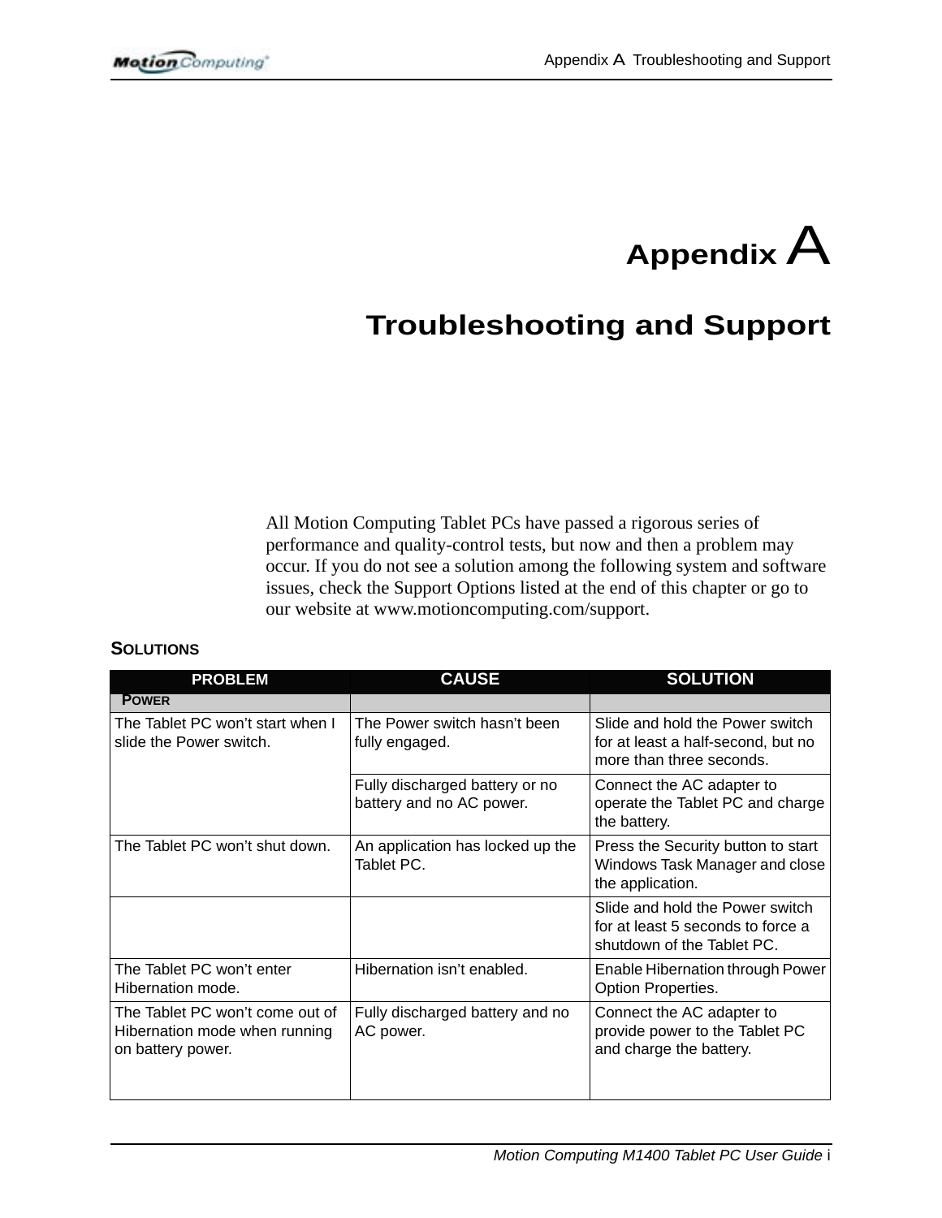# Appendix A

# Troubleshooting and Support

All Motion Computing Tablet PCs have passed a rigorous series of performance and quality-control tests, but now and then a problem may occur. If you do not see a solution among the following system and software issues, check the Support Options listed at the end of this chapter or go to our website at www.motioncomputing.com/support.

## SOLUTIONS

| PROBLEM | CAUSE | SOLUTION |
|---|---|---|
| **POWER** | | |
| The Tablet PC won't start when I slide the Power switch. | The Power switch hasn't been fully engaged. | Slide and hold the Power switch for at least a half-second, but no more than three seconds. |
| | Fully discharged battery or no battery and no AC power. | Connect the AC adapter to operate the Tablet PC and charge the battery. |
| The Tablet PC won't shut down. | An application has locked up the Tablet PC. | Press the Security button to start Windows Task Manager and close the application. |
| | | Slide and hold the Power switch for at least 5 seconds to force a shutdown of the Tablet PC. |
| The Tablet PC won't enter Hibernation mode. | Hibernation isn't enabled. | Enable Hibernation through Power Option Properties. |
| The Tablet PC won't come out of Hibernation mode when running on battery power. | Fully discharged battery and no AC power. | Connect the AC adapter to provide power to the Tablet PC and charge the battery. |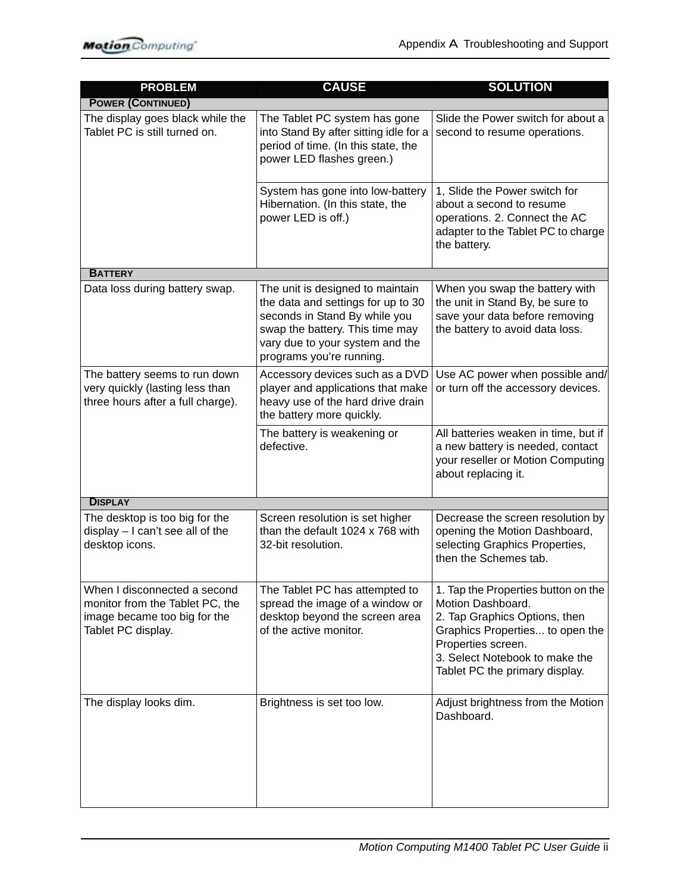| PROBLEM | CAUSE | SOLUTION |
|---|---|---|
| **POWER (CONTINUED)** | | |
| The display goes black while the Tablet PC is still turned on. | The Tablet PC system has gone into Stand By after sitting idle for a period of time. (In this state, the power LED flashes green.) | Slide the Power switch for about a second to resume operations. |
| | System has gone into low-battery Hibernation. (In this state, the power LED is off.) | 1, Slide the Power switch for about a second to resume operations. 2. Connect the AC adapter to the Tablet PC to charge the battery. |
| **BATTERY** | | |
| Data loss during battery swap. | The unit is designed to maintain the data and settings for up to 30 seconds in Stand By while you swap the battery. This time may vary due to your system and the programs you're running. | When you swap the battery with the unit in Stand By, be sure to save your data before removing the battery to avoid data loss. |
| The battery seems to run down very quickly (lasting less than three hours after a full charge). | Accessory devices such as a DVD player and applications that make heavy use of the hard drive drain the battery more quickly. | Use AC power when possible and/or turn off the accessory devices. |
| | The battery is weakening or defective. | All batteries weaken in time, but if a new battery is needed, contact your reseller or Motion Computing about replacing it. |
| **DISPLAY** | | |
| The desktop is too big for the display – I can't see all of the desktop icons. | Screen resolution is set higher than the default 1024 x 768 with 32-bit resolution. | Decrease the screen resolution by opening the Motion Dashboard, selecting Graphics Properties, then the Schemes tab. |
| When I disconnected a second monitor from the Tablet PC, the image became too big for the Tablet PC display. | The Tablet PC has attempted to spread the image of a window or desktop beyond the screen area of the active monitor. | 1. Tap the Properties button on the Motion Dashboard.<br>2. Tap Graphics Options, then Graphics Properties... to open the Properties screen.<br>3. Select Notebook to make the Tablet PC the primary display. |
| The display looks dim. | Brightness is set too low. | Adjust brightness from the Motion Dashboard. |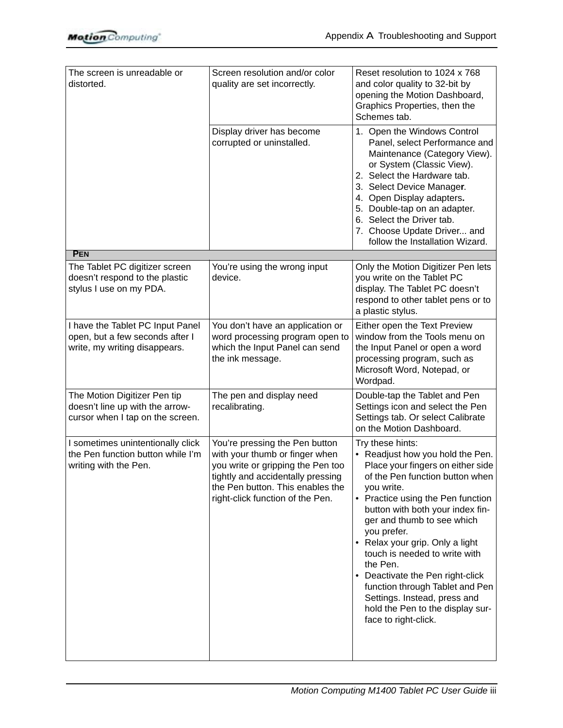| | | |
|---|---|---|
| The screen is unreadable or distorted. | Screen resolution and/or color quality are set incorrectly. | Reset resolution to 1024 x 768 and color quality to 32-bit by opening the Motion Dashboard, Graphics Properties, then the Schemes tab. |
| | Display driver has become corrupted or uninstalled. | 1. Open the Windows Control Panel, select Performance and Maintenance (Category View). or System (Classic View).<br>2. Select the Hardware tab.<br>3. Select Device Manager.<br>4. Open Display adapters.<br>5. Double-tap on an adapter.<br>6. Select the Driver tab.<br>7. Choose Update Driver... and follow the Installation Wizard. |
| **PEN** | | |
| The Tablet PC digitizer screen doesn't respond to the plastic stylus I use on my PDA. | You're using the wrong input device. | Only the Motion Digitizer Pen lets you write on the Tablet PC display. The Tablet PC doesn't respond to other tablet pens or to a plastic stylus. |
| I have the Tablet PC Input Panel open, but a few seconds after I write, my writing disappears. | You don't have an application or word processing program open to which the Input Panel can send the ink message. | Either open the Text Preview window from the Tools menu on the Input Panel or open a word processing program, such as Microsoft Word, Notepad, or Wordpad. |
| The Motion Digitizer Pen tip doesn't line up with the arrow-cursor when I tap on the screen. | The pen and display need recalibrating. | Double-tap the Tablet and Pen Settings icon and select the Pen Settings tab. Or select Calibrate on the Motion Dashboard. |
| I sometimes unintentionally click the Pen function button while I'm writing with the Pen. | You're pressing the Pen button with your thumb or finger when you write or gripping the Pen too tightly and accidentally pressing the Pen button. This enables the right-click function of the Pen. | Try these hints:<br>• Readjust how you hold the Pen. Place your fingers on either side of the Pen function button when you write.<br>• Practice using the Pen function button with both your index finger and thumb to see which you prefer.<br>• Relax your grip. Only a light touch is needed to write with the Pen.<br>• Deactivate the Pen right-click function through Tablet and Pen Settings. Instead, press and hold the Pen to the display surface to right-click. |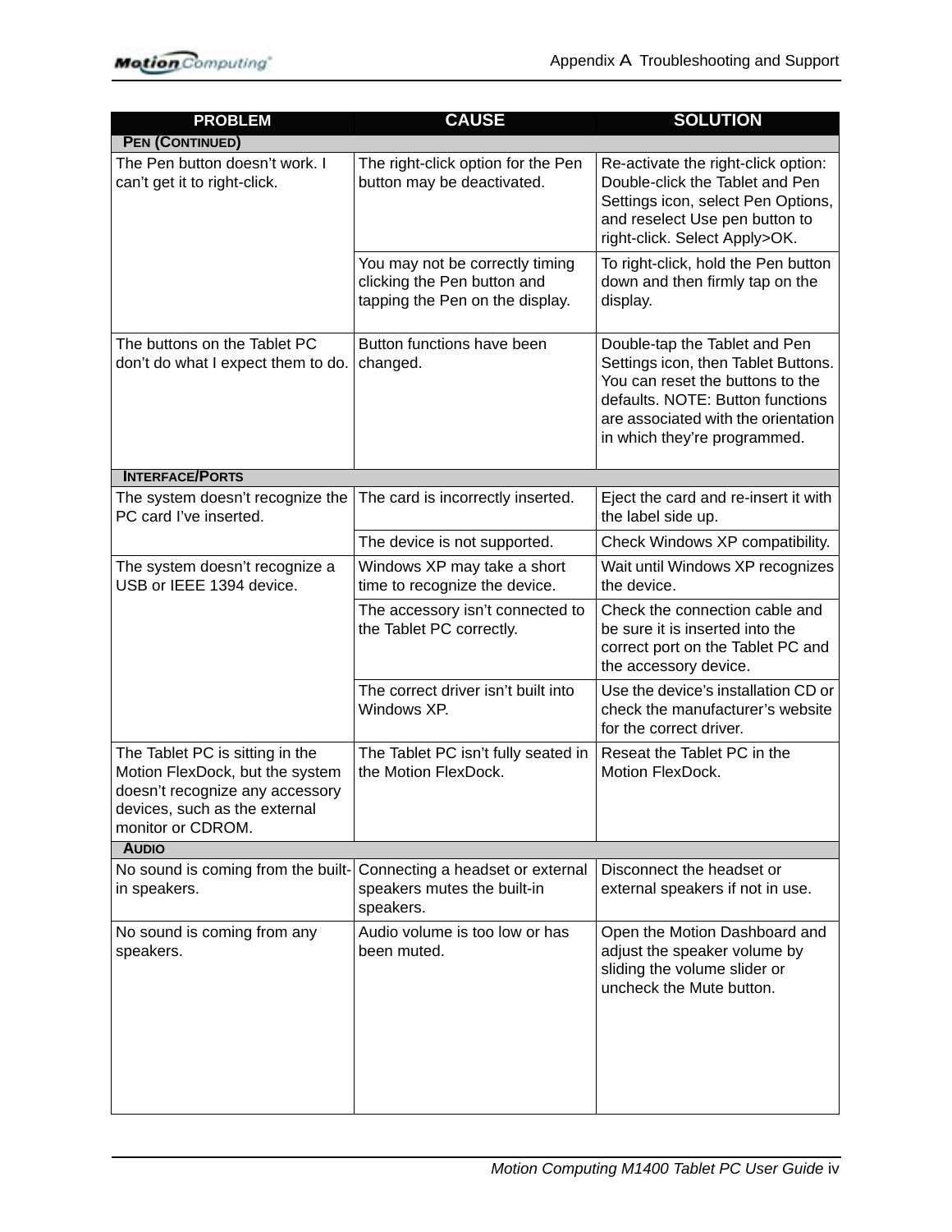| PROBLEM | CAUSE | SOLUTION |
|---|---|---|
| **PEN (CONTINUED)** | | |
| The Pen button doesn't work. I can't get it to right-click. | The right-click option for the Pen button may be deactivated. | Re-activate the right-click option: Double-click the Tablet and Pen Settings icon, select Pen Options, and reselect Use pen button to right-click. Select Apply>OK. |
| | You may not be correctly timing clicking the Pen button and tapping the Pen on the display. | To right-click, hold the Pen button down and then firmly tap on the display. |
| The buttons on the Tablet PC don't do what I expect them to do. | Button functions have been changed. | Double-tap the Tablet and Pen Settings icon, then Tablet Buttons. You can reset the buttons to the defaults. NOTE: Button functions are associated with the orientation in which they're programmed. |
| **INTERFACE/PORTS** | | |
| The system doesn't recognize the PC card I've inserted. | The card is incorrectly inserted. | Eject the card and re-insert it with the label side up. |
| | The device is not supported. | Check Windows XP compatibility. |
| The system doesn't recognize a USB or IEEE 1394 device. | Windows XP may take a short time to recognize the device. | Wait until Windows XP recognizes the device. |
| | The accessory isn't connected to the Tablet PC correctly. | Check the connection cable and be sure it is inserted into the correct port on the Tablet PC and the accessory device. |
| | The correct driver isn't built into Windows XP. | Use the device's installation CD or check the manufacturer's website for the correct driver. |
| The Tablet PC is sitting in the Motion FlexDock, but the system doesn't recognize any accessory devices, such as the external monitor or CDROM. | The Tablet PC isn't fully seated in the Motion FlexDock. | Reseat the Tablet PC in the Motion FlexDock. |
| **AUDIO** | | |
| No sound is coming from the built-in speakers. | Connecting a headset or external speakers mutes the built-in speakers. | Disconnect the headset or external speakers if not in use. |
| No sound is coming from any speakers. | Audio volume is too low or has been muted. | Open the Motion Dashboard and adjust the speaker volume by sliding the volume slider or uncheck the Mute button. |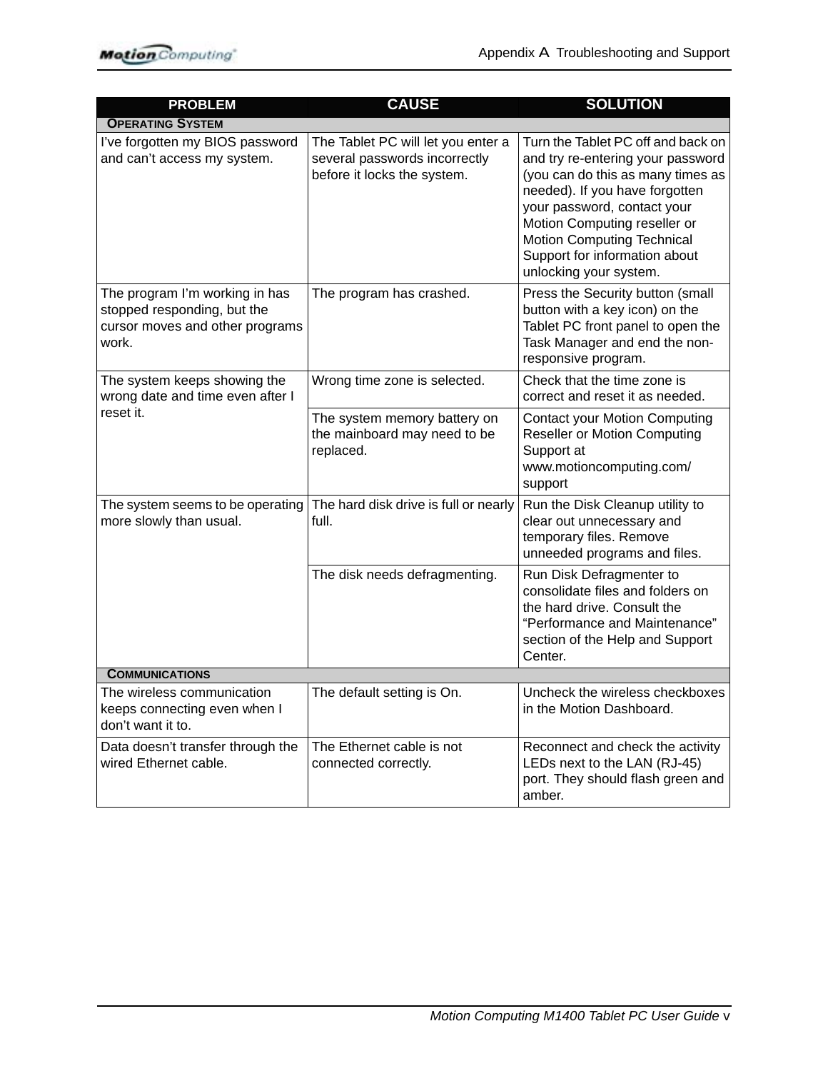| PROBLEM | CAUSE | SOLUTION |
|---|---|---|
| **OPERATING SYSTEM** | | |
| I've forgotten my BIOS password and can't access my system. | The Tablet PC will let you enter a several passwords incorrectly before it locks the system. | Turn the Tablet PC off and back on and try re-entering your password (you can do this as many times as needed). If you have forgotten your password, contact your Motion Computing reseller or Motion Computing Technical Support for information about unlocking your system. |
| The program I'm working in has stopped responding, but the cursor moves and other programs work. | The program has crashed. | Press the Security button (small button with a key icon) on the Tablet PC front panel to open the Task Manager and end the non-responsive program. |
| The system keeps showing the wrong date and time even after I reset it. | Wrong time zone is selected. | Check that the time zone is correct and reset it as needed. |
| | The system memory battery on the mainboard may need to be replaced. | Contact your Motion Computing Reseller or Motion Computing Support at www.motioncomputing.com/support |
| The system seems to be operating more slowly than usual. | The hard disk drive is full or nearly full. | Run the Disk Cleanup utility to clear out unnecessary and temporary files. Remove unneeded programs and files. |
| | The disk needs defragmenting. | Run Disk Defragmenter to consolidate files and folders on the hard drive. Consult the "Performance and Maintenance" section of the Help and Support Center. |
| **COMMUNICATIONS** | | |
| The wireless communication keeps connecting even when I don't want it to. | The default setting is On. | Uncheck the wireless checkboxes in the Motion Dashboard. |
| Data doesn't transfer through the wired Ethernet cable. | The Ethernet cable is not connected correctly. | Reconnect and check the activity LEDs next to the LAN (RJ-45) port. They should flash green and amber. |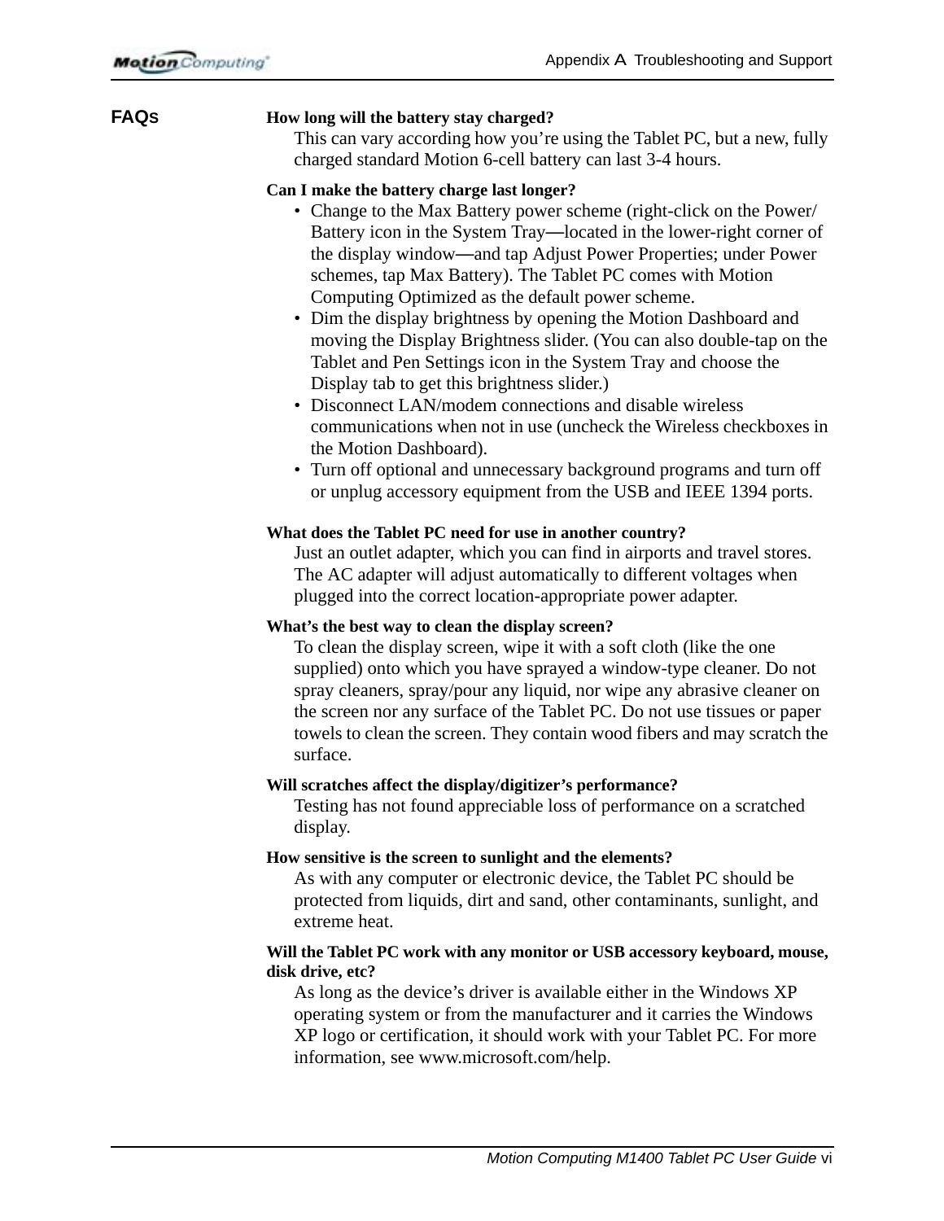## FAQs

**How long will the battery stay charged?**

This can vary according how you're using the Tablet PC, but a new, fully charged standard Motion 6-cell battery can last 3-4 hours.

**Can I make the battery charge last longer?**

- Change to the Max Battery power scheme (right-click on the Power/Battery icon in the System Tray—located in the lower-right corner of the display window—and tap Adjust Power Properties; under Power schemes, tap Max Battery). The Tablet PC comes with Motion Computing Optimized as the default power scheme.
- Dim the display brightness by opening the Motion Dashboard and moving the Display Brightness slider. (You can also double-tap on the Tablet and Pen Settings icon in the System Tray and choose the Display tab to get this brightness slider.)
- Disconnect LAN/modem connections and disable wireless communications when not in use (uncheck the Wireless checkboxes in the Motion Dashboard).
- Turn off optional and unnecessary background programs and turn off or unplug accessory equipment from the USB and IEEE 1394 ports.

**What does the Tablet PC need for use in another country?**

Just an outlet adapter, which you can find in airports and travel stores. The AC adapter will adjust automatically to different voltages when plugged into the correct location-appropriate power adapter.

**What's the best way to clean the display screen?**

To clean the display screen, wipe it with a soft cloth (like the one supplied) onto which you have sprayed a window-type cleaner. Do not spray cleaners, spray/pour any liquid, nor wipe any abrasive cleaner on the screen nor any surface of the Tablet PC. Do not use tissues or paper towels to clean the screen. They contain wood fibers and may scratch the surface.

**Will scratches affect the display/digitizer's performance?**

Testing has not found appreciable loss of performance on a scratched display.

**How sensitive is the screen to sunlight and the elements?**

As with any computer or electronic device, the Tablet PC should be protected from liquids, dirt and sand, other contaminants, sunlight, and extreme heat.

**Will the Tablet PC work with any monitor or USB accessory keyboard, mouse, disk drive, etc?**

As long as the device's driver is available either in the Windows XP operating system or from the manufacturer and it carries the Windows XP logo or certification, it should work with your Tablet PC. For more information, see www.microsoft.com/help.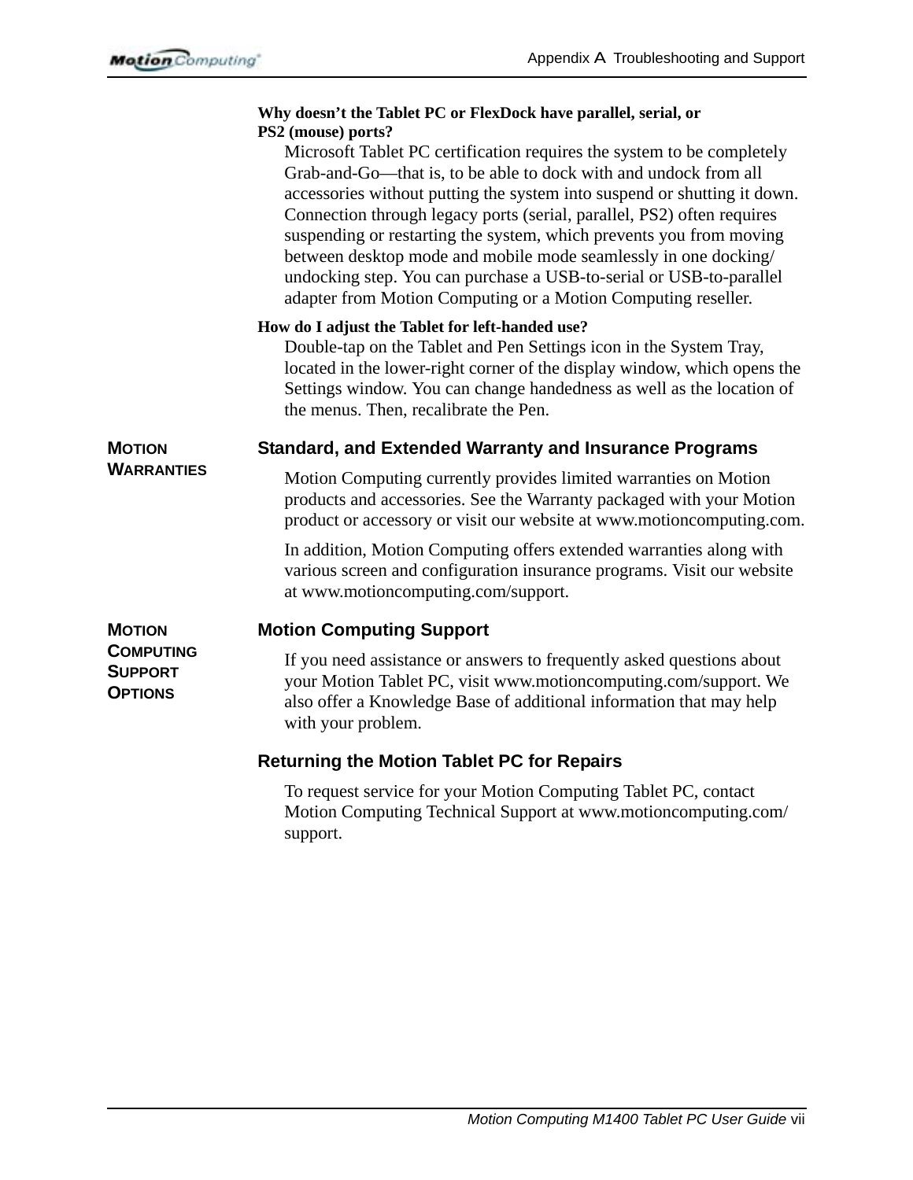**Why doesn't the Tablet PC or FlexDock have parallel, serial, or PS2 (mouse) ports?**

Microsoft Tablet PC certification requires the system to be completely Grab-and-Go—that is, to be able to dock with and undock from all accessories without putting the system into suspend or shutting it down. Connection through legacy ports (serial, parallel, PS2) often requires suspending or restarting the system, which prevents you from moving between desktop mode and mobile mode seamlessly in one docking/undocking step. You can purchase a USB-to-serial or USB-to-parallel adapter from Motion Computing or a Motion Computing reseller.

**How do I adjust the Tablet for left-handed use?**

Double-tap on the Tablet and Pen Settings icon in the System Tray, located in the lower-right corner of the display window, which opens the Settings window. You can change handedness as well as the location of the menus. Then, recalibrate the Pen.

## MOTION WARRANTIES

### Standard, and Extended Warranty and Insurance Programs

Motion Computing currently provides limited warranties on Motion products and accessories. See the Warranty packaged with your Motion product or accessory or visit our website at www.motioncomputing.com.

In addition, Motion Computing offers extended warranties along with various screen and configuration insurance programs. Visit our website at www.motioncomputing.com/support.

## MOTION COMPUTING SUPPORT OPTIONS

### Motion Computing Support

If you need assistance or answers to frequently asked questions about your Motion Tablet PC, visit www.motioncomputing.com/support. We also offer a Knowledge Base of additional information that may help with your problem.

### Returning the Motion Tablet PC for Repairs

To request service for your Motion Computing Tablet PC, contact Motion Computing Technical Support at www.motioncomputing.com/support.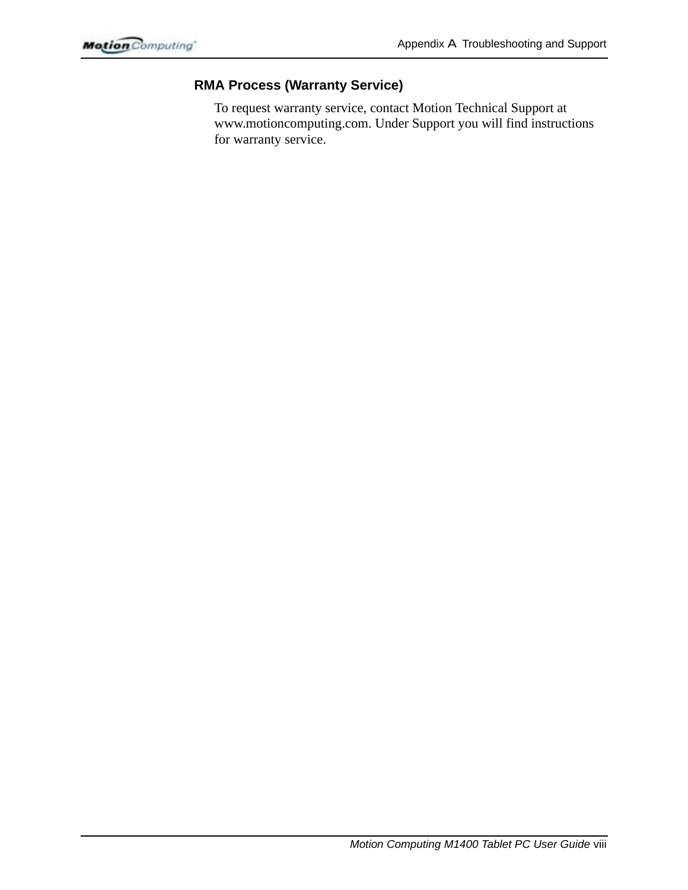### RMA Process (Warranty Service)

To request warranty service, contact Motion Technical Support at www.motioncomputing.com. Under Support you will find instructions for warranty service.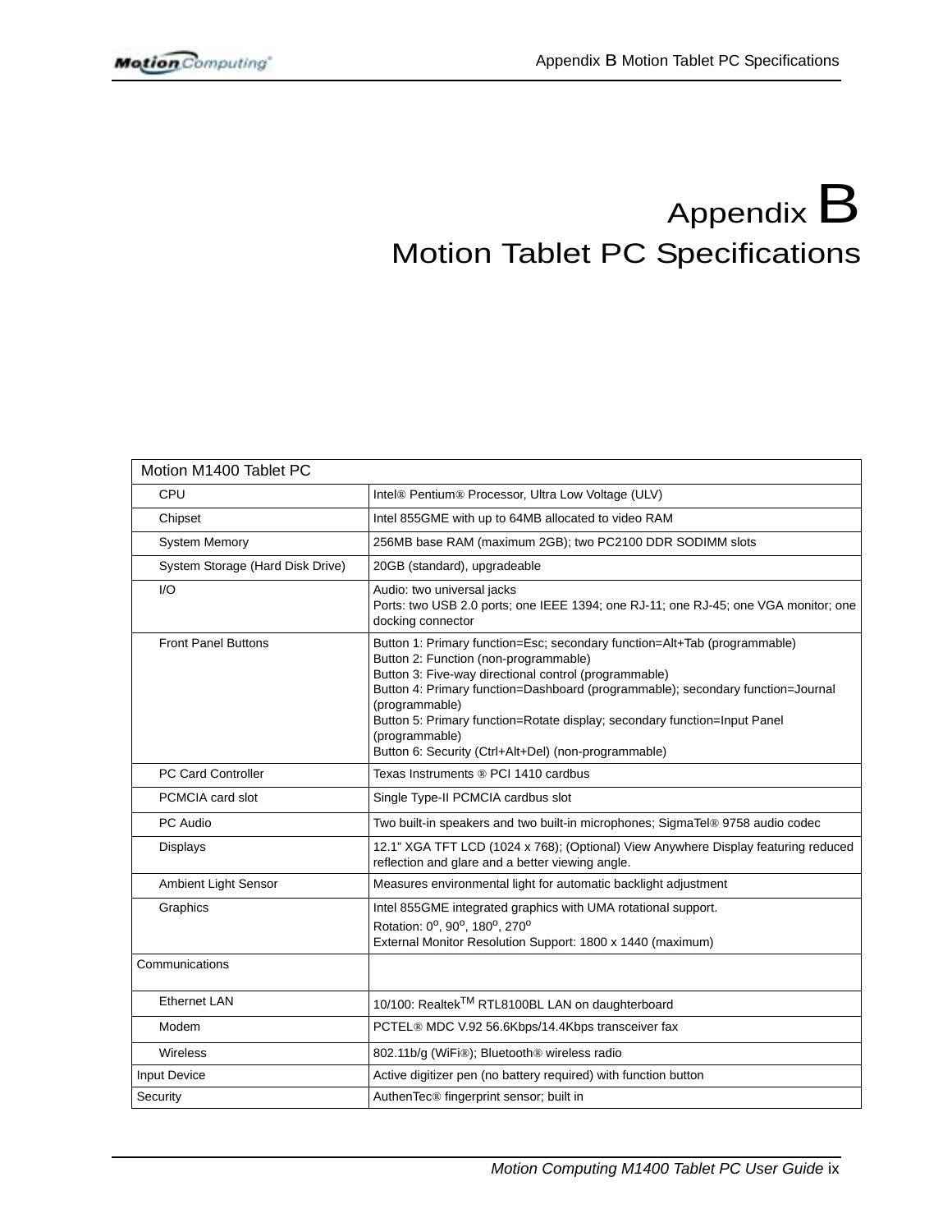# Appendix B
## Motion Tablet PC Specifications

| Motion M1400 Tablet PC | |
|---|---|
| CPU | Intel® Pentium® Processor, Ultra Low Voltage (ULV) |
| Chipset | Intel 855GME with up to 64MB allocated to video RAM |
| System Memory | 256MB base RAM (maximum 2GB); two PC2100 DDR SODIMM slots |
| System Storage (Hard Disk Drive) | 20GB (standard), upgradeable |
| I/O | Audio: two universal jacks<br>Ports: two USB 2.0 ports; one IEEE 1394; one RJ-11; one RJ-45; one VGA monitor; one docking connector |
| Front Panel Buttons | Button 1: Primary function=Esc; secondary function=Alt+Tab (programmable)<br>Button 2: Function (non-programmable)<br>Button 3: Five-way directional control (programmable)<br>Button 4: Primary function=Dashboard (programmable); secondary function=Journal (programmable)<br>Button 5: Primary function=Rotate display; secondary function=Input Panel (programmable)<br>Button 6: Security (Ctrl+Alt+Del) (non-programmable) |
| PC Card Controller | Texas Instruments ® PCI 1410 cardbus |
| PCMCIA card slot | Single Type-II PCMCIA cardbus slot |
| PC Audio | Two built-in speakers and two built-in microphones; SigmaTel® 9758 audio codec |
| Displays | 12.1" XGA TFT LCD (1024 x 768); (Optional) View Anywhere Display featuring reduced reflection and glare and a better viewing angle. |
| Ambient Light Sensor | Measures environmental light for automatic backlight adjustment |
| Graphics | Intel 855GME integrated graphics with UMA rotational support.<br>Rotation: $0^o$, $90^o$, $180^o$, $270^o$<br>External Monitor Resolution Support: 1800 x 1440 (maximum) |
| Communications | |
| Ethernet LAN | 10/100: Realtek™ RTL8100BL LAN on daughterboard |
| Modem | PCTEL® MDC V.92 56.6Kbps/14.4Kbps transceiver fax |
| Wireless | 802.11b/g (WiFi®); Bluetooth® wireless radio |
| Input Device | Active digitizer pen (no battery required) with function button |
| Security | AuthenTec® fingerprint sensor; built in |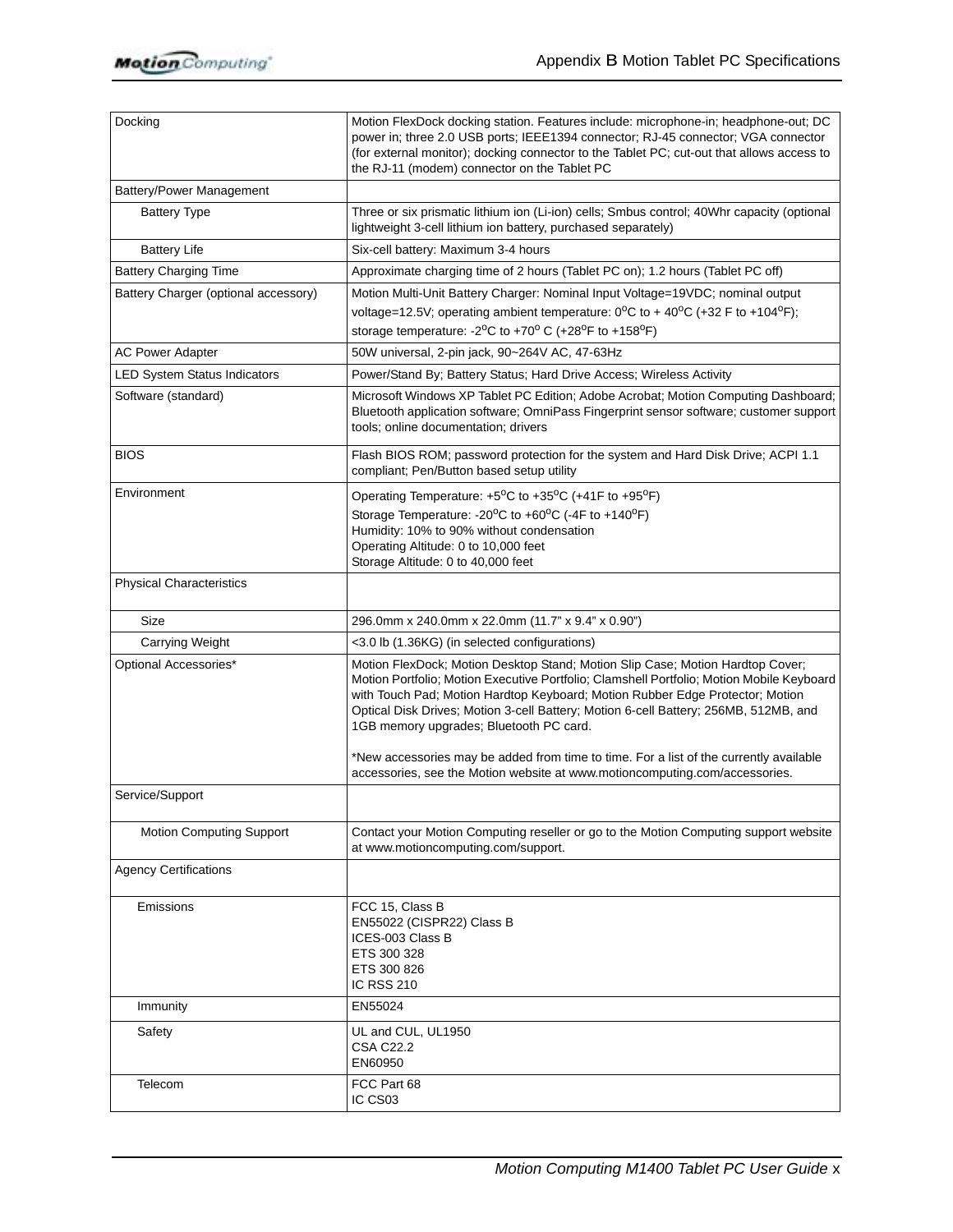| | |
|---|---|
| Docking | Motion FlexDock docking station. Features include: microphone-in; headphone-out; DC power in; three 2.0 USB ports; IEEE1394 connector; RJ-45 connector; VGA connector (for external monitor); docking connector to the Tablet PC; cut-out that allows access to the RJ-11 (modem) connector on the Tablet PC |
| Battery/Power Management | |
| Battery Type | Three or six prismatic lithium ion (Li-ion) cells; Smbus control; 40Whr capacity (optional lightweight 3-cell lithium ion battery, purchased separately) |
| Battery Life | Six-cell battery: Maximum 3-4 hours |
| Battery Charging Time | Approximate charging time of 2 hours (Tablet PC on); 1.2 hours (Tablet PC off) |
| Battery Charger (optional accessory) | Motion Multi-Unit Battery Charger: Nominal Input Voltage=19VDC; nominal output voltage=12.5V; operating ambient temperature: $0^{o}$C to + $40^{o}$C (+32 F to +$104^{o}$F); storage temperature: -$2^{o}$C to +$70^{o}$ C (+$28^{o}$F to +$158^{o}$F) |
| AC Power Adapter | 50W universal, 2-pin jack, 90~264V AC, 47-63Hz |
| LED System Status Indicators | Power/Stand By; Battery Status; Hard Drive Access; Wireless Activity |
| Software (standard) | Microsoft Windows XP Tablet PC Edition; Adobe Acrobat; Motion Computing Dashboard; Bluetooth application software; OmniPass Fingerprint sensor software; customer support tools; online documentation; drivers |
| BIOS | Flash BIOS ROM; password protection for the system and Hard Disk Drive; ACPI 1.1 compliant; Pen/Button based setup utility |
| Environment | Operating Temperature: +$5^{o}$C to +$35^{o}$C (+41F to +$95^{o}$F)<br>Storage Temperature: -$20^{o}$C to +$60^{o}$C (-4F to +$140^{o}$F)<br>Humidity: 10% to 90% without condensation<br>Operating Altitude: 0 to 10,000 feet<br>Storage Altitude: 0 to 40,000 feet |
| Physical Characteristics | |
| Size | 296.0mm x 240.0mm x 22.0mm (11.7" x 9.4" x 0.90") |
| Carrying Weight | <3.0 lb (1.36KG) (in selected configurations) |
| Optional Accessories* | Motion FlexDock; Motion Desktop Stand; Motion Slip Case; Motion Hardtop Cover; Motion Portfolio; Motion Executive Portfolio; Clamshell Portfolio; Motion Mobile Keyboard with Touch Pad; Motion Hardtop Keyboard; Motion Rubber Edge Protector; Motion Optical Disk Drives; Motion 3-cell Battery; Motion 6-cell Battery; 256MB, 512MB, and 1GB memory upgrades; Bluetooth PC card.<br><br>*New accessories may be added from time to time. For a list of the currently available accessories, see the Motion website at www.motioncomputing.com/accessories. |
| Service/Support | |
| Motion Computing Support | Contact your Motion Computing reseller or go to the Motion Computing support website at www.motioncomputing.com/support. |
| Agency Certifications | |
| Emissions | FCC 15, Class B<br>EN55022 (CISPR22) Class B<br>ICES-003 Class B<br>ETS 300 328<br>ETS 300 826<br>IC RSS 210 |
| Immunity | EN55024 |
| Safety | UL and CUL, UL1950<br>CSA C22.2<br>EN60950 |
| Telecom | FCC Part 68<br>IC CS03 |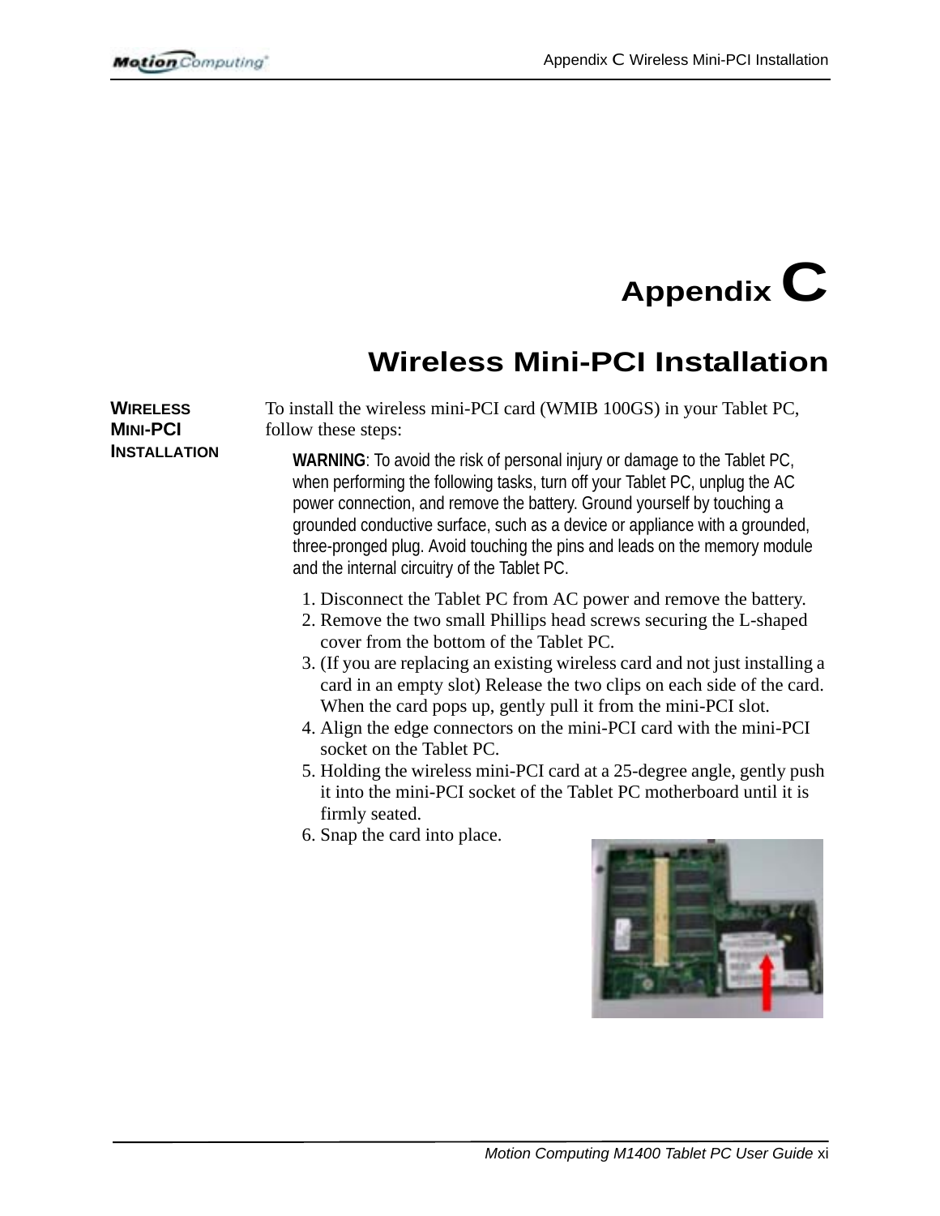# Appendix C

## Wireless Mini-PCI Installation

**WIRELESS MINI-PCI INSTALLATION**

To install the wireless mini-PCI card (WMIB 100GS) in your Tablet PC, follow these steps:

**WARNING**: To avoid the risk of personal injury or damage to the Tablet PC, when performing the following tasks, turn off your Tablet PC, unplug the AC power connection, and remove the battery. Ground yourself by touching a grounded conductive surface, such as a device or appliance with a grounded, three-pronged plug. Avoid touching the pins and leads on the memory module and the internal circuitry of the Tablet PC.

1. Disconnect the Tablet PC from AC power and remove the battery.
2. Remove the two small Phillips head screws securing the L-shaped cover from the bottom of the Tablet PC.
3. (If you are replacing an existing wireless card and not just installing a card in an empty slot) Release the two clips on each side of the card. When the card pops up, gently pull it from the mini-PCI slot.
4. Align the edge connectors on the mini-PCI card with the mini-PCI socket on the Tablet PC.
5. Holding the wireless mini-PCI card at a 25-degree angle, gently push it into the mini-PCI socket of the Tablet PC motherboard until it is firmly seated.
6. Snap the card into place.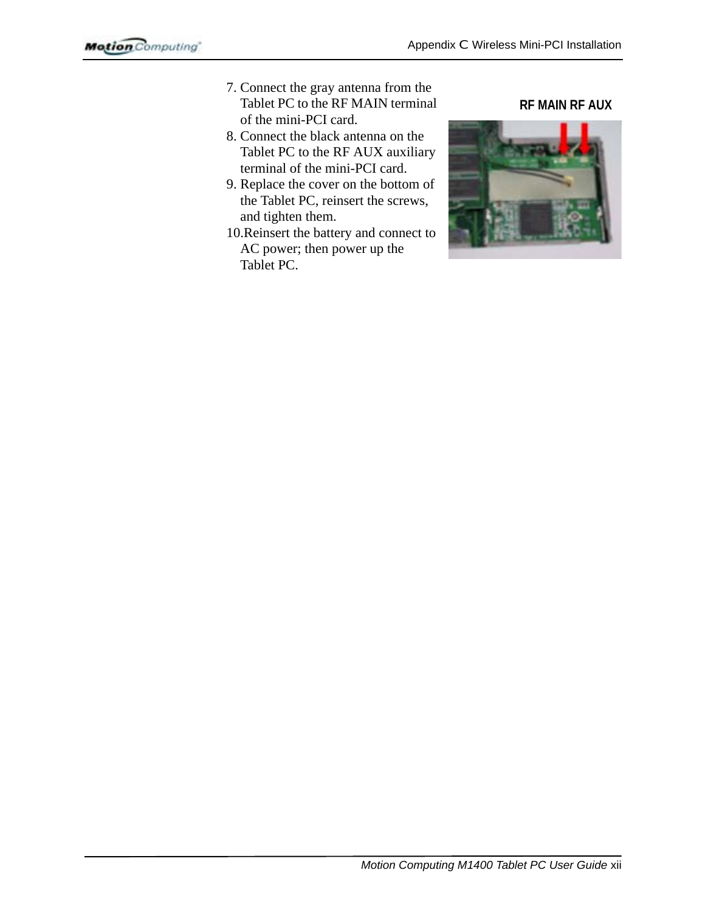7. Connect the gray antenna from the Tablet PC to the RF MAIN terminal of the mini-PCI card.
8. Connect the black antenna on the Tablet PC to the RF AUX auxiliary terminal of the mini-PCI card.
9. Replace the cover on the bottom of the Tablet PC, reinsert the screws, and tighten them.
10. Reinsert the battery and connect to AC power; then power up the Tablet PC.

RF MAIN RF AUX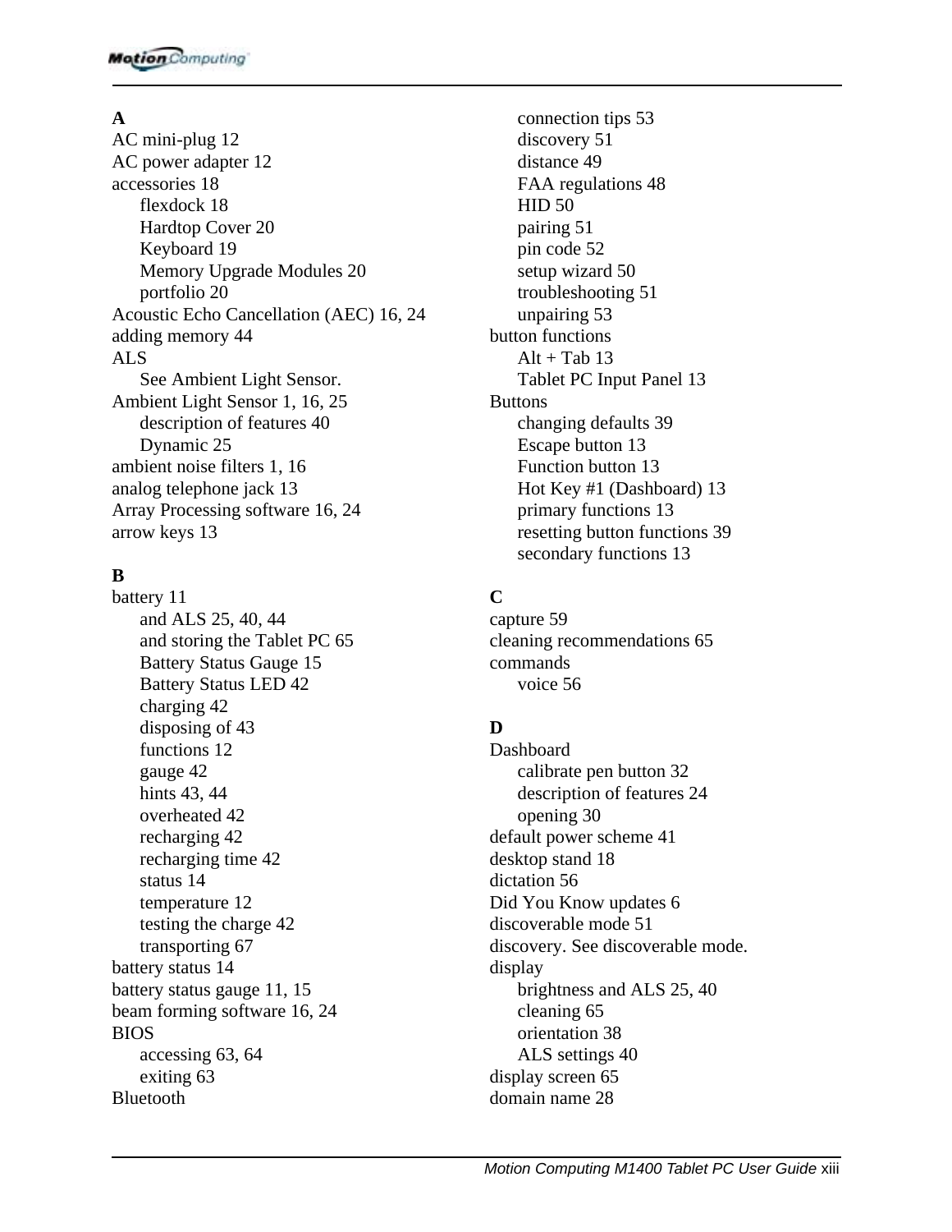## A

AC mini-plug 12
AC power adapter 12
accessories 18
- flexdock 18
- Hardtop Cover 20
- Keyboard 19
- Memory Upgrade Modules 20
- portfolio 20

Acoustic Echo Cancellation (AEC) 16, 24
adding memory 44
ALS
- See Ambient Light Sensor.

Ambient Light Sensor 1, 16, 25
- description of features 40
- Dynamic 25

ambient noise filters 1, 16
analog telephone jack 13
Array Processing software 16, 24
arrow keys 13

## B

battery 11
- and ALS 25, 40, 44
- and storing the Tablet PC 65
- Battery Status Gauge 15
- Battery Status LED 42
- charging 42
- disposing of 43
- functions 12
- gauge 42
- hints 43, 44
- overheated 42
- recharging 42
- recharging time 42
- status 14
- temperature 12
- testing the charge 42
- transporting 67

battery status 14
battery status gauge 11, 15
beam forming software 16, 24
BIOS
- accessing 63, 64
- exiting 63

Bluetooth
- connection tips 53
- discovery 51
- distance 49
- FAA regulations 48
- HID 50
- pairing 51
- pin code 52
- setup wizard 50
- troubleshooting 51
- unpairing 53

button functions
- Alt + Tab 13
- Tablet PC Input Panel 13

Buttons
- changing defaults 39
- Escape button 13
- Function button 13
- Hot Key #1 (Dashboard) 13
- primary functions 13
- resetting button functions 39
- secondary functions 13

## C

capture 59
cleaning recommendations 65
commands
- voice 56

## D

Dashboard
- calibrate pen button 32
- description of features 24
- opening 30

default power scheme 41
desktop stand 18
dictation 56
Did You Know updates 6
discoverable mode 51
discovery. See discoverable mode.
display
- brightness and ALS 25, 40
- cleaning 65
- orientation 38
- ALS settings 40

display screen 65
domain name 28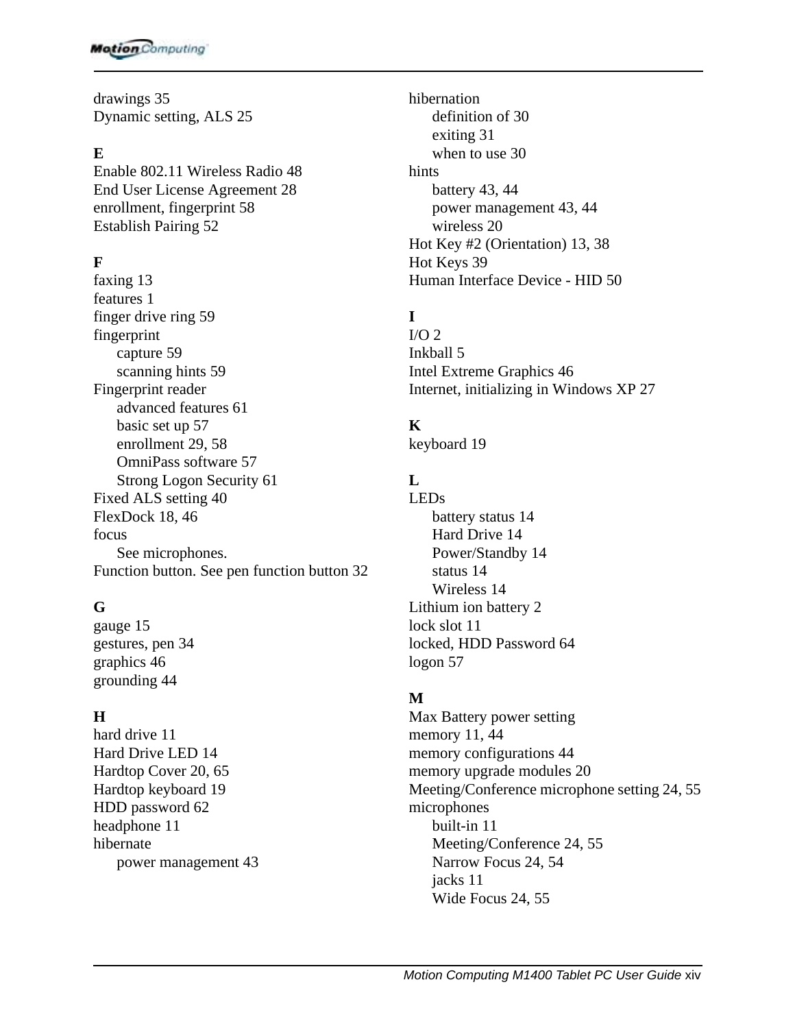drawings 35
Dynamic setting, ALS 25

**E**

Enable 802.11 Wireless Radio 48
End User License Agreement 28
enrollment, fingerprint 58
Establish Pairing 52

**F**

faxing 13
features 1
finger drive ring 59
fingerprint
- capture 59
- scanning hints 59

Fingerprint reader
- advanced features 61
- basic set up 57
- enrollment 29, 58
- OmniPass software 57
- Strong Logon Security 61

Fixed ALS setting 40
FlexDock 18, 46
focus
- See microphones.

Function button. See pen function button 32

**G**

gauge 15
gestures, pen 34
graphics 46
grounding 44

**H**

hard drive 11
Hard Drive LED 14
Hardtop Cover 20, 65
Hardtop keyboard 19
HDD password 62
headphone 11
hibernate
- power management 43

hibernation
- definition of 30
- exiting 31
- when to use 30

hints
- battery 43, 44
- power management 43, 44
- wireless 20

Hot Key #2 (Orientation) 13, 38
Hot Keys 39
Human Interface Device - HID 50

**I**

I/O 2
Inkball 5
Intel Extreme Graphics 46
Internet, initializing in Windows XP 27

**K**

keyboard 19

**L**

LEDs
- battery status 14
- Hard Drive 14
- Power/Standby 14
- status 14
- Wireless 14

Lithium ion battery 2
lock slot 11
locked, HDD Password 64
logon 57

**M**

Max Battery power setting
memory 11, 44
memory configurations 44
memory upgrade modules 20
Meeting/Conference microphone setting 24, 55
microphones
- built-in 11
- Meeting/Conference 24, 55
- Narrow Focus 24, 54
- jacks 11
- Wide Focus 24, 55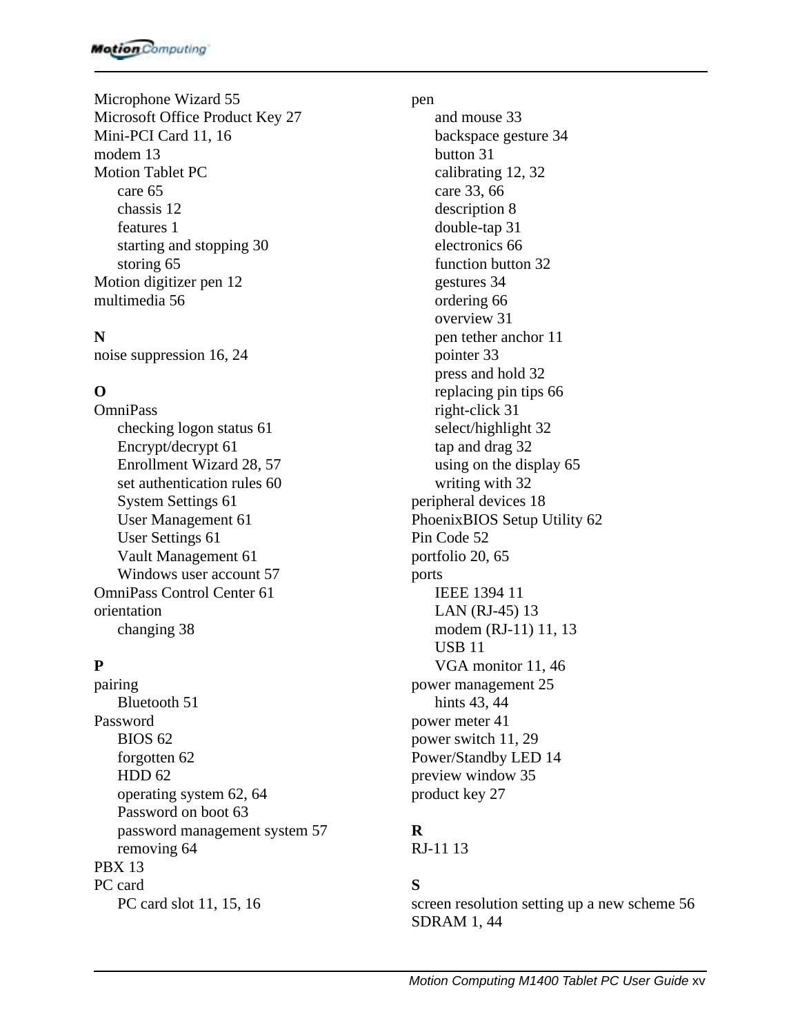Microphone Wizard 55
Microsoft Office Product Key 27
Mini-PCI Card 11, 16
modem 13
Motion Tablet PC
- care 65
- chassis 12
- features 1
- starting and stopping 30
- storing 65

Motion digitizer pen 12
multimedia 56

**N**

noise suppression 16, 24

**O**

OmniPass
- checking logon status 61
- Encrypt/decrypt 61
- Enrollment Wizard 28, 57
- set authentication rules 60
- System Settings 61
- User Management 61
- User Settings 61
- Vault Management 61
- Windows user account 57

OmniPass Control Center 61
orientation
- changing 38

**P**

pairing
- Bluetooth 51

Password
- BIOS 62
- forgotten 62
- HDD 62
- operating system 62, 64
- Password on boot 63
- password management system 57
- removing 64

PBX 13
PC card
- PC card slot 11, 15, 16

pen
- and mouse 33
- backspace gesture 34
- button 31
- calibrating 12, 32
- care 33, 66
- description 8
- double-tap 31
- electronics 66
- function button 32
- gestures 34
- ordering 66
- overview 31
- pen tether anchor 11
- pointer 33
- press and hold 32
- replacing pin tips 66
- right-click 31
- select/highlight 32
- tap and drag 32
- using on the display 65
- writing with 32

peripheral devices 18
PhoenixBIOS Setup Utility 62
Pin Code 52
portfolio 20, 65
ports
- IEEE 1394 11
- LAN (RJ-45) 13
- modem (RJ-11) 11, 13
- USB 11
- VGA monitor 11, 46

power management 25
- hints 43, 44

power meter 41
power switch 11, 29
Power/Standby LED 14
preview window 35
product key 27

**R**

RJ-11 13

**S**

screen resolution setting up a new scheme 56
SDRAM 1, 44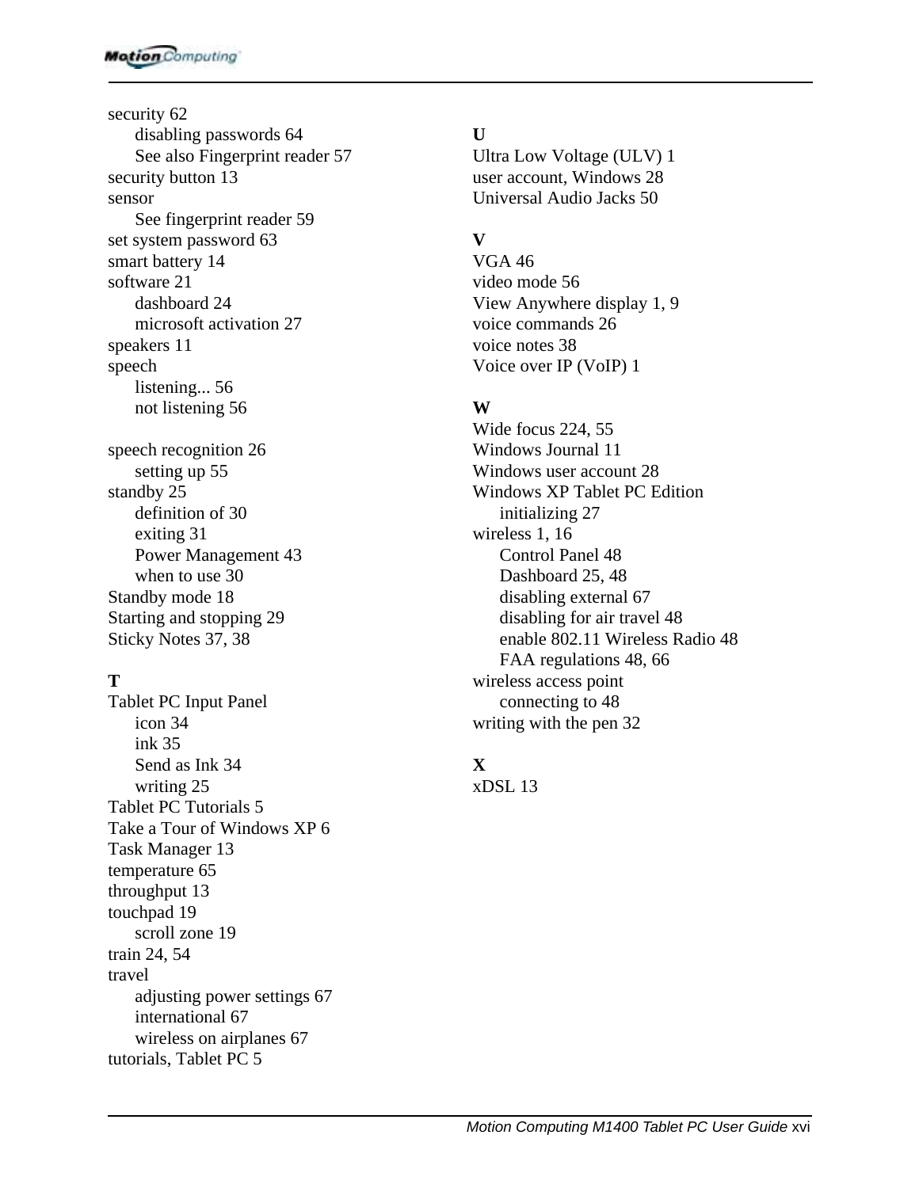security 62
- disabling passwords 64
- See also Fingerprint reader 57

security button 13
sensor
- See fingerprint reader 59

set system password 63
smart battery 14
software 21
- dashboard 24
- microsoft activation 27

speakers 11
speech
- listening... 56
- not listening 56

speech recognition 26
- setting up 55

standby 25
- definition of 30
- exiting 31
- Power Management 43
- when to use 30

Standby mode 18
Starting and stopping 29
Sticky Notes 37, 38

**T**

Tablet PC Input Panel
- icon 34
- ink 35
- Send as Ink 34
- writing 25

Tablet PC Tutorials 5
Take a Tour of Windows XP 6
Task Manager 13
temperature 65
throughput 13
touchpad 19
- scroll zone 19

train 24, 54
travel
- adjusting power settings 67
- international 67
- wireless on airplanes 67

tutorials, Tablet PC 5

**U**

Ultra Low Voltage (ULV) 1
user account, Windows 28
Universal Audio Jacks 50

**V**

VGA 46
video mode 56
View Anywhere display 1, 9
voice commands 26
voice notes 38
Voice over IP (VoIP) 1

**W**

Wide focus 224, 55
Windows Journal 11
Windows user account 28
Windows XP Tablet PC Edition
- initializing 27

wireless 1, 16
- Control Panel 48
- Dashboard 25, 48
- disabling external 67
- disabling for air travel 48
- enable 802.11 Wireless Radio 48
- FAA regulations 48, 66

wireless access point
- connecting to 48

writing with the pen 32

**X**

xDSL 13